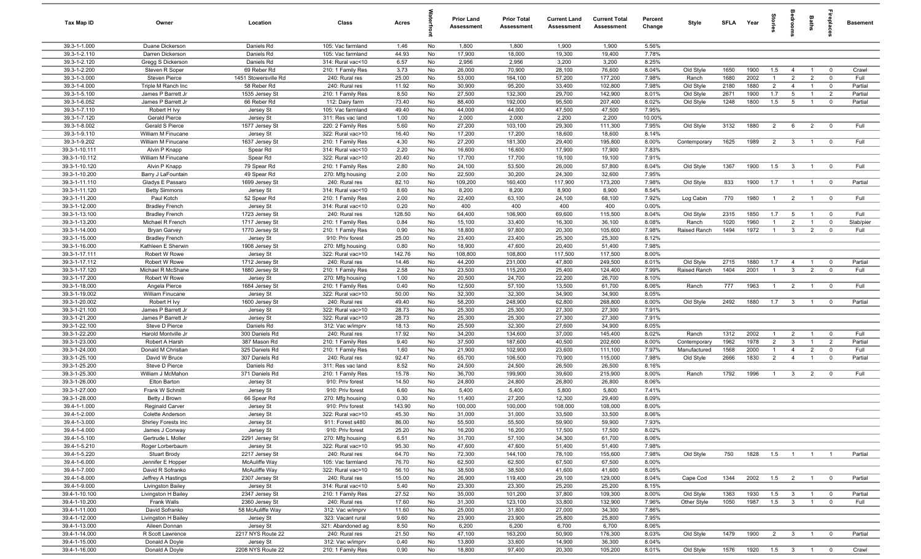| Tax Map ID | Owner | Location | Class | Acres | Waterfront | Prior Land Assessment | Prior Total Assessment | Current Land Assessment | Current Total Assessment | Percent Change | Style | SFLA | Year | Stories | Bedrooms | Baths | Fireplaces | Basement |
|---|---|---|---|---|---|---|---|---|---|---|---|---|---|---|---|---|---|---|
| 39.3-1-1.000 | Duane Dickerson | Daniels Rd | 105: Vac farmland | 1.46 | No | 1,800 | 1,800 | 1,900 | 1,900 | 5.56% | | | | | | | | |
| 39.3-1-2.110 | Darren Dickerson | Daniels Rd | 105: Vac farmland | 44.93 | No | 17,900 | 18,000 | 19,300 | 19,400 | 7.78% | | | | | | | | |
| 39.3-1-2.120 | Gregg S Dickerson | Daniels Rd | 314: Rural vac<10 | 6.57 | No | 2,956 | 2,956 | 3,200 | 3,200 | 8.25% | | | | | | | | |
| 39.3-1-2.200 | Steven R Soper | 69 Reber Rd | 210: 1 Family Res | 3.73 | No | 26,000 | 70,900 | 28,100 | 76,600 | 8.04% | Old Style | 1650 | 1900 | 1.5 | 4 | 1 | 0 | Crawl |
| 39.3-1-3.000 | Steven Pierce | 1451 Stowersville Rd | 240: Rural res | 25.00 | No | 53,000 | 164,100 | 57,200 | 177,200 | 7.98% | Ranch | 1680 | 2002 | 1 | 2 | 2 | 0 | Full |
| 39.3-1-4.000 | Triple M Ranch Inc | 58 Reber Rd | 240: Rural res | 11.92 | No | 30,900 | 95,200 | 33,400 | 102,800 | 7.98% | Old Style | 2180 | 1880 | 2 | 4 | 1 | 0 | Partial |
| 39.3-1-5.100 | James P Barrett Jr | 1535 Jersey St | 210: 1 Family Res | 8.50 | No | 27,500 | 132,300 | 29,700 | 142,900 | 8.01% | Old Style | 2671 | 1900 | 1.7 | 5 | 1 | 2 | Partial |
| 39.3-1-6.052 | James P Barrett Jr | 66 Reber Rd | 112: Dairy farm | 73.40 | No | 88,400 | 192,000 | 95,500 | 207,400 | 8.02% | Old Style | 1248 | 1800 | 1.5 | 5 | 1 | 0 | Partial |
| 39.3-1-7.110 | Robert H Ivy | Jersey St | 105: Vac farmland | 49.40 | No | 44,000 | 44,000 | 47,500 | 47,500 | 7.95% | | | | | | | | |
| 39.3-1-7.120 | Gerald Pierce | Jersey St | 311: Res vac land | 1.00 | No | 2,000 | 2,000 | 2,200 | 2,200 | 10.00% | | | | | | | | |
| 39.3-1-8.002 | Gerald S Pierce | 1577 Jersey St | 220: 2 Family Res | 5.60 | No | 27,200 | 103,100 | 29,300 | 111,300 | 7.95% | Old Style | 3132 | 1880 | 2 | 6 | 2 | 0 | Full |
| 39.3-1-9.110 | William M Finucane | Jersey St | 322: Rural vac>10 | 16.40 | No | 17,200 | 17,200 | 18,600 | 18,600 | 8.14% | | | | | | | | |
| 39.3-1-9.202 | William M Finucane | 1637 Jersey St | 210: 1 Family Res | 4.30 | No | 27,200 | 181,300 | 29,400 | 195,800 | 8.00% | Contemporary | 1625 | 1989 | 2 | 3 | 1 | 0 | Full |
| 39.3-1-10.111 | Alvin P Knapp | Spear Rd | 314: Rural vac<10 | 2.20 | No | 16,600 | 16,600 | 17,900 | 17,900 | 7.83% | | | | | | | | |
| 39.3-1-10.112 | William M Finucane | Spear Rd | 322: Rural vac>10 | 20.40 | No | 17,700 | 17,700 | 19,100 | 19,100 | 7.91% | | | | | | | | |
| 39.3-1-10.120 | Alvin P Knapp | 79 Spear Rd | 210: 1 Family Res | 2.80 | No | 24,100 | 53,500 | 26,000 | 57,800 | 8.04% | Old Style | 1367 | 1900 | 1.5 | 3 | 1 | 0 | Full |
| 39.3-1-10.200 | Barry J LaFountain | 49 Spear Rd | 270: Mfg housing | 2.00 | No | 22,500 | 30,200 | 24,300 | 32,600 | 7.95% | | | | | | | | |
| 39.3-1-11.110 | Gladys E Passaro | 1699 Jersey St | 240: Rural res | 82.10 | No | 109,200 | 160,400 | 117,900 | 173,200 | 7.98% | Old Style | 833 | 1900 | 1.7 | 1 | 1 | 0 | Partial |
| 39.3-1-11.120 | Betty Simmons | Jersey St | 314: Rural vac<10 | 8.60 | No | 8,200 | 8,200 | 8,900 | 8,900 | 8.54% | | | | | | | | |
| 39.3-1-11.200 | Paul Kotch | 52 Spear Rd | 210: 1 Family Res | 2.00 | No | 22,400 | 63,100 | 24,100 | 68,100 | 7.92% | Log Cabin | 770 | 1980 | 1 | 2 | 1 | 0 | Full |
| 39.3-1-12.000 | Bradley French | Jersey St | 314: Rural vac<10 | 0.20 | No | 400 | 400 | 400 | 400 | 0.00% | | | | | | | | |
| 39.3-1-13.100 | Bradley French | 1723 Jersey St | 240: Rural res | 128.50 | No | 64,400 | 106,900 | 69,600 | 115,500 | 8.04% | Old Style | 2315 | 1850 | 1.7 | 5 | 1 | 0 | Full |
| 39.3-1-13.200 | Michael R French | 1717 Jersey St | 210: 1 Family Res | 0.84 | No | 15,100 | 33,400 | 16,300 | 36,100 | 8.08% | Ranch | 1020 | 1960 | 1 | 2 | 1 | 0 | Slab/pier |
| 39.3-1-14.000 | Bryan Garvey | 1770 Jersey St | 210: 1 Family Res | 0.90 | No | 18,800 | 97,800 | 20,300 | 105,600 | 7.98% | Raised Ranch | 1494 | 1972 | 1 | 3 | 2 | 0 | Full |
| 39.3-1-15.000 | Bradley French | Jersey St | 910: Priv forest | 25.00 | No | 23,400 | 23,400 | 25,300 | 25,300 | 8.12% | | | | | | | | |
| 39.3-1-16.000 | Kathleen E Sherwin | 1908 Jersey St | 270: Mfg housing | 0.80 | No | 18,900 | 47,600 | 20,400 | 51,400 | 7.98% | | | | | | | | |
| 39.3-1-17.111 | Robert W Rowe | Jersey St | 322: Rural vac>10 | 142.76 | No | 108,800 | 108,800 | 117,500 | 117,500 | 8.00% | | | | | | | | |
| 39.3-1-17.112 | Robert W Rowe | 1712 Jersey St | 240: Rural res | 14.46 | No | 44,200 | 231,000 | 47,800 | 249,500 | 8.01% | Old Style | 2715 | 1880 | 1.7 | 4 | 1 | 0 | Partial |
| 39.3-1-17.120 | Michael R McShane | 1880 Jersey St | 210: 1 Family Res | 2.58 | No | 23,500 | 115,200 | 25,400 | 124,400 | 7.99% | Raised Ranch | 1404 | 2001 | 1 | 3 | 2 | 0 | Full |
| 39.3-1-17.200 | Robert W Rowe | Jersey St | 270: Mfg housing | 1.00 | No | 20,500 | 24,700 | 22,200 | 26,700 | 8.10% | | | | | | | | |
| 39.3-1-18.000 | Angela Pierce | 1684 Jersey St | 210: 1 Family Res | 0.40 | No | 12,500 | 57,100 | 13,500 | 61,700 | 8.06% | Ranch | 777 | 1963 | 1 | 2 | 1 | 0 | Full |
| 39.3-1-19.002 | William Finucane | Jersey St | 322: Rural vac>10 | 50.00 | No | 32,300 | 32,300 | 34,900 | 34,900 | 8.05% | | | | | | | | |
| 39.3-1-20.002 | Robert H Ivy | 1600 Jersey St | 240: Rural res | 49.40 | No | 58,200 | 248,900 | 62,800 | 268,800 | 8.00% | Old Style | 2492 | 1880 | 1.7 | 3 | 1 | 0 | Partial |
| 39.3-1-21.100 | James P Barrett Jr | Jersey St | 322: Rural vac>10 | 28.73 | No | 25,300 | 25,300 | 27,300 | 27,300 | 7.91% | | | | | | | | |
| 39.3-1-21.200 | James P Barrett Jr | Jersey St | 322: Rural vac>10 | 28.73 | No | 25,300 | 25,300 | 27,300 | 27,300 | 7.91% | | | | | | | | |
| 39.3-1-22.100 | Steve D Pierce | Daniels Rd | 312: Vac w/imprv | 18.13 | No | 25,500 | 32,300 | 27,600 | 34,900 | 8.05% | | | | | | | | |
| 39.3-1-22.200 | Harold Montville Jr | 300 Daniels Rd | 240: Rural res | 17.92 | No | 34,200 | 134,600 | 37,000 | 145,400 | 8.02% | Ranch | 1312 | 2002 | 1 | 2 | 1 | 0 | Full |
| 39.3-1-23.000 | Robert A Harsh | 387 Mason Rd | 210: 1 Family Res | 9.40 | No | 37,500 | 187,600 | 40,500 | 202,600 | 8.00% | Contemporary | 1962 | 1978 | 2 | 3 | 1 | 2 | Partial |
| 39.3-1-24.000 | Donald M Christian | 325 Daniels Rd | 210: 1 Family Res | 1.60 | No | 21,900 | 102,900 | 23,600 | 111,100 | 7.97% | Manufactured | 1568 | 2000 | 1 | 4 | 2 | 0 | Full |
| 39.3-1-25.100 | David W Bruce | 307 Daniels Rd | 240: Rural res | 92.47 | No | 65,700 | 106,500 | 70,900 | 115,000 | 7.98% | Old Style | 2666 | 1830 | 2 | 4 | 1 | 0 | Partial |
| 39.3-1-25.200 | Steve D Pierce | Daniels Rd | 311: Res vac land | 8.52 | No | 24,500 | 24,500 | 26,500 | 26,500 | 8.16% | | | | | | | | |
| 39.3-1-25.300 | William J McMahon | 371 Daniels Rd | 210: 1 Family Res | 15.78 | No | 36,700 | 199,900 | 39,600 | 215,900 | 8.00% | Ranch | 1792 | 1996 | 1 | 3 | 2 | 0 | Full |
| 39.3-1-26.000 | Elton Barton | Jersey St | 910: Priv forest | 14.50 | No | 24,800 | 24,800 | 26,800 | 26,800 | 8.06% | | | | | | | | |
| 39.3-1-27.000 | Frank W Schmitt | Jersey St | 910: Priv forest | 6.60 | No | 5,400 | 5,400 | 5,800 | 5,800 | 7.41% | | | | | | | | |
| 39.3-1-28.000 | Betty J Brown | 66 Spear Rd | 270: Mfg housing | 0.30 | No | 11,400 | 27,200 | 12,300 | 29,400 | 8.09% | | | | | | | | |
| 39.4-1-1.000 | Reginald Carver | Jersey St | 910: Priv forest | 143.90 | No | 100,000 | 100,000 | 108,000 | 108,000 | 8.00% | | | | | | | | |
| 39.4-1-2.000 | Colette Anderson | Jersey St | 322: Rural vac>10 | 45.30 | No | 31,000 | 31,000 | 33,500 | 33,500 | 8.06% | | | | | | | | |
| 39.4-1-3.000 | Shirley Forests Inc | Jersey St | 911: Forest s480 | 86.00 | No | 55,500 | 55,500 | 59,900 | 59,900 | 7.93% | | | | | | | | |
| 39.4-1-4.000 | James J Conway | Jersey St | 910: Priv forest | 25.20 | No | 16,200 | 16,200 | 17,500 | 17,500 | 8.02% | | | | | | | | |
| 39.4-1-5.100 | Gertrude L Moller | 2291 Jersey St | 270: Mfg housing | 6.51 | No | 31,700 | 57,100 | 34,300 | 61,700 | 8.06% | | | | | | | | |
| 39.4-1-5.210 | Roger Lorberbaum | Jersey St | 322: Rural vac>10 | 95.30 | No | 47,600 | 47,600 | 51,400 | 51,400 | 7.98% | | | | | | | | |
| 39.4-1-5.220 | Stuart Brody | 2217 Jersey St | 240: Rural res | 64.70 | No | 72,300 | 144,100 | 78,100 | 155,600 | 7.98% | Old Style | 750 | 1828 | 1.5 | 1 | 1 | 1 | Partial |
| 39.4-1-6.000 | Jennifer E Hopper | McAuliffe Way | 105: Vac farmland | 76.70 | No | 62,500 | 62,500 | 67,500 | 67,500 | 8.00% | | | | | | | | |
| 39.4-1-7.000 | David R Sofranko | McAuliffe Way | 322: Rural vac>10 | 56.10 | No | 38,500 | 38,500 | 41,600 | 41,600 | 8.05% | | | | | | | | |
| 39.4-1-8.000 | Jeffrey A Hastings | 2307 Jersey St | 240: Rural res | 15.00 | No | 26,900 | 119,400 | 29,100 | 129,000 | 8.04% | Cape Cod | 1344 | 2002 | 1.5 | 2 | 1 | 0 | Partial |
| 39.4-1-9.000 | Livingston Bailey | Jersey St | 314: Rural vac<10 | 5.40 | No | 23,300 | 23,300 | 25,200 | 25,200 | 8.15% | | | | | | | | |
| 39.4-1-10.100 | Livingston H Bailey | 2347 Jersey St | 210: 1 Family Res | 27.52 | No | 35,000 | 101,200 | 37,800 | 109,300 | 8.00% | Old Style | 1363 | 1930 | 1.5 | 3 | 1 | 0 | Partial |
| 39.4-1-10.200 | Frank Walls | 2360 Jersey St | 240: Rural res | 17.60 | No | 31,300 | 123,100 | 33,800 | 132,900 | 7.96% | Other Style | 1050 | 1987 | 1.5 | 3 | 1 | 0 | Full |
| 39.4-1-11.000 | David Sofranko | 58 McAuliffe Way | 312: Vac w/imprv | 11.60 | No | 25,000 | 31,800 | 27,000 | 34,300 | 7.86% | | | | | | | | |
| 39.4-1-12.000 | Livingston H Bailey | Jersey St | 323: Vacant rural | 9.60 | No | 23,900 | 23,900 | 25,800 | 25,800 | 7.95% | | | | | | | | |
| 39.4-1-13.000 | Aileen Donnan | Jersey St | 321: Abandoned ag | 8.50 | No | 6,200 | 6,200 | 6,700 | 6,700 | 8.06% | | | | | | | | |
| 39.4-1-14.000 | R Scott Lawrence | 2217 NYS Route 22 | 240: Rural res | 21.50 | No | 47,100 | 163,200 | 50,900 | 176,300 | 8.03% | Old Style | 1479 | 1900 | 2 | 3 | 1 | 0 | Partial |
| 39.4-1-15.000 | Donald A Doyle | Jersey St | 312: Vac w/imprv | 0.40 | No | 13,800 | 33,600 | 14,900 | 36,300 | 8.04% | | | | | | | | |
| 39.4-1-16.000 | Donald A Doyle | 2208 NYS Route 22 | 210: 1 Family Res | 0.90 | No | 18,800 | 97,400 | 20,300 | 105,200 | 8.01% | Old Style | 1576 | 1920 | 1.5 | 3 | 1 | 0 | Crawl |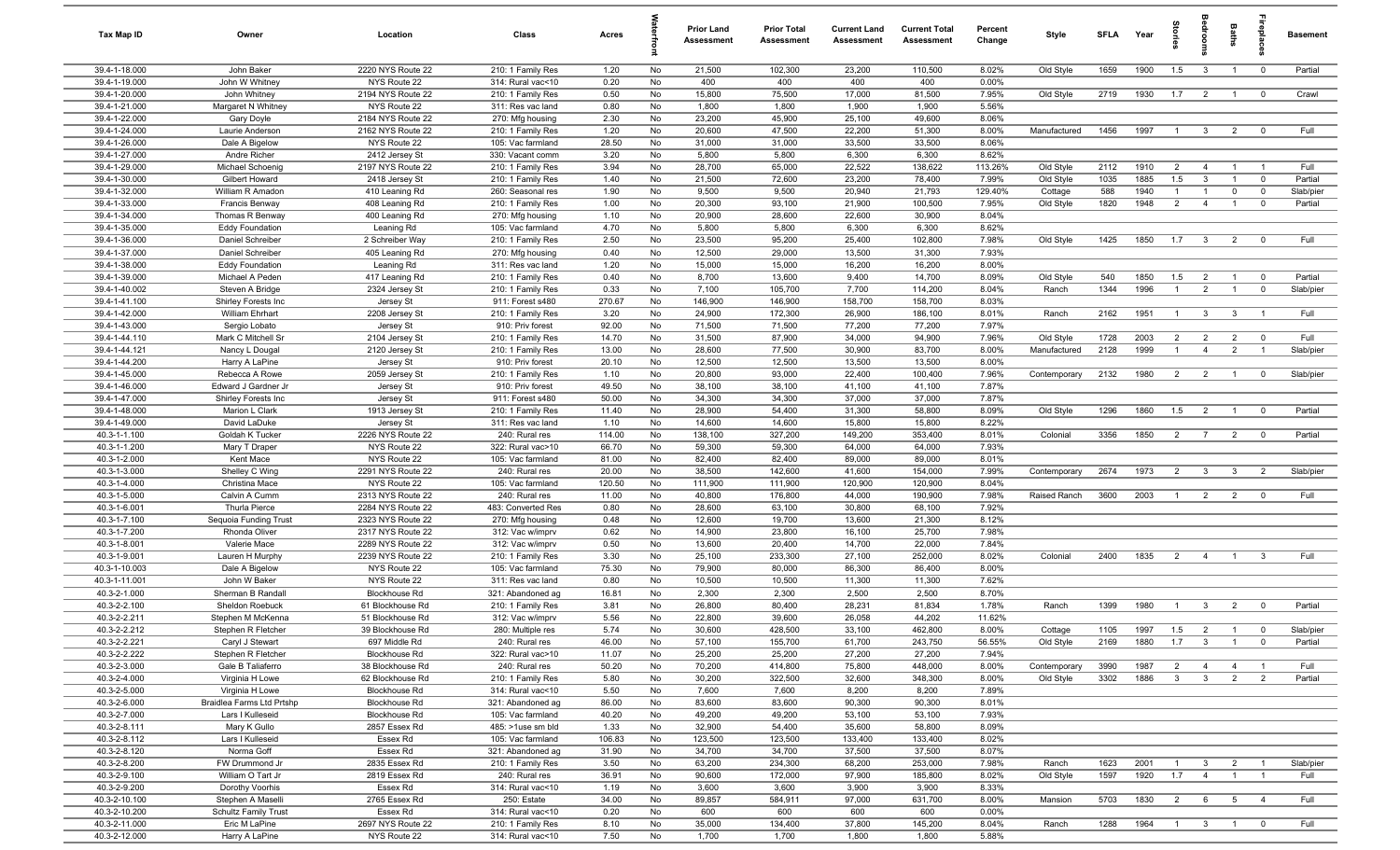| Tax Map ID | Owner | Location | Class | Acres | Waterfront | Prior Land Assessment | Prior Total Assessment | Current Land Assessment | Current Total Assessment | Percent Change | Style | SFLA | Year | Stories | Bedrooms | Baths | Fireplaces | Basement |
|---|---|---|---|---|---|---|---|---|---|---|---|---|---|---|---|---|---|---|
| 39.4-1-18.000 | John Baker | 2220 NYS Route 22 | 210: 1 Family Res | 1.20 | No | 21,500 | 102,300 | 23,200 | 110,500 | 8.02% | Old Style | 1659 | 1900 | 1.5 | 3 | 1 | 0 | Partial |
| 39.4-1-19.000 | John W Whitney | NYS Route 22 | 314: Rural vac<10 | 0.20 | No | 400 | 400 | 400 | 400 | 0.00% | | | | | | | | |
| 39.4-1-20.000 | John Whitney | 2194 NYS Route 22 | 210: 1 Family Res | 0.50 | No | 15,800 | 75,500 | 17,000 | 81,500 | 7.95% | Old Style | 2719 | 1930 | 1.7 | 2 | 1 | 0 | Crawl |
| 39.4-1-21.000 | Margaret N Whitney | NYS Route 22 | 311: Res vac land | 0.80 | No | 1,800 | 1,800 | 1,900 | 1,900 | 5.56% | | | | | | | | |
| 39.4-1-22.000 | Gary Doyle | 2184 NYS Route 22 | 270: Mfg housing | 2.30 | No | 23,200 | 45,900 | 25,100 | 49,600 | 8.06% | | | | | | | | |
| 39.4-1-24.000 | Laurie Anderson | 2162 NYS Route 22 | 210: 1 Family Res | 1.20 | No | 20,600 | 47,500 | 22,200 | 51,300 | 8.00% | Manufactured | 1456 | 1997 | 1 | 3 | 2 | 0 | Full |
| 39.4-1-26.000 | Dale A Bigelow | NYS Route 22 | 105: Vac farmland | 28.50 | No | 31,000 | 31,000 | 33,500 | 33,500 | 8.06% | | | | | | | | |
| 39.4-1-27.000 | Andre Richer | 2412 Jersey St | 330: Vacant comm | 3.20 | No | 5,800 | 5,800 | 6,300 | 6,300 | 8.62% | | | | | | | | |
| 39.4-1-29.000 | Michael Schoenig | 2197 NYS Route 22 | 210: 1 Family Res | 3.94 | No | 28,700 | 65,000 | 22,522 | 138,622 | 113.26% | Old Style | 2112 | 1910 | 2 | 4 | 1 | 1 | Full |
| 39.4-1-30.000 | Gilbert Howard | 2418 Jersey St | 210: 1 Family Res | 1.40 | No | 21,500 | 72,600 | 23,200 | 78,400 | 7.99% | Old Style | 1035 | 1885 | 1.5 | 3 | 1 | 0 | Partial |
| 39.4-1-32.000 | William R Amadon | 410 Leaning Rd | 260: Seasonal res | 1.90 | No | 9,500 | 9,500 | 20,940 | 21,793 | 129.40% | Cottage | 588 | 1940 | 1 | 1 | 0 | 0 | Slab/pier |
| 39.4-1-33.000 | Francis Benway | 408 Leaning Rd | 210: 1 Family Res | 1.00 | No | 20,300 | 93,100 | 21,900 | 100,500 | 7.95% | Old Style | 1820 | 1948 | 2 | 4 | 1 | 0 | Partial |
| 39.4-1-34.000 | Thomas R Benway | 400 Leaning Rd | 270: Mfg housing | 1.10 | No | 20,900 | 28,600 | 22,600 | 30,900 | 8.04% | | | | | | | | |
| 39.4-1-35.000 | Eddy Foundation | Leaning Rd | 105: Vac farmland | 4.70 | No | 5,800 | 5,800 | 6,300 | 6,300 | 8.62% | | | | | | | | |
| 39.4-1-36.000 | Daniel Schreiber | 2 Schreiber Way | 210: 1 Family Res | 2.50 | No | 23,500 | 95,200 | 25,400 | 102,800 | 7.98% | Old Style | 1425 | 1850 | 1.7 | 3 | 2 | 0 | Full |
| 39.4-1-37.000 | Daniel Schreiber | 405 Leaning Rd | 270: Mfg housing | 0.40 | No | 12,500 | 29,000 | 13,500 | 31,300 | 7.93% | | | | | | | | |
| 39.4-1-38.000 | Eddy Foundation | Leaning Rd | 311: Res vac land | 1.20 | No | 15,000 | 15,000 | 16,200 | 16,200 | 8.00% | | | | | | | | |
| 39.4-1-39.000 | Michael A Peden | 417 Leaning Rd | 210: 1 Family Res | 0.40 | No | 8,700 | 13,600 | 9,400 | 14,700 | 8.09% | Old Style | 540 | 1850 | 1.5 | 2 | 1 | 0 | Partial |
| 39.4-1-40.002 | Steven A Bridge | 2324 Jersey St | 210: 1 Family Res | 0.33 | No | 7,100 | 105,700 | 7,700 | 114,200 | 8.04% | Ranch | 1344 | 1996 | 1 | 2 | 1 | 0 | Slab/pier |
| 39.4-1-41.100 | Shirley Forests Inc | Jersey St | 911: Forest s480 | 270.67 | No | 146,900 | 146,900 | 158,700 | 158,700 | 8.03% | | | | | | | | |
| 39.4-1-42.000 | William Ehrhart | 2208 Jersey St | 210: 1 Family Res | 3.20 | No | 24,900 | 172,300 | 26,900 | 186,100 | 8.01% | Ranch | 2162 | 1951 | 1 | 3 | 3 | 1 | Full |
| 39.4-1-43.000 | Sergio Lobato | Jersey St | 910: Priv forest | 92.00 | No | 71,500 | 71,500 | 77,200 | 77,200 | 7.97% | | | | | | | | |
| 39.4-1-44.110 | Mark C Mitchell Sr | 2104 Jersey St | 210: 1 Family Res | 14.70 | No | 31,500 | 87,900 | 34,000 | 94,900 | 7.96% | Old Style | 1728 | 2003 | 2 | 2 | 2 | 0 | Full |
| 39.4-1-44.121 | Nancy L Dougal | 2120 Jersey St | 210: 1 Family Res | 13.00 | No | 28,600 | 77,500 | 30,900 | 83,700 | 8.00% | Manufactured | 2128 | 1999 | 1 | 4 | 2 | 1 | Slab/pier |
| 39.4-1-44.200 | Harry A LaPine | Jersey St | 910: Priv forest | 20.10 | No | 12,500 | 12,500 | 13,500 | 13,500 | 8.00% | | | | | | | | |
| 39.4-1-45.000 | Rebecca A Rowe | 2059 Jersey St | 210: 1 Family Res | 1.10 | No | 20,800 | 93,000 | 22,400 | 100,400 | 7.96% | Contemporary | 2132 | 1980 | 2 | 2 | 1 | 0 | Slab/pier |
| 39.4-1-46.000 | Edward J Gardner Jr | Jersey St | 910: Priv forest | 49.50 | No | 38,100 | 38,100 | 41,100 | 41,100 | 7.87% | | | | | | | | |
| 39.4-1-47.000 | Shirley Forests Inc | Jersey St | 911: Forest s480 | 50.00 | No | 34,300 | 34,300 | 37,000 | 37,000 | 7.87% | | | | | | | | |
| 39.4-1-48.000 | Marion L Clark | 1913 Jersey St | 210: 1 Family Res | 11.40 | No | 28,900 | 54,400 | 31,300 | 58,800 | 8.09% | Old Style | 1296 | 1860 | 1.5 | 2 | 1 | 0 | Partial |
| 39.4-1-49.000 | David LaDuke | Jersey St | 311: Res vac land | 1.10 | No | 14,600 | 14,600 | 15,800 | 15,800 | 8.22% | | | | | | | | |
| 40.3-1-1.100 | Goldah K Tucker | 2226 NYS Route 22 | 240: Rural res | 114.00 | No | 138,100 | 327,200 | 149,200 | 353,400 | 8.01% | Colonial | 3356 | 1850 | 2 | 7 | 2 | 0 | Partial |
| 40.3-1-1.200 | Mary T Draper | NYS Route 22 | 322: Rural vac>10 | 66.70 | No | 59,300 | 59,300 | 64,000 | 64,000 | 7.93% | | | | | | | | |
| 40.3-1-2.000 | Kent Mace | NYS Route 22 | 105: Vac farmland | 81.00 | No | 82,400 | 82,400 | 89,000 | 89,000 | 8.01% | | | | | | | | |
| 40.3-1-3.000 | Shelley C Wing | 2291 NYS Route 22 | 240: Rural res | 20.00 | No | 38,500 | 142,600 | 41,600 | 154,000 | 7.99% | Contemporary | 2674 | 1973 | 2 | 3 | 3 | 2 | Slab/pier |
| 40.3-1-4.000 | Christina Mace | NYS Route 22 | 105: Vac farmland | 120.50 | No | 111,900 | 111,900 | 120,900 | 120,900 | 8.04% | | | | | | | | |
| 40.3-1-5.000 | Calvin A Cumm | 2313 NYS Route 22 | 240: Rural res | 11.00 | No | 40,800 | 176,800 | 44,000 | 190,900 | 7.98% | Raised Ranch | 3600 | 2003 | 1 | 2 | 2 | 0 | Full |
| 40.3-1-6.001 | Thurla Pierce | 2284 NYS Route 22 | 483: Converted Res | 0.80 | No | 28,600 | 63,100 | 30,800 | 68,100 | 7.92% | | | | | | | | |
| 40.3-1-7.100 | Sequoia Funding Trust | 2323 NYS Route 22 | 270: Mfg housing | 0.48 | No | 12,600 | 19,700 | 13,600 | 21,300 | 8.12% | | | | | | | | |
| 40.3-1-7.200 | Rhonda Oliver | 2317 NYS Route 22 | 312: Vac w/imprv | 0.62 | No | 14,900 | 23,800 | 16,100 | 25,700 | 7.98% | | | | | | | | |
| 40.3-1-8.001 | Valerie Mace | 2289 NYS Route 22 | 312: Vac w/imprv | 0.50 | No | 13,600 | 20,400 | 14,700 | 22,000 | 7.84% | | | | | | | | |
| 40.3-1-9.001 | Lauren H Murphy | 2239 NYS Route 22 | 210: 1 Family Res | 3.30 | No | 25,100 | 233,300 | 27,100 | 252,000 | 8.02% | Colonial | 2400 | 1835 | 2 | 4 | 1 | 3 | Full |
| 40.3-1-10.003 | Dale A Bigelow | NYS Route 22 | 105: Vac farmland | 75.30 | No | 79,900 | 80,000 | 86,300 | 86,400 | 8.00% | | | | | | | | |
| 40.3-1-11.001 | John W Baker | NYS Route 22 | 311: Res vac land | 0.80 | No | 10,500 | 10,500 | 11,300 | 11,300 | 7.62% | | | | | | | | |
| 40.3-2-1.000 | Sherman B Randall | Blockhouse Rd | 321: Abandoned ag | 16.81 | No | 2,300 | 2,300 | 2,500 | 2,500 | 8.70% | | | | | | | | |
| 40.3-2-2.100 | Sheldon Roebuck | 61 Blockhouse Rd | 210: 1 Family Res | 3.81 | No | 26,800 | 80,400 | 28,231 | 81,834 | 1.78% | Ranch | 1399 | 1980 | 1 | 3 | 2 | 0 | Partial |
| 40.3-2-2.211 | Stephen M McKenna | 51 Blockhouse Rd | 312: Vac w/imprv | 5.56 | No | 22,800 | 39,600 | 26,058 | 44,202 | 11.62% | | | | | | | | |
| 40.3-2-2.212 | Stephen R Fletcher | 39 Blockhouse Rd | 280: Multiple res | 5.74 | No | 30,600 | 428,500 | 33,100 | 462,800 | 8.00% | Cottage | 1105 | 1997 | 1.5 | 2 | 1 | 0 | Slab/pier |
| 40.3-2-2.221 | Caryl J Stewart | 697 Middle Rd | 240: Rural res | 46.00 | No | 57,100 | 155,700 | 61,700 | 243,750 | 56.55% | Old Style | 2169 | 1880 | 1.7 | 3 | 1 | 0 | Partial |
| 40.3-2-2.222 | Stephen R Fletcher | Blockhouse Rd | 322: Rural vac>10 | 11.07 | No | 25,200 | 25,200 | 27,200 | 27,200 | 7.94% | | | | | | | | |
| 40.3-2-3.000 | Gale B Taliaferro | 38 Blockhouse Rd | 240: Rural res | 50.20 | No | 70,200 | 414,800 | 75,800 | 448,000 | 8.00% | Contemporary | 3990 | 1987 | 2 | 4 | 4 | 1 | Full |
| 40.3-2-4.000 | Virginia H Lowe | 62 Blockhouse Rd | 210: 1 Family Res | 5.80 | No | 30,200 | 322,500 | 32,600 | 348,300 | 8.00% | Old Style | 3302 | 1886 | 3 | 3 | 2 | 2 | Partial |
| 40.3-2-5.000 | Virginia H Lowe | Blockhouse Rd | 314: Rural vac<10 | 5.50 | No | 7,600 | 7,600 | 8,200 | 8,200 | 7.89% | | | | | | | | |
| 40.3-2-6.000 | Braidlea Farms Ltd Prtshp | Blockhouse Rd | 321: Abandoned ag | 86.00 | No | 83,600 | 83,600 | 90,300 | 90,300 | 8.01% | | | | | | | | |
| 40.3-2-7.000 | Lars I Kulleseid | Blockhouse Rd | 105: Vac farmland | 40.20 | No | 49,200 | 49,200 | 53,100 | 53,100 | 7.93% | | | | | | | | |
| 40.3-2-8.111 | Mary K Gullo | 2857 Essex Rd | 485: >1use sm bld | 1.33 | No | 32,900 | 54,400 | 35,600 | 58,800 | 8.09% | | | | | | | | |
| 40.3-2-8.112 | Lars I Kulleseid | Essex Rd | 105: Vac farmland | 106.83 | No | 123,500 | 123,500 | 133,400 | 133,400 | 8.02% | | | | | | | | |
| 40.3-2-8.120 | Norma Goff | Essex Rd | 321: Abandoned ag | 31.90 | No | 34,700 | 34,700 | 37,500 | 37,500 | 8.07% | | | | | | | | |
| 40.3-2-8.200 | FW Drummond Jr | 2835 Essex Rd | 210: 1 Family Res | 3.50 | No | 63,200 | 234,300 | 68,200 | 253,000 | 7.98% | Ranch | 1623 | 2001 | 1 | 3 | 2 | 1 | Slab/pier |
| 40.3-2-9.100 | William O Tart Jr | 2819 Essex Rd | 240: Rural res | 36.91 | No | 90,600 | 172,000 | 97,900 | 185,800 | 8.02% | Old Style | 1597 | 1920 | 1.7 | 4 | 1 | 1 | Full |
| 40.3-2-9.200 | Dorothy Voorhis | Essex Rd | 314: Rural vac<10 | 1.19 | No | 3,600 | 3,600 | 3,900 | 3,900 | 8.33% | | | | | | | | |
| 40.3-2-10.100 | Stephen A Maselli | 2765 Essex Rd | 250: Estate | 34.00 | No | 89,857 | 584,911 | 97,000 | 631,700 | 8.00% | Mansion | 5703 | 1830 | 2 | 6 | 5 | 4 | Full |
| 40.3-2-10.200 | Schultz Family Trust | Essex Rd | 314: Rural vac<10 | 0.20 | No | 600 | 600 | 600 | 600 | 0.00% | | | | | | | | |
| 40.3-2-11.000 | Eric M LaPine | 2697 NYS Route 22 | 210: 1 Family Res | 8.10 | No | 35,000 | 134,400 | 37,800 | 145,200 | 8.04% | Ranch | 1288 | 1964 | 1 | 3 | 1 | 0 | Full |
| 40.3-2-12.000 | Harry A LaPine | NYS Route 22 | 314: Rural vac<10 | 7.50 | No | 1,700 | 1,700 | 1,800 | 1,800 | 5.88% | | | | | | | | |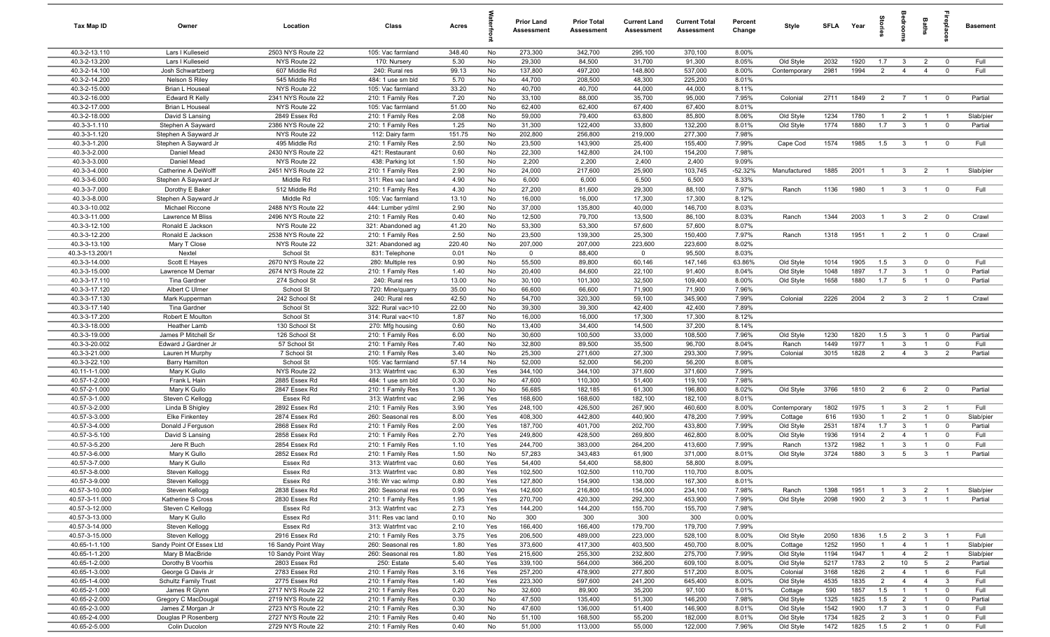| Tax Map ID | Owner | Location | Class | Acres | Waterfront | Prior Land Assessment | Prior Total Assessment | Current Land Assessment | Current Total Assessment | Percent Change | Style | SFLA | Year | Stories | Bedrooms | Baths | Fireplaces | Basement |
|---|---|---|---|---|---|---|---|---|---|---|---|---|---|---|---|---|---|---|
| 40.3-2-13.110 | Lars I Kulleseid | 2503 NYS Route 22 | 105: Vac farmland | 348.40 | No | 273,300 | 342,700 | 295,100 | 370,100 | 8.00% | | | | | | | | |
| 40.3-2-13.200 | Lars I Kulleseid | NYS Route 22 | 170: Nursery | 5.30 | No | 29,300 | 84,500 | 31,700 | 91,300 | 8.05% | Old Style | 2032 | 1920 | 1.7 | 3 | 2 | 0 | Full |
| 40.3-2-14.100 | Josh Schwartzberg | 607 Middle Rd | 240: Rural res | 99.13 | No | 137,800 | 497,200 | 148,800 | 537,000 | 8.00% | Contemporary | 2981 | 1994 | 2 | 4 | 4 | 0 | Full |
| 40.3-2-14.200 | Nelson S Riley | 545 Middle Rd | 484: 1 use sm bld | 5.70 | No | 44,700 | 208,500 | 48,300 | 225,200 | 8.01% | | | | | | | | |
| 40.3-2-15.000 | Brian L Houseal | NYS Route 22 | 105: Vac farmland | 33.20 | No | 40,700 | 40,700 | 44,000 | 44,000 | 8.11% | | | | | | | | |
| 40.3-2-16.000 | Edward R Kelly | 2341 NYS Route 22 | 210: 1 Family Res | 7.20 | No | 33,100 | 88,000 | 35,700 | 95,000 | 7.95% | Colonial | 2711 | 1849 | 2 | 7 | 1 | 0 | Partial |
| 40.3-2-17.000 | Brian L Houseal | NYS Route 22 | 105: Vac farmland | 51.00 | No | 62,400 | 62,400 | 67,400 | 67,400 | 8.01% | | | | | | | | |
| 40.3-2-18.000 | David S Lansing | 2849 Essex Rd | 210: 1 Family Res | 2.08 | No | 59,000 | 79,400 | 63,800 | 85,800 | 8.06% | Old Style | 1234 | 1780 | 1 | 2 | 1 | 1 | Slab/pier |
| 40.3-3-1.110 | Stephen A Sayward | 2386 NYS Route 22 | 210: 1 Family Res | 1.25 | No | 31,300 | 122,400 | 33,800 | 132,200 | 8.01% | Old Style | 1774 | 1880 | 1.7 | 3 | 1 | 0 | Partial |
| 40.3-3-1.120 | Stephen A Sayward Jr | NYS Route 22 | 112: Dairy farm | 151.75 | No | 202,800 | 256,800 | 219,000 | 277,300 | 7.98% | | | | | | | | |
| 40.3-3-1.200 | Stephen A Sayward Jr | 495 Middle Rd | 210: 1 Family Res | 2.50 | No | 23,500 | 143,900 | 25,400 | 155,400 | 7.99% | Cape Cod | 1574 | 1985 | 1.5 | 3 | 1 | 0 | Full |
| 40.3-3-2.000 | Daniel Mead | 2430 NYS Route 22 | 421: Restaurant | 0.60 | No | 22,300 | 142,800 | 24,100 | 154,200 | 7.98% | | | | | | | | |
| 40.3-3-3.000 | Daniel Mead | NYS Route 22 | 438: Parking lot | 1.50 | No | 2,200 | 2,200 | 2,400 | 2,400 | 9.09% | | | | | | | | |
| 40.3-3-4.000 | Catherine A DeWolff | 2451 NYS Route 22 | 210: 1 Family Res | 2.90 | No | 24,000 | 217,600 | 25,900 | 103,745 | -52.32% | Manufactured | 1885 | 2001 | 1 | 3 | 2 | 1 | Slab/pier |
| 40.3-3-6.000 | Stephen A Sayward Jr | Middle Rd | 311: Res vac land | 4.90 | No | 6,000 | 6,000 | 6,500 | 6,500 | 8.33% | | | | | | | | |
| 40.3-3-7.000 | Dorothy E Baker | 512 Middle Rd | 210: 1 Family Res | 4.30 | No | 27,200 | 81,600 | 29,300 | 88,100 | 7.97% | Ranch | 1136 | 1980 | 1 | 3 | 1 | 0 | Full |
| 40.3-3-8.000 | Stephen A Sayward Jr | Middle Rd | 105: Vac farmland | 13.10 | No | 16,000 | 16,000 | 17,300 | 17,300 | 8.12% | | | | | | | | |
| 40.3-3-10.002 | Michael Riccone | 2488 NYS Route 22 | 444: Lumber yd/ml | 2.90 | No | 37,000 | 135,800 | 40,000 | 146,700 | 8.03% | | | | | | | | |
| 40.3-3-11.000 | Lawrence M Bliss | 2496 NYS Route 22 | 210: 1 Family Res | 0.40 | No | 12,500 | 79,700 | 13,500 | 86,100 | 8.03% | Ranch | 1344 | 2003 | 1 | 3 | 2 | 0 | Crawl |
| 40.3-3-12.100 | Ronald E Jackson | NYS Route 22 | 321: Abandoned ag | 41.20 | No | 53,300 | 53,300 | 57,600 | 57,600 | 8.07% | | | | | | | | |
| 40.3-3-12.200 | Ronald E Jackson | 2538 NYS Route 22 | 210: 1 Family Res | 2.50 | No | 23,500 | 139,300 | 25,300 | 150,400 | 7.97% | Ranch | 1318 | 1951 | 1 | 2 | 1 | 0 | Crawl |
| 40.3-3-13.100 | Mary T Close | NYS Route 22 | 321: Abandoned ag | 220.40 | No | 207,000 | 207,000 | 223,600 | 223,600 | 8.02% | | | | | | | | |
| 40.3-3-13.200/1 | Nextel | School St | 831: Telephone | 0.01 | No | 0 | 88,400 | 0 | 95,500 | 8.03% | | | | | | | | |
| 40.3-3-14.000 | Scott E Hayes | 2670 NYS Route 22 | 280: Multiple res | 0.90 | No | 55,500 | 89,800 | 60,146 | 147,146 | 63.86% | Old Style | 1014 | 1905 | 1.5 | 3 | 0 | 0 | Full |
| 40.3-3-15.000 | Lawrence M Demar | 2674 NYS Route 22 | 210: 1 Family Res | 1.40 | No | 20,400 | 84,600 | 22,100 | 91,400 | 8.04% | Old Style | 1048 | 1897 | 1.7 | 3 | 1 | 0 | Partial |
| 40.3-3-17.110 | Tina Gardner | 274 School St | 240: Rural res | 13.00 | No | 30,100 | 101,300 | 32,500 | 109,400 | 8.00% | Old Style | 1658 | 1880 | 1.7 | 5 | 1 | 0 | Partial |
| 40.3-3-17.120 | Albert C Ulmer | School St | 720: Mine/quarry | 35.00 | No | 66,600 | 66,600 | 71,900 | 71,900 | 7.96% | | | | | | | | |
| 40.3-3-17.130 | Mark Kupperman | 242 School St | 240: Rural res | 42.50 | No | 54,700 | 320,300 | 59,100 | 345,900 | 7.99% | Colonial | 2226 | 2004 | 2 | 3 | 2 | 1 | Crawl |
| 40.3-3-17.140 | Tina Gardner | School St | 322: Rural vac>10 | 22.00 | No | 39,300 | 39,300 | 42,400 | 42,400 | 7.89% | | | | | | | | |
| 40.3-3-17.200 | Robert E Moulton | School St | 314: Rural vac<10 | 1.87 | No | 16,000 | 16,000 | 17,300 | 17,300 | 8.12% | | | | | | | | |
| 40.3-3-18.000 | Heather Lamb | 130 School St | 270: Mfg housing | 0.60 | No | 13,400 | 34,400 | 14,500 | 37,200 | 8.14% | | | | | | | | |
| 40.3-3-19.000 | James P Mitchell Sr | 126 School St | 210: 1 Family Res | 6.00 | No | 30,600 | 100,500 | 33,000 | 108,500 | 7.96% | Old Style | 1230 | 1820 | 1.5 | 3 | 1 | 0 | Partial |
| 40.3-3-20.002 | Edward J Gardner Jr | 57 School St | 210: 1 Family Res | 7.40 | No | 32,800 | 89,500 | 35,500 | 96,700 | 8.04% | Ranch | 1449 | 1977 | 1 | 3 | 1 | 0 | Full |
| 40.3-3-21.000 | Lauren H Murphy | 7 School St | 210: 1 Family Res | 3.40 | No | 25,300 | 271,600 | 27,300 | 293,300 | 7.99% | Colonial | 3015 | 1828 | 2 | 4 | 3 | 2 | Partial |
| 40.3-3-22.100 | Barry Hamilton | School St | 105: Vac farmland | 57.14 | No | 52,000 | 52,000 | 56,200 | 56,200 | 8.08% | | | | | | | | |
| 40.11-1-1.000 | Mary K Gullo | NYS Route 22 | 313: Watrfrnt vac | 6.30 | Yes | 344,100 | 344,100 | 371,600 | 371,600 | 7.99% | | | | | | | | |
| 40.57-1-2.000 | Frank L Hain | 2885 Essex Rd | 484: 1 use sm bld | 0.30 | No | 47,600 | 110,300 | 51,400 | 119,100 | 7.98% | | | | | | | | |
| 40.57-2-1.000 | Mary K Gullo | 2847 Essex Rd | 210: 1 Family Res | 1.30 | No | 56,685 | 182,185 | 61,300 | 196,800 | 8.02% | Old Style | 3766 | 1810 | 2 | 6 | 2 | 0 | Partial |
| 40.57-3-1.000 | Steven C Kellogg | Essex Rd | 313: Watrfrnt vac | 2.96 | Yes | 168,600 | 168,600 | 182,100 | 182,100 | 8.01% | | | | | | | | |
| 40.57-3-2.000 | Linda B Shigley | 2892 Essex Rd | 210: 1 Family Res | 3.90 | Yes | 248,100 | 426,500 | 267,900 | 460,600 | 8.00% | Contemporary | 1802 | 1975 | 1 | 3 | 2 | 1 | Full |
| 40.57-3-3.000 | Elke Finkentey | 2874 Essex Rd | 260: Seasonal res | 8.00 | Yes | 408,300 | 442,800 | 440,900 | 478,200 | 7.99% | Cottage | 616 | 1930 | 1 | 2 | 1 | 0 | Slab/pier |
| 40.57-3-4.000 | Donald J Ferguson | 2868 Essex Rd | 210: 1 Family Res | 2.00 | Yes | 187,700 | 401,700 | 202,700 | 433,800 | 7.99% | Old Style | 2531 | 1874 | 1.7 | 3 | 1 | 0 | Partial |
| 40.57-3-5.100 | David S Lansing | 2858 Essex Rd | 210: 1 Family Res | 2.70 | Yes | 249,800 | 428,500 | 269,800 | 462,800 | 8.00% | Old Style | 1936 | 1914 | 2 | 4 | 1 | 0 | Full |
| 40.57-3-5.200 | Jere R Buch | 2854 Essex Rd | 210: 1 Family Res | 1.10 | Yes | 244,700 | 383,000 | 264,200 | 413,600 | 7.99% | Ranch | 1372 | 1982 | 1 | 3 | 1 | 0 | Full |
| 40.57-3-6.000 | Mary K Gullo | 2852 Essex Rd | 210: 1 Family Res | 1.50 | No | 57,283 | 343,483 | 61,900 | 371,000 | 8.01% | Old Style | 3724 | 1880 | 3 | 5 | 3 | 1 | Partial |
| 40.57-3-7.000 | Mary K Gullo | Essex Rd | 313: Watrfrnt vac | 0.60 | Yes | 54,400 | 54,400 | 58,800 | 58,800 | 8.09% | | | | | | | | |
| 40.57-3-8.000 | Steven Kellogg | Essex Rd | 313: Watrfrnt vac | 0.80 | Yes | 102,500 | 102,500 | 110,700 | 110,700 | 8.00% | | | | | | | | |
| 40.57-3-9.000 | Steven Kellogg | Essex Rd | 316: Wr vac w/imp | 0.80 | Yes | 127,800 | 154,900 | 138,000 | 167,300 | 8.01% | | | | | | | | |
| 40.57-3-10.000 | Steven Kellogg | 2838 Essex Rd | 260: Seasonal res | 0.90 | Yes | 142,600 | 216,800 | 154,000 | 234,100 | 7.98% | Ranch | 1398 | 1951 | 1 | 3 | 2 | 1 | Slab/pier |
| 40.57-3-11.000 | Katherine S Cross | 2830 Essex Rd | 210: 1 Family Res | 1.95 | Yes | 270,700 | 420,300 | 292,300 | 453,900 | 7.99% | Old Style | 2098 | 1900 | 2 | 3 | 1 | 1 | Partial |
| 40.57-3-12.000 | Steven C Kellogg | Essex Rd | 313: Watrfrnt vac | 2.73 | Yes | 144,200 | 144,200 | 155,700 | 155,700 | 7.98% | | | | | | | | |
| 40.57-3-13.000 | Mary K Gullo | Essex Rd | 311: Res vac land | 0.10 | No | 300 | 300 | 300 | 300 | 0.00% | | | | | | | | |
| 40.57-3-14.000 | Steven Kellogg | Essex Rd | 313: Watrfrnt vac | 2.10 | Yes | 166,400 | 166,400 | 179,700 | 179,700 | 7.99% | | | | | | | | |
| 40.57-3-15.000 | Steven Kellogg | 2916 Essex Rd | 210: 1 Family Res | 3.75 | Yes | 206,500 | 489,000 | 223,000 | 528,100 | 8.00% | Old Style | 2050 | 1836 | 1.5 | 2 | 3 | 1 | Full |
| 40.65-1-1.100 | Sandy Point Of Essex Ltd | 16 Sandy Point Way | 260: Seasonal res | 1.80 | Yes | 373,600 | 417,300 | 403,500 | 450,700 | 8.00% | Cottage | 1252 | 1950 | 1 | 4 | 1 | 1 | Slab/pier |
| 40.65-1-1.200 | Mary B MacBride | 10 Sandy Point Way | 260: Seasonal res | 1.80 | Yes | 215,600 | 255,300 | 232,800 | 275,700 | 7.99% | Old Style | 1194 | 1947 | 1 | 4 | 2 | 1 | Slab/pier |
| 40.65-1-2.000 | Dorothy B Voorhis | 2803 Essex Rd | 250: Estate | 5.40 | Yes | 339,100 | 564,000 | 366,200 | 609,100 | 8.00% | Old Style | 5217 | 1783 | 2 | 10 | 5 | 2 | Partial |
| 40.65-1-3.000 | George G Davis Jr | 2783 Essex Rd | 210: 1 Family Res | 3.16 | Yes | 257,200 | 478,900 | 277,800 | 517,200 | 8.00% | Colonial | 3168 | 1826 | 2 | 4 | 1 | 6 | Full |
| 40.65-1-4.000 | Schultz Family Trust | 2775 Essex Rd | 210: 1 Family Res | 1.40 | Yes | 223,300 | 597,600 | 241,200 | 645,400 | 8.00% | Old Style | 4535 | 1835 | 2 | 4 | 4 | 3 | Full |
| 40.65-2-1.000 | James R Glynn | 2717 NYS Route 22 | 210: 1 Family Res | 0.20 | No | 32,600 | 89,900 | 35,200 | 97,100 | 8.01% | Cottage | 590 | 1857 | 1.5 | 1 | 1 | 0 | Full |
| 40.65-2-2.000 | Gregory C MacDougal | 2719 NYS Route 22 | 210: 1 Family Res | 0.30 | No | 47,500 | 135,400 | 51,300 | 146,200 | 7.98% | Old Style | 1325 | 1825 | 1.5 | 2 | 1 | 0 | Partial |
| 40.65-2-3.000 | James Z Morgan Jr | 2723 NYS Route 22 | 210: 1 Family Res | 0.30 | No | 47,600 | 136,000 | 51,400 | 146,900 | 8.01% | Old Style | 1542 | 1900 | 1.7 | 3 | 1 | 0 | Full |
| 40.65-2-4.000 | Douglas P Rosenberg | 2727 NYS Route 22 | 210: 1 Family Res | 0.40 | No | 51,100 | 168,500 | 55,200 | 182,000 | 8.01% | Old Style | 1734 | 1825 | 2 | 3 | 1 | 0 | Full |
| 40.65-2-5.000 | Colin Ducolon | 2729 NYS Route 22 | 210: 1 Family Res | 0.40 | No | 51,000 | 113,000 | 55,000 | 122,000 | 7.96% | Old Style | 1472 | 1825 | 1.5 | 2 | 1 | 0 | Full |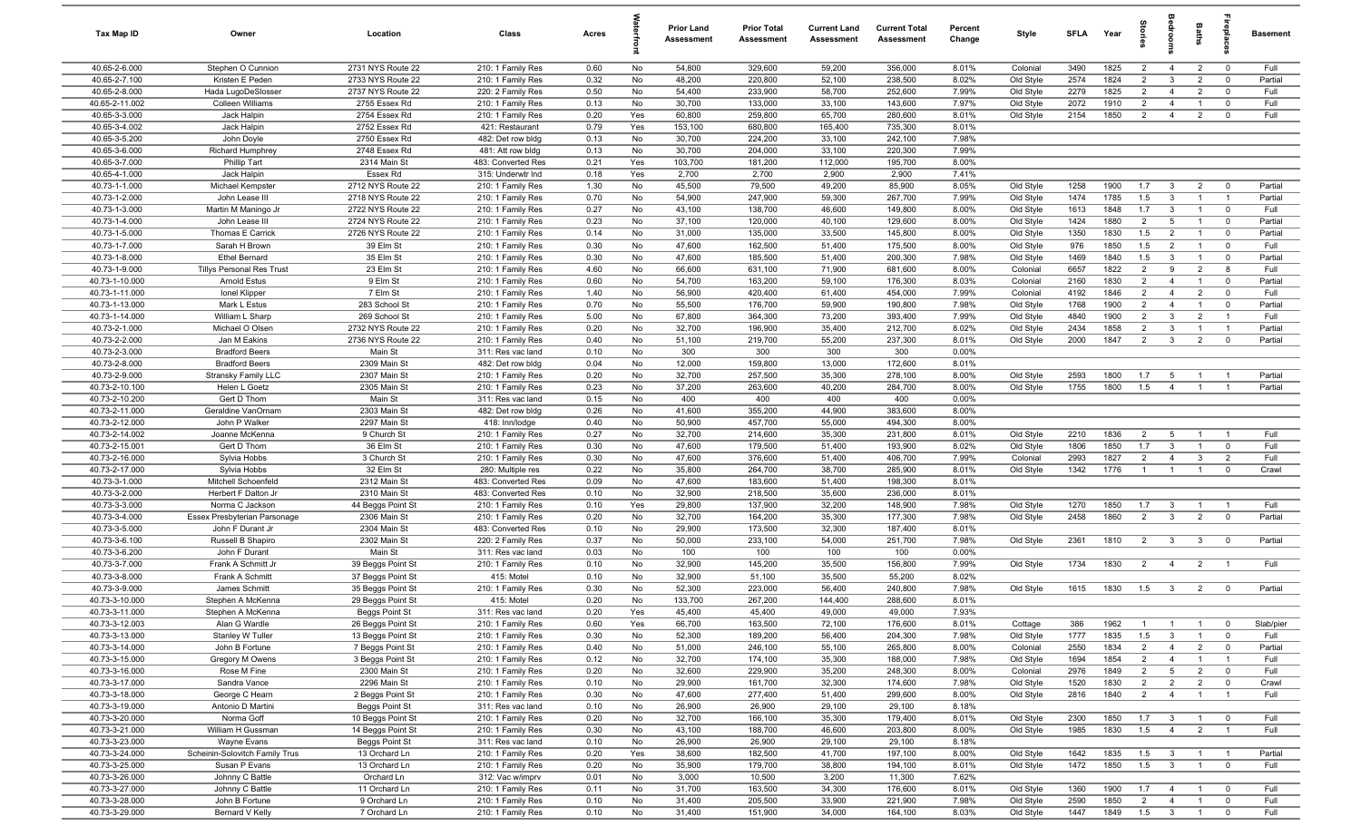| Tax Map ID | Owner | Location | Class | Acres | Waterfront | Prior Land Assessment | Prior Total Assessment | Current Land Assessment | Current Total Assessment | Percent Change | Style | SFLA | Year | Stories | Bedrooms | Baths | Fireplaces | Basement |
|---|---|---|---|---|---|---|---|---|---|---|---|---|---|---|---|---|---|---|
| 40.65-2-6.000 | Stephen O Cunnion | 2731 NYS Route 22 | 210: 1 Family Res | 0.60 | No | 54,800 | 329,600 | 59,200 | 356,000 | 8.01% | Colonial | 3490 | 1825 | 2 | 4 | 2 | 0 | Full |
| 40.65-2-7.100 | Kristen E Peden | 2733 NYS Route 22 | 210: 1 Family Res | 0.32 | No | 48,200 | 220,800 | 52,100 | 238,500 | 8.02% | Old Style | 2574 | 1824 | 2 | 3 | 2 | 0 | Partial |
| 40.65-2-8.000 | Hada LugoDeSlosser | 2737 NYS Route 22 | 220: 2 Family Res | 0.50 | No | 54,400 | 233,900 | 58,700 | 252,600 | 7.99% | Old Style | 2279 | 1825 | 2 | 4 | 2 | 0 | Full |
| 40.65-2-11.002 | Colleen Williams | 2755 Essex Rd | 210: 1 Family Res | 0.13 | No | 30,700 | 133,000 | 33,100 | 143,600 | 7.97% | Old Style | 2072 | 1910 | 2 | 4 | 1 | 0 | Full |
| 40.65-3-3.000 | Jack Halpin | 2754 Essex Rd | 210: 1 Family Res | 0.20 | Yes | 60,800 | 259,800 | 65,700 | 280,600 | 8.01% | Old Style | 2154 | 1850 | 2 | 4 | 2 | 0 | Full |
| 40.65-3-4.002 | Jack Halpin | 2752 Essex Rd | 421: Restaurant | 0.79 | Yes | 153,100 | 680,800 | 165,400 | 735,300 | 8.01% | | | | | | | | |
| 40.65-3-5.200 | John Doyle | 2750 Essex Rd | 482: Det row bldg | 0.13 | No | 30,700 | 224,200 | 33,100 | 242,100 | 7.98% | | | | | | | | |
| 40.65-3-6.000 | Richard Humphrey | 2748 Essex Rd | 481: Att row bldg | 0.13 | No | 30,700 | 204,000 | 33,100 | 220,300 | 7.99% | | | | | | | | |
| 40.65-3-7.000 | Phillip Tart | 2314 Main St | 483: Converted Res | 0.21 | Yes | 103,700 | 181,200 | 112,000 | 195,700 | 8.00% | | | | | | | | |
| 40.65-4-1.000 | Jack Halpin | Essex Rd | 315: Underwtr Ind | 0.18 | Yes | 2,700 | 2,700 | 2,900 | 2,900 | 7.41% | | | | | | | | |
| 40.73-1-1.000 | Michael Kempster | 2712 NYS Route 22 | 210: 1 Family Res | 1.30 | No | 45,500 | 79,500 | 49,200 | 85,900 | 8.05% | Old Style | 1258 | 1900 | 1.7 | 3 | 2 | 0 | Partial |
| 40.73-1-2.000 | John Lease III | 2718 NYS Route 22 | 210: 1 Family Res | 0.70 | No | 54,900 | 247,900 | 59,300 | 267,700 | 7.99% | Old Style | 1474 | 1785 | 1.5 | 3 | 1 | 1 | Partial |
| 40.73-1-3.000 | Martin M Maningo Jr | 2722 NYS Route 22 | 210: 1 Family Res | 0.27 | No | 43,100 | 138,700 | 46,600 | 149,800 | 8.00% | Old Style | 1613 | 1848 | 1.7 | 3 | 1 | 0 | Full |
| 40.73-1-4.000 | John Lease III | 2724 NYS Route 22 | 210: 1 Family Res | 0.23 | No | 37,100 | 120,000 | 40,100 | 129,600 | 8.00% | Old Style | 1424 | 1880 | 2 | 5 | 1 | 0 | Partial |
| 40.73-1-5.000 | Thomas E Carrick | 2726 NYS Route 22 | 210: 1 Family Res | 0.14 | No | 31,000 | 135,000 | 33,500 | 145,800 | 8.00% | Old Style | 1350 | 1830 | 1.5 | 2 | 1 | 0 | Partial |
| 40.73-1-7.000 | Sarah H Brown | 39 Elm St | 210: 1 Family Res | 0.30 | No | 47,600 | 162,500 | 51,400 | 175,500 | 8.00% | Old Style | 976 | 1850 | 1.5 | 2 | 1 | 0 | Full |
| 40.73-1-8.000 | Ethel Bernard | 35 Elm St | 210: 1 Family Res | 0.30 | No | 47,600 | 185,500 | 51,400 | 200,300 | 7.98% | Old Style | 1469 | 1840 | 1.5 | 3 | 1 | 0 | Partial |
| 40.73-1-9.000 | Tillys Personal Res Trust | 23 Elm St | 210: 1 Family Res | 4.60 | No | 66,600 | 631,100 | 71,900 | 681,600 | 8.00% | Colonial | 6657 | 1822 | 2 | 9 | 2 | 8 | Full |
| 40.73-1-10.000 | Arnold Estus | 9 Elm St | 210: 1 Family Res | 0.60 | No | 54,700 | 163,200 | 59,100 | 176,300 | 8.03% | Colonial | 2160 | 1830 | 2 | 4 | 1 | 0 | Partial |
| 40.73-1-11.000 | Ionel Klipper | 7 Elm St | 210: 1 Family Res | 1.40 | No | 56,900 | 420,400 | 61,400 | 454,000 | 7.99% | Colonial | 4192 | 1846 | 2 | 4 | 2 | 0 | Full |
| 40.73-1-13.000 | Mark L Estus | 283 School St | 210: 1 Family Res | 0.70 | No | 55,500 | 176,700 | 59,900 | 190,800 | 7.98% | Old Style | 1768 | 1900 | 2 | 4 | 1 | 0 | Partial |
| 40.73-1-14.000 | William L Sharp | 269 School St | 210: 1 Family Res | 5.00 | No | 67,800 | 364,300 | 73,200 | 393,400 | 7.99% | Old Style | 4840 | 1900 | 2 | 3 | 2 | 1 | Full |
| 40.73-2-1.000 | Michael O Olsen | 2732 NYS Route 22 | 210: 1 Family Res | 0.20 | No | 32,700 | 196,900 | 35,400 | 212,700 | 8.02% | Old Style | 2434 | 1858 | 2 | 3 | 1 | 1 | Partial |
| 40.73-2-2.000 | Jan M Eakins | 2736 NYS Route 22 | 210: 1 Family Res | 0.40 | No | 51,100 | 219,700 | 55,200 | 237,300 | 8.01% | Old Style | 2000 | 1847 | 2 | 3 | 2 | 0 | Partial |
| 40.73-2-3.000 | Bradford Beers | Main St | 311: Res vac land | 0.10 | No | 300 | 300 | 300 | 300 | 0.00% | | | | | | | | |
| 40.73-2-8.000 | Bradford Beers | 2309 Main St | 482: Det row bldg | 0.04 | No | 12,000 | 159,800 | 13,000 | 172,600 | 8.01% | | | | | | | | |
| 40.73-2-9.000 | Stransky Family LLC | 2307 Main St | 210: 1 Family Res | 0.20 | No | 32,700 | 257,500 | 35,300 | 278,100 | 8.00% | Old Style | 2593 | 1800 | 1.7 | 5 | 1 | 1 | Partial |
| 40.73-2-10.100 | Helen L Goetz | 2305 Main St | 210: 1 Family Res | 0.23 | No | 37,200 | 263,600 | 40,200 | 284,700 | 8.00% | Old Style | 1755 | 1800 | 1.5 | 4 | 1 | 1 | Partial |
| 40.73-2-10.200 | Gert D Thom | Main St | 311: Res vac land | 0.15 | No | 400 | 400 | 400 | 400 | 0.00% | | | | | | | | |
| 40.73-2-11.000 | Geraldine VanOrnam | 2303 Main St | 482: Det row bldg | 0.26 | No | 41,600 | 355,200 | 44,900 | 383,600 | 8.00% | | | | | | | | |
| 40.73-2-12.000 | John P Walker | 2297 Main St | 418: Inn/lodge | 0.40 | No | 50,900 | 457,700 | 55,000 | 494,300 | 8.00% | | | | | | | | |
| 40.73-2-14.002 | Joanne McKenna | 9 Church St | 210: 1 Family Res | 0.27 | No | 32,700 | 214,600 | 35,300 | 231,800 | 8.01% | Old Style | 2210 | 1836 | 2 | 5 | 1 | 1 | Full |
| 40.73-2-15.001 | Gert D Thom | 36 Elm St | 210: 1 Family Res | 0.30 | No | 47,600 | 179,500 | 51,400 | 193,900 | 8.02% | Old Style | 1806 | 1850 | 1.7 | 3 | 1 | 0 | Full |
| 40.73-2-16.000 | Sylvia Hobbs | 3 Church St | 210: 1 Family Res | 0.30 | No | 47,600 | 376,600 | 51,400 | 406,700 | 7.99% | Colonial | 2993 | 1827 | 2 | 4 | 3 | 2 | Full |
| 40.73-2-17.000 | Sylvia Hobbs | 32 Elm St | 280: Multiple res | 0.22 | No | 35,800 | 264,700 | 38,700 | 285,900 | 8.01% | Old Style | 1342 | 1776 | 1 | 1 | 1 | 0 | Crawl |
| 40.73-3-1.000 | Mitchell Schoenfeld | 2312 Main St | 483: Converted Res | 0.09 | No | 47,600 | 183,600 | 51,400 | 198,300 | 8.01% | | | | | | | | |
| 40.73-3-2.000 | Herbert F Dalton Jr | 2310 Main St | 483: Converted Res | 0.10 | No | 32,900 | 218,500 | 35,600 | 236,000 | 8.01% | | | | | | | | |
| 40.73-3-3.000 | Norma C Jackson | 44 Beggs Point St | 210: 1 Family Res | 0.10 | Yes | 29,800 | 137,900 | 32,200 | 148,900 | 7.98% | Old Style | 1270 | 1850 | 1.7 | 3 | 1 | 1 | Full |
| 40.73-3-4.000 | Essex Presbyterian Parsonage | 2306 Main St | 210: 1 Family Res | 0.20 | No | 32,700 | 164,200 | 35,300 | 177,300 | 7.98% | Old Style | 2458 | 1860 | 2 | 3 | 2 | 0 | Partial |
| 40.73-3-5.000 | John F Durant Jr | 2304 Main St | 483: Converted Res | 0.10 | No | 29,900 | 173,500 | 32,300 | 187,400 | 8.01% | | | | | | | | |
| 40.73-3-6.100 | Russell B Shapiro | 2302 Main St | 220: 2 Family Res | 0.37 | No | 50,000 | 233,100 | 54,000 | 251,700 | 7.98% | Old Style | 2361 | 1810 | 2 | 3 | 3 | 0 | Partial |
| 40.73-3-6.200 | John F Durant | Main St | 311: Res vac land | 0.03 | No | 100 | 100 | 100 | 100 | 0.00% | | | | | | | | |
| 40.73-3-7.000 | Frank A Schmitt Jr | 39 Beggs Point St | 210: 1 Family Res | 0.10 | No | 32,900 | 145,200 | 35,500 | 156,800 | 7.99% | Old Style | 1734 | 1830 | 2 | 4 | 2 | 1 | Full |
| 40.73-3-8.000 | Frank A Schmitt | 37 Beggs Point St | 415: Motel | 0.10 | No | 32,900 | 51,100 | 35,500 | 55,200 | 8.02% | | | | | | | | |
| 40.73-3-9.000 | James Schmitt | 35 Beggs Point St | 210: 1 Family Res | 0.30 | No | 52,300 | 223,000 | 56,400 | 240,800 | 7.98% | Old Style | 1615 | 1830 | 1.5 | 3 | 2 | 0 | Partial |
| 40.73-3-10.000 | Stephen A McKenna | 29 Beggs Point St | 415: Motel | 0.20 | No | 133,700 | 267,200 | 144,400 | 288,600 | 8.01% | | | | | | | | |
| 40.73-3-11.000 | Stephen A McKenna | Beggs Point St | 311: Res vac land | 0.20 | Yes | 45,400 | 45,400 | 49,000 | 49,000 | 7.93% | | | | | | | | |
| 40.73-3-12.003 | Alan G Wardle | 26 Beggs Point St | 210: 1 Family Res | 0.60 | Yes | 66,700 | 163,500 | 72,100 | 176,600 | 8.01% | Cottage | 386 | 1962 | 1 | 1 | 1 | 0 | Slab/pier |
| 40.73-3-13.000 | Stanley W Tuller | 13 Beggs Point St | 210: 1 Family Res | 0.30 | No | 52,300 | 189,200 | 56,400 | 204,300 | 7.98% | Old Style | 1777 | 1835 | 1.5 | 3 | 1 | 0 | Full |
| 40.73-3-14.000 | John B Fortune | 7 Beggs Point St | 210: 1 Family Res | 0.40 | No | 51,000 | 246,100 | 55,100 | 265,800 | 8.00% | Colonial | 2550 | 1834 | 2 | 4 | 2 | 0 | Partial |
| 40.73-3-15.000 | Gregory M Owens | 3 Beggs Point St | 210: 1 Family Res | 0.12 | No | 32,700 | 174,100 | 35,300 | 188,000 | 7.98% | Old Style | 1694 | 1854 | 2 | 4 | 1 | 1 | Full |
| 40.73-3-16.000 | Rose M Fine | 2300 Main St | 210: 1 Family Res | 0.20 | No | 32,600 | 229,900 | 35,200 | 248,300 | 8.00% | Colonial | 2976 | 1849 | 2 | 5 | 2 | 0 | Full |
| 40.73-3-17.000 | Sandra Vance | 2296 Main St | 210: 1 Family Res | 0.10 | No | 29,900 | 161,700 | 32,300 | 174,600 | 7.98% | Old Style | 1520 | 1830 | 2 | 2 | 2 | 0 | Crawl |
| 40.73-3-18.000 | George C Hearn | 2 Beggs Point St | 210: 1 Family Res | 0.30 | No | 47,600 | 277,400 | 51,400 | 299,600 | 8.00% | Old Style | 2816 | 1840 | 2 | 4 | 1 | 1 | Full |
| 40.73-3-19.000 | Antonio D Martini | Beggs Point St | 311: Res vac land | 0.10 | No | 26,900 | 26,900 | 29,100 | 29,100 | 8.18% | | | | | | | | |
| 40.73-3-20.000 | Norma Goff | 10 Beggs Point St | 210: 1 Family Res | 0.20 | No | 32,700 | 166,100 | 35,300 | 179,400 | 8.01% | Old Style | 2300 | 1850 | 1.7 | 3 | 1 | 0 | Full |
| 40.73-3-21.000 | William H Gussman | 14 Beggs Point St | 210: 1 Family Res | 0.30 | No | 43,100 | 188,700 | 46,600 | 203,800 | 8.00% | Old Style | 1985 | 1830 | 1.5 | 4 | 2 | 1 | Full |
| 40.73-3-23.000 | Wayne Evans | Beggs Point St | 311: Res vac land | 0.10 | No | 26,900 | 26,900 | 29,100 | 29,100 | 8.18% | | | | | | | | |
| 40.73-3-24.000 | Scheinin-Solovitch Family Trus | 13 Orchard Ln | 210: 1 Family Res | 0.20 | Yes | 38,600 | 182,500 | 41,700 | 197,100 | 8.00% | Old Style | 1642 | 1835 | 1.5 | 3 | 1 | 1 | Partial |
| 40.73-3-25.000 | Susan P Evans | 13 Orchard Ln | 210: 1 Family Res | 0.20 | No | 35,900 | 179,700 | 38,800 | 194,100 | 8.01% | Old Style | 1472 | 1850 | 1.5 | 3 | 1 | 0 | Full |
| 40.73-3-26.000 | Johnny C Battle | Orchard Ln | 312: Vac w/imprv | 0.01 | No | 3,000 | 10,500 | 3,200 | 11,300 | 7.62% | | | | | | | | |
| 40.73-3-27.000 | Johnny C Battle | 11 Orchard Ln | 210: 1 Family Res | 0.11 | No | 31,700 | 163,500 | 34,300 | 176,600 | 8.01% | Old Style | 1360 | 1900 | 1.7 | 4 | 1 | 0 | Full |
| 40.73-3-28.000 | John B Fortune | 9 Orchard Ln | 210: 1 Family Res | 0.10 | No | 31,400 | 205,500 | 33,900 | 221,900 | 7.98% | Old Style | 2590 | 1850 | 2 | 4 | 1 | 0 | Full |
| 40.73-3-29.000 | Bernard V Kelly | 7 Orchard Ln | 210: 1 Family Res | 0.10 | No | 31,400 | 151,900 | 34,000 | 164,100 | 8.03% | Old Style | 1447 | 1849 | 1.5 | 3 | 1 | 0 | Full |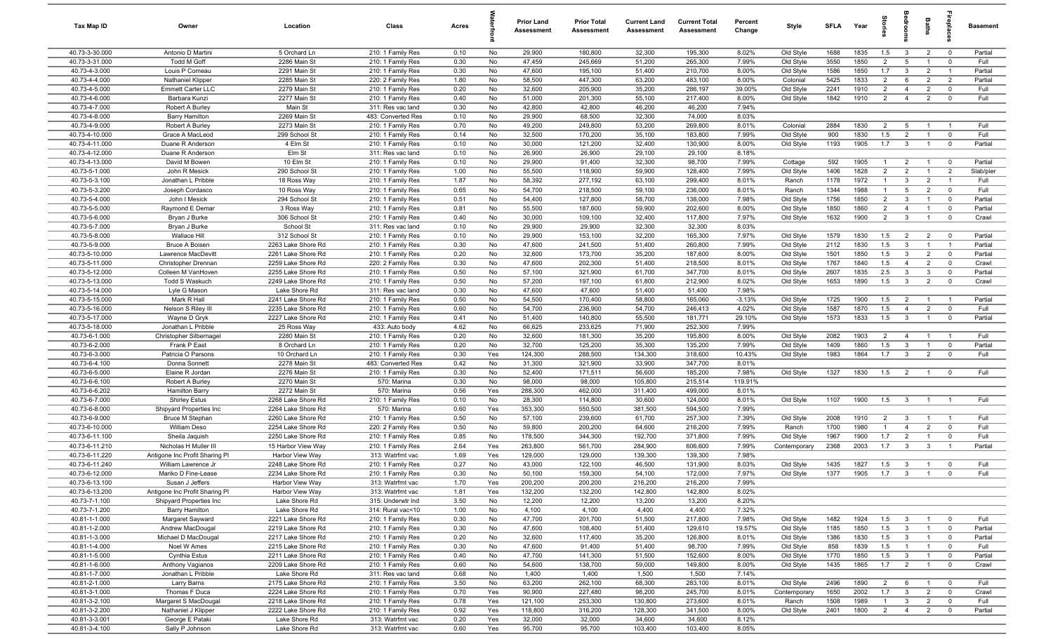| Tax Map ID | Owner | Location | Class | Acres | Waterfront | Prior Land Assessment | Prior Total Assessment | Current Land Assessment | Current Total Assessment | Percent Change | Style | SFLA | Year | Stories | Bedrooms | Baths | Fireplaces | Basement |
|---|---|---|---|---|---|---|---|---|---|---|---|---|---|---|---|---|---|---|
| 40.73-3-30.000 | Antonio D Martini | 5 Orchard Ln | 210: 1 Family Res | 0.10 | No | 29,900 | 180,800 | 32,300 | 195,300 | 8.02% | Old Style | 1688 | 1835 | 1.5 | 3 | 2 | 0 | Partial |
| 40.73-3-31.000 | Todd M Goff | 2286 Main St | 210: 1 Family Res | 0.30 | No | 47,459 | 245,669 | 51,200 | 265,300 | 7.99% | Old Style | 3550 | 1850 | 2 | 5 | 1 | 0 | Full |
| 40.73-4-3.000 | Louis P Comeau | 2291 Main St | 210: 1 Family Res | 0.30 | No | 47,600 | 195,100 | 51,400 | 210,700 | 8.00% | Old Style | 1586 | 1850 | 1.7 | 3 | 2 | 1 | Partial |
| 40.73-4-4.000 | Nathaniel Klipper | 2285 Main St | 220: 2 Family Res | 1.80 | No | 58,500 | 447,300 | 63,200 | 483,100 | 8.00% | Colonial | 5425 | 1833 | 2 | 6 | 2 | 2 | Partial |
| 40.73-4-5.000 | Emmett Carter LLC | 2279 Main St | 210: 1 Family Res | 0.20 | No | 32,600 | 205,900 | 35,200 | 286,197 | 39.00% | Old Style | 2241 | 1910 | 2 | 4 | 2 | 0 | Full |
| 40.73-4-6.000 | Barbara Kunzi | 2277 Main St | 210: 1 Family Res | 0.40 | No | 51,000 | 201,300 | 55,100 | 217,400 | 8.00% | Old Style | 1842 | 1910 | 2 | 4 | 2 | 0 | Full |
| 40.73-4-7.000 | Robert A Burley | Main St | 311: Res vac land | 0.30 | No | 42,800 | 42,800 | 46,200 | 46,200 | 7.94% | | | | | | | | |
| 40.73-4-8.000 | Barry Hamilton | 2269 Main St | 483: Converted Res | 0.10 | No | 29,900 | 68,500 | 32,300 | 74,000 | 8.03% | | | | | | | | |
| 40.73-4-9.000 | Robert A Burley | 2273 Main St | 210: 1 Family Res | 0.70 | No | 49,200 | 249,800 | 53,200 | 269,800 | 8.01% | Colonial | 2884 | 1830 | 2 | 5 | 1 | 1 | Full |
| 40.73-4-10.000 | Grace A MacLeod | 299 School St | 210: 1 Family Res | 0.14 | No | 32,500 | 170,200 | 35,100 | 183,800 | 7.99% | Old Style | 900 | 1830 | 1.5 | 2 | 1 | 0 | Full |
| 40.73-4-11.000 | Duane R Anderson | 4 Elm St | 210: 1 Family Res | 0.10 | No | 30,000 | 121,200 | 32,400 | 130,900 | 8.00% | Old Style | 1193 | 1905 | 1.7 | 3 | 1 | 0 | Partial |
| 40.73-4-12.000 | Duane R Anderson | Elm St | 311: Res vac land | 0.10 | No | 26,900 | 26,900 | 29,100 | 29,100 | 8.18% | | | | | | | | |
| 40.73-4-13.000 | David M Bowen | 10 Elm St | 210: 1 Family Res | 0.10 | No | 29,900 | 91,400 | 32,300 | 98,700 | 7.99% | Cottage | 592 | 1905 | 1 | 2 | 1 | 0 | Partial |
| 40.73-5-1.000 | John R Mesick | 290 School St | 210: 1 Family Res | 1.00 | No | 55,500 | 118,900 | 59,900 | 128,400 | 7.99% | Old Style | 1406 | 1828 | 2 | 2 | 1 | 2 | Slab/pier |
| 40.73-5-3.100 | Jonathan L Pribble | 18 Ross Way | 210: 1 Family Res | 1.87 | No | 58,392 | 277,192 | 63,100 | 299,400 | 8.01% | Ranch | 1178 | 1972 | 1 | 3 | 2 | 1 | Full |
| 40.73-5-3.200 | Joseph Cordasco | 10 Ross Way | 210: 1 Family Res | 0.65 | No | 54,700 | 218,500 | 59,100 | 236,000 | 8.01% | Ranch | 1344 | 1988 | 1 | 5 | 2 | 0 | Full |
| 40.73-5-4.000 | John I Mesick | 294 School St | 210: 1 Family Res | 0.51 | No | 54,400 | 127,800 | 58,700 | 138,000 | 7.98% | Old Style | 1756 | 1850 | 2 | 3 | 1 | 0 | Partial |
| 40.73-5-5.000 | Raymond E Demar | 3 Ross Way | 210: 1 Family Res | 0.81 | No | 55,500 | 187,600 | 59,900 | 202,600 | 8.00% | Old Style | 1850 | 1860 | 2 | 4 | 1 | 0 | Partial |
| 40.73-5-6.000 | Bryan J Burke | 306 School St | 210: 1 Family Res | 0.40 | No | 30,000 | 109,100 | 32,400 | 117,800 | 7.97% | Old Style | 1632 | 1900 | 2 | 3 | 1 | 0 | Crawl |
| 40.73-5-7.000 | Bryan J Burke | School St | 311: Res vac land | 0.10 | No | 29,900 | 29,900 | 32,300 | 32,300 | 8.03% | | | | | | | | |
| 40.73-5-8.000 | Wallace Hill | 312 School St | 210: 1 Family Res | 0.10 | No | 29,900 | 153,100 | 32,200 | 165,300 | 7.97% | Old Style | 1579 | 1830 | 1.5 | 2 | 2 | 0 | Partial |
| 40.73-5-9.000 | Bruce A Boisen | 2263 Lake Shore Rd | 210: 1 Family Res | 0.30 | No | 47,600 | 241,500 | 51,400 | 260,800 | 7.99% | Old Style | 2112 | 1830 | 1.5 | 3 | 1 | 1 | Partial |
| 40.73-5-10.000 | Lawrence MacDevitt | 2261 Lake Shore Rd | 210: 1 Family Res | 0.20 | No | 32,600 | 173,700 | 35,200 | 187,600 | 8.00% | Old Style | 1501 | 1850 | 1.5 | 3 | 2 | 0 | Partial |
| 40.73-5-11.000 | Christopher Drennan | 2259 Lake Shore Rd | 220: 2 Family Res | 0.30 | No | 47,600 | 202,300 | 51,400 | 218,500 | 8.01% | Old Style | 1767 | 1840 | 1.5 | 4 | 2 | 0 | Crawl |
| 40.73-5-12.000 | Colleen M VanHoven | 2255 Lake Shore Rd | 210: 1 Family Res | 0.50 | No | 57,100 | 321,900 | 61,700 | 347,700 | 8.01% | Old Style | 2607 | 1835 | 2.5 | 3 | 3 | 0 | Partial |
| 40.73-5-13.000 | Todd S Waskuch | 2249 Lake Shore Rd | 210: 1 Family Res | 0.50 | No | 57,200 | 197,100 | 61,800 | 212,900 | 8.02% | Old Style | 1653 | 1890 | 1.5 | 3 | 2 | 0 | Crawl |
| 40.73-5-14.000 | Lyle G Mason | Lake Shore Rd | 311: Res vac land | 0.30 | No | 47,600 | 47,600 | 51,400 | 51,400 | 7.98% | | | | | | | | |
| 40.73-5-15.000 | Mark R Hall | 2241 Lake Shore Rd | 210: 1 Family Res | 0.50 | No | 54,500 | 170,400 | 58,800 | 165,060 | -3.13% | Old Style | 1725 | 1900 | 1.5 | 2 | 1 | 1 | Partial |
| 40.73-5-16.000 | Nelson S Riley III | 2235 Lake Shore Rd | 210: 1 Family Res | 0.60 | No | 54,700 | 236,900 | 54,700 | 246,413 | 4.02% | Old Style | 1587 | 1870 | 1.5 | 4 | 2 | 0 | Full |
| 40.73-5-17.000 | Wayne D Gryk | 2227 Lake Shore Rd | 210: 1 Family Res | 0.41 | No | 51,400 | 140,800 | 55,500 | 181,771 | 29.10% | Old Style | 1573 | 1833 | 1.5 | 3 | 1 | 0 | Partial |
| 40.73-5-18.000 | Jonathan L Pribble | 25 Ross Way | 433: Auto body | 4.62 | No | 66,625 | 233,625 | 71,900 | 252,300 | 7.99% | | | | | | | | |
| 40.73-6-1.000 | Christopher Silbernagel | 2280 Main St | 210: 1 Family Res | 0.20 | No | 32,600 | 181,300 | 35,200 | 195,800 | 8.00% | Old Style | 2082 | 1903 | 2 | 4 | 1 | 1 | Full |
| 40.73-6-2.000 | Frank P East | 8 Orchard Ln | 210: 1 Family Res | 0.20 | No | 32,700 | 125,200 | 35,300 | 135,200 | 7.99% | Old Style | 1409 | 1860 | 1.5 | 3 | 1 | 0 | Partial |
| 40.73-6-3.000 | Patricia O Parsons | 10 Orchard Ln | 210: 1 Family Res | 0.30 | Yes | 124,300 | 288,500 | 134,300 | 318,600 | 10.43% | Old Style | 1983 | 1864 | 1.7 | 3 | 2 | 0 | Full |
| 40.73-6-4.100 | Donna Sonnett | 2278 Main St | 483: Converted Res | 0.42 | No | 31,300 | 321,900 | 33,900 | 347,700 | 8.01% | | | | | | | | |
| 40.73-6-5.000 | Elaine R Jordan | 2276 Main St | 210: 1 Family Res | 0.30 | No | 52,400 | 171,511 | 56,600 | 185,200 | 7.98% | Old Style | 1327 | 1830 | 1.5 | 2 | 1 | 0 | Full |
| 40.73-6-6.100 | Robert A Burley | 2270 Main St | 570: Marina | 0.30 | No | 98,000 | 98,000 | 105,800 | 215,514 | 119.91% | | | | | | | | |
| 40.73-6-6.202 | Hamilton Barry | 2272 Main St | 570: Marina | 0.56 | Yes | 288,300 | 462,000 | 311,400 | 499,000 | 8.01% | | | | | | | | |
| 40.73-6-7.000 | Shirley Estus | 2268 Lake Shore Rd | 210: 1 Family Res | 0.10 | No | 28,300 | 114,800 | 30,600 | 124,000 | 8.01% | Old Style | 1107 | 1900 | 1.5 | 3 | 1 | 1 | Full |
| 40.73-6-8.000 | Shipyard Properties Inc | 2264 Lake Shore Rd | 570: Marina | 0.60 | Yes | 353,300 | 550,500 | 381,500 | 594,500 | 7.99% | | | | | | | | |
| 40.73-6-9.000 | Bruce M Stephan | 2260 Lake Shore Rd | 210: 1 Family Res | 0.50 | No | 57,100 | 239,600 | 61,700 | 257,300 | 7.39% | Old Style | 2008 | 1910 | 2 | 3 | 1 | 1 | Full |
| 40.73-6-10.000 | William Deso | 2254 Lake Shore Rd | 220: 2 Family Res | 0.50 | No | 59,800 | 200,200 | 64,600 | 216,200 | 7.99% | Ranch | 1700 | 1980 | 1 | 4 | 2 | 0 | Full |
| 40.73-6-11.100 | Sheila Jaquish | 2250 Lake Shore Rd | 210: 1 Family Res | 0.85 | No | 178,500 | 344,300 | 192,700 | 371,800 | 7.99% | Old Style | 1967 | 1900 | 1.7 | 2 | 1 | 0 | Full |
| 40.73-6-11.210 | Nicholas H Muller III | 15 Harbor View Way | 210: 1 Family Res | 2.64 | Yes | 263,800 | 561,700 | 284,900 | 606,600 | 7.99% | Contemporary | 2368 | 2003 | 1.7 | 3 | 3 | 1 | Partial |
| 40.73-6-11.220 | Antigone Inc Profit Sharing Pl | Harbor View Way | 313: Watrfrnt vac | 1.69 | Yes | 129,000 | 129,000 | 139,300 | 139,300 | 7.98% | | | | | | | | |
| 40.73-6-11.240 | William Lawrence Jr | 2248 Lake Shore Rd | 210: 1 Family Res | 0.27 | No | 43,000 | 122,100 | 46,500 | 131,900 | 8.03% | Old Style | 1435 | 1827 | 1.5 | 3 | 1 | 0 | Full |
| 40.73-6-12.000 | Mariko D Fine-Lease | 2234 Lake Shore Rd | 210: 1 Family Res | 0.30 | No | 50,100 | 159,300 | 54,100 | 172,000 | 7.97% | Old Style | 1377 | 1905 | 1.7 | 3 | 1 | 0 | Full |
| 40.73-6-13.100 | Susan J Jeffers | Harbor View Way | 313: Watrfrnt vac | 1.70 | Yes | 200,200 | 200,200 | 216,200 | 216,200 | 7.99% | | | | | | | | |
| 40.73-6-13.200 | Antigone Inc Profit Sharing Pl | Harbor View Way | 313: Watrfrnt vac | 1.81 | Yes | 132,200 | 132,200 | 142,800 | 142,800 | 8.02% | | | | | | | | |
| 40.73-7-1.100 | Shipyard Properties Inc | Lake Shore Rd | 315: Underwtr lnd | 3.50 | No | 12,200 | 12,200 | 13,200 | 13,200 | 8.20% | | | | | | | | |
| 40.73-7-1.200 | Barry Hamilton | Lake Shore Rd | 314: Rural vac<10 | 1.00 | No | 4,100 | 4,100 | 4,400 | 4,400 | 7.32% | | | | | | | | |
| 40.81-1-1.000 | Margaret Sayward | 2221 Lake Shore Rd | 210: 1 Family Res | 0.30 | No | 47,700 | 201,700 | 51,500 | 217,800 | 7.98% | Old Style | 1482 | 1924 | 1.5 | 3 | 1 | 0 | Full |
| 40.81-1-2.000 | Andrew MacDougal | 2219 Lake Shore Rd | 210: 1 Family Res | 0.30 | No | 47,600 | 108,400 | 51,400 | 129,610 | 19.57% | Old Style | 1185 | 1850 | 1.5 | 3 | 1 | 0 | Partial |
| 40.81-1-3.000 | Michael D MacDougal | 2217 Lake Shore Rd | 210: 1 Family Res | 0.20 | No | 32,600 | 117,400 | 35,200 | 126,800 | 8.01% | Old Style | 1386 | 1830 | 1.5 | 3 | 1 | 0 | Partial |
| 40.81-1-4.000 | Noel W Ames | 2215 Lake Shore Rd | 210: 1 Family Res | 0.30 | No | 47,600 | 91,400 | 51,400 | 98,700 | 7.99% | Old Style | 858 | 1839 | 1.5 | 1 | 1 | 0 | Full |
| 40.81-1-5.000 | Cynthia Estus | 2211 Lake Shore Rd | 210: 1 Family Res | 0.40 | No | 47,700 | 141,300 | 51,500 | 152,600 | 8.00% | Old Style | 1770 | 1850 | 1.5 | 3 | 1 | 0 | Partial |
| 40.81-1-6.000 | Anthony Vagianos | 2209 Lake Shore Rd | 210: 1 Family Res | 0.60 | No | 54,600 | 138,700 | 59,000 | 149,800 | 8.00% | Old Style | 1435 | 1865 | 1.7 | 2 | 1 | 0 | Crawl |
| 40.81-1-7.000 | Jonathan L Pribble | Lake Shore Rd | 311: Res vac land | 0.68 | No | 1,400 | 1,400 | 1,500 | 1,500 | 7.14% | | | | | | | | |
| 40.81-2-1.000 | Larry Barns | 2175 Lake Shore Rd | 210: 1 Family Res | 3.50 | No | 63,200 | 262,100 | 68,300 | 283,100 | 8.01% | Old Style | 2496 | 1890 | 2 | 6 | 1 | 0 | Full |
| 40.81-3-1.000 | Thomas F Duca | 2224 Lake Shore Rd | 210: 1 Family Res | 0.70 | Yes | 90,900 | 227,480 | 98,200 | 245,700 | 8.01% | Contemporary | 1650 | 2002 | 1.7 | 3 | 2 | 0 | Crawl |
| 40.81-3-2.100 | Margaret S MacDougal | 2218 Lake Shore Rd | 210: 1 Family Res | 0.78 | Yes | 121,100 | 253,300 | 130,800 | 273,600 | 8.01% | Ranch | 1508 | 1989 | 1 | 3 | 2 | 0 | Full |
| 40.81-3-2.200 | Nathaniel J Klipper | 2222 Lake Shore Rd | 210: 1 Family Res | 0.92 | Yes | 118,800 | 316,200 | 128,300 | 341,500 | 8.00% | Old Style | 2401 | 1800 | 2 | 4 | 2 | 0 | Partial |
| 40.81-3-3.001 | George E Pataki | Lake Shore Rd | 313: Watrfrnt vac | 0.20 | Yes | 32,000 | 32,000 | 34,600 | 34,600 | 8.12% | | | | | | | | |
| 40.81-3-4.100 | Sally P Johnson | Lake Shore Rd | 313: Watrfrnt vac | 0.60 | Yes | 95,700 | 95,700 | 103,400 | 103,400 | 8.05% | | | | | | | | |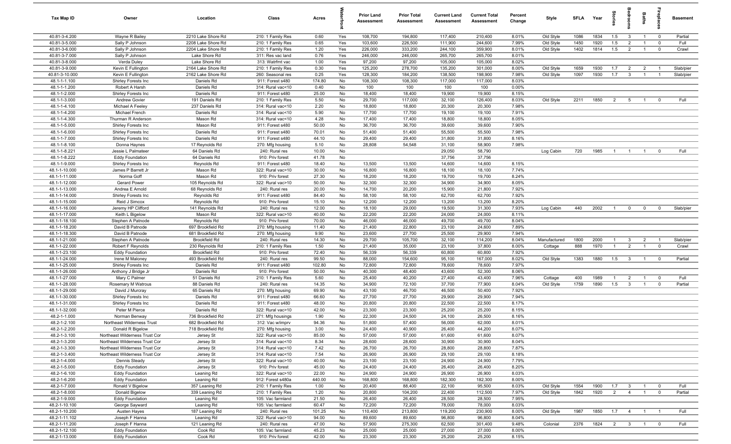| Tax Map ID | Owner | Location | Class | Acres | Waterfront | Prior Land Assessment | Prior Total Assessment | Current Land Assessment | Current Total Assessment | Percent Change | Style | SFLA | Year | Stories | Bedrooms | Baths | Fireplaces | Basement |
|---|---|---|---|---|---|---|---|---|---|---|---|---|---|---|---|---|---|---|
| 40.81-3-4.200 | Wayne R Bailey | 2210 Lake Shore Rd | 210: 1 Family Res | 0.60 | Yes | 108,700 | 194,800 | 117,400 | 210,400 | 8.01% | Old Style | 1086 | 1834 | 1.5 | 3 | 1 | 0 | Partial |
| 40.81-3-5.000 | Sally P Johnson | 2208 Lake Shore Rd | 210: 1 Family Res | 0.65 | Yes | 103,600 | 226,500 | 111,900 | 244,600 | 7.99% | Old Style | 1450 | 1920 | 1.5 | 2 | 1 | 0 | Full |
| 40.81-3-6.000 | Sally P Johnson | 2204 Lake Shore Rd | 210: 1 Family Res | 1.20 | Yes | 226,000 | 333,200 | 244,100 | 359,900 | 8.01% | Old Style | 1402 | 1814 | 1.5 | 2 | 1 | 0 | Crawl |
| 40.81-3-7.000 | Sally P Johnson | Lake Shore Rd | 311: Res vac land | 0.76 | Yes | 246,000 | 246,000 | 265,700 | 265,700 | 8.01% | | | | | | | | |
| 40.81-3-8.000 | Verda Duley | Lake Shore Rd | 313: Watrfrnt vac | 1.00 | Yes | 97,200 | 97,200 | 105,000 | 105,000 | 8.02% | | | | | | | | |
| 40.81-3-9.000 | Kevin E Fullington | 2164 Lake Shore Rd | 210: 1 Family Res | 0.30 | Yes | 125,200 | 278,700 | 135,200 | 301,000 | 8.00% | Old Style | 1659 | 1930 | 1.7 | 2 | 2 | 1 | Slab/pier |
| 40.81-3-10.000 | Kevin E Fullington | 2162 Lake Shore Rd | 260: Seasonal res | 0.25 | Yes | 128,300 | 184,200 | 138,500 | 198,900 | 7.98% | Old Style | 1097 | 1930 | 1.7 | 3 | 1 | 1 | Slab/pier |
| 48.1-1-1.100 | Shirley Forests Inc | Daniels Rd | 911: Forest s480 | 174.80 | No | 108,300 | 108,300 | 117,000 | 117,000 | 8.03% | | | | | | | | |
| 48.1-1-1.200 | Robert A Harsh | Daniels Rd | 314: Rural vac<10 | 0.40 | No | 100 | 100 | 100 | 100 | 0.00% | | | | | | | | |
| 48.1-1-2.000 | Shirley Forests Inc | Daniels Rd | 911: Forest s480 | 25.00 | No | 18,400 | 18,400 | 19,900 | 19,900 | 8.15% | | | | | | | | |
| 48.1-1-3.000 | Andrew Govier | 191 Daniels Rd | 210: 1 Family Res | 5.50 | No | 29,700 | 117,000 | 32,100 | 126,400 | 8.03% | Old Style | 2211 | 1850 | 2 | 5 | 1 | 0 | Full |
| 48.1-1-4.100 | Michael A Feeley | 237 Daniels Rd | 314: Rural vac<10 | 2.20 | No | 18,800 | 18,800 | 20,300 | 20,300 | 7.98% | | | | | | | | |
| 48.1-1-4.200 | Michael French | Daniels Rd | 314: Rural vac<10 | 5.90 | No | 17,700 | 17,700 | 19,100 | 19,100 | 7.91% | | | | | | | | |
| 48.1-1-4.300 | Thurman R Anderson | Mason Rd | 314: Rural vac<10 | 4.28 | No | 17,400 | 17,400 | 18,800 | 18,800 | 8.05% | | | | | | | | |
| 48.1-1-5.000 | Shirley Forests Inc | Mason Rd | 911: Forest s480 | 50.00 | No | 36,700 | 36,700 | 39,600 | 39,600 | 7.90% | | | | | | | | |
| 48.1-1-6.000 | Shirley Forests Inc | Daniels Rd | 911: Forest s480 | 70.01 | No | 51,400 | 51,400 | 55,500 | 55,500 | 7.98% | | | | | | | | |
| 48.1-1-7.000 | Shirley Forests Inc | Daniels Rd | 911: Forest s480 | 44.10 | No | 29,400 | 29,400 | 31,800 | 31,800 | 8.16% | | | | | | | | |
| 48.1-1-8.100 | Donna Haynes | 17 Reynolds Rd | 270: Mfg housing | 5.10 | No | 28,808 | 54,548 | 31,100 | 58,900 | 7.98% | | | | | | | | |
| 48.1-1-8.221 | Jessie L Palmateer | 64 Daniels Rd | 240: Rural res | 10.00 | No | | | 29,050 | 58,790 | | Log Cabin | 720 | 1985 | 1 | 1 | 1 | 0 | Full |
| 48.1-1-8.222 | Eddy Foundation | 64 Daniels Rd | 910: Priv forest | 41.78 | No | | | 37,756 | 37,756 | | | | | | | | | |
| 48.1-1-9.000 | Shirley Forests Inc | Reynolds Rd | 911: Forest s480 | 18.40 | No | 13,500 | 13,500 | 14,600 | 14,600 | 8.15% | | | | | | | | |
| 48.1-1-10.000 | James P Barrett Jr | Mason Rd | 322: Rural vac>10 | 30.00 | No | 16,800 | 16,800 | 18,100 | 18,100 | 7.74% | | | | | | | | |
| 48.1-1-11.000 | Norma Goff | Mason Rd | 910: Priv forest | 27.30 | No | 18,200 | 18,200 | 19,700 | 19,700 | 8.24% | | | | | | | | |
| 48.1-1-12.000 | Gerard Power | 105 Reynolds Rd | 322: Rural vac>10 | 50.00 | No | 32,300 | 32,300 | 34,900 | 34,900 | 8.05% | | | | | | | | |
| 48.1-1-13.000 | Andrea E Arnold | 68 Reynolds Rd | 240: Rural res | 20.00 | No | 14,700 | 20,200 | 15,900 | 21,800 | 7.92% | | | | | | | | |
| 48.1-1-14.000 | Shirley Forests Inc | Reynolds Rd | 911: Forest s480 | 84.40 | No | 58,100 | 58,100 | 62,700 | 62,700 | 7.92% | | | | | | | | |
| 48.1-1-15.000 | Reid J Simcox | Reynolds Rd | 910: Priv forest | 15.10 | No | 12,200 | 12,200 | 13,200 | 13,200 | 8.20% | | | | | | | | |
| 48.1-1-16.000 | Jeremy HP Clifford | 141 Reynolds Rd | 240: Rural res | 12.00 | No | 18,100 | 29,000 | 19,500 | 31,300 | 7.93% | Log Cabin | 440 | 2002 | 1 | 0 | 0 | 0 | Slab/pier |
| 48.1-1-17.000 | Keith L Bigelow | Mason Rd | 322: Rural vac>10 | 40.00 | No | 22,200 | 22,200 | 24,000 | 24,000 | 8.11% | | | | | | | | |
| 48.1-1-18.100 | Stephen A Patnode | Reynolds Rd | 910: Priv forest | 70.00 | No | 46,000 | 46,000 | 49,700 | 49,700 | 8.04% | | | | | | | | |
| 48.1-1-18.200 | David B Patnode | 697 Brookfield Rd | 270: Mfg housing | 11.40 | No | 21,400 | 22,800 | 23,100 | 24,600 | 7.89% | | | | | | | | |
| 48.1-1-18.300 | David B Patnode | 681 Brookfield Rd | 270: Mfg housing | 9.90 | No | 23,600 | 27,700 | 25,500 | 29,900 | 7.94% | | | | | | | | |
| 48.1-1-21.000 | Stephen A Patnode | Brookfield Rd | 240: Rural res | 14.30 | No | 29,700 | 105,700 | 32,100 | 114,200 | 8.04% | Manufactured | 1800 | 2000 | 1 | 3 | 2 | 1 | Slab/pier |
| 48.1-1-22.000 | Robert F Reynolds | 230 Reynolds Rd | 210: 1 Family Res | 1.50 | No | 21,400 | 35,000 | 23,100 | 37,800 | 8.00% | Cottage | 888 | 1970 | 1 | 2 | 1 | 0 | Crawl |
| 48.1-1-23.100 | Eddy Foundation | Brookfield Rd | 910: Priv forest | 72.40 | No | 56,339 | 56,339 | 60,800 | 60,800 | 7.92% | | | | | | | | |
| 48.1-1-24.000 | Irene M Maloney | 493 Brookfield Rd | 240: Rural res | 99.50 | No | 88,000 | 154,600 | 95,100 | 167,000 | 8.02% | Old Style | 1383 | 1880 | 1.5 | 3 | 1 | 0 | Partial |
| 48.1-1-25.000 | Shirley Forests Inc | Daniels Rd | 911: Forest s480 | 102.80 | No | 72,800 | 72,800 | 78,600 | 78,600 | 7.97% | | | | | | | | |
| 48.1-1-26.000 | Anthony J Bridge Jr | Daniels Rd | 910: Priv forest | 50.00 | No | 40,300 | 48,400 | 43,600 | 52,300 | 8.06% | | | | | | | | |
| 48.1-1-27.000 | Mary C Palmer | 51 Daniels Rd | 210: 1 Family Res | 5.60 | No | 25,400 | 40,200 | 27,400 | 43,400 | 7.96% | Cottage | 400 | 1989 | 1 | 2 | 1 | 0 | Full |
| 48.1-1-28.000 | Rosemary M Watrous | 88 Daniels Rd | 240: Rural res | 14.35 | No | 34,900 | 72,100 | 37,700 | 77,900 | 8.04% | Old Style | 1759 | 1890 | 1.5 | 3 | 1 | 0 | Partial |
| 48.1-1-29.000 | David J Murcray | 65 Daniels Rd | 270: Mfg housing | 69.90 | No | 43,100 | 46,700 | 46,500 | 50,400 | 7.92% | | | | | | | | |
| 48.1-1-30.000 | Shirley Forests Inc | Daniels Rd | 911: Forest s480 | 66.60 | No | 27,700 | 27,700 | 29,900 | 29,900 | 7.94% | | | | | | | | |
| 48.1-1-31.000 | Shirley Forests Inc | Daniels Rd | 911: Forest s480 | 48.00 | No | 20,800 | 20,800 | 22,500 | 22,500 | 8.17% | | | | | | | | |
| 48.1-1-32.000 | Peter M Pierce | Daniels Rd | 322: Rural vac>10 | 42.00 | No | 23,300 | 23,300 | 25,200 | 25,200 | 8.15% | | | | | | | | |
| 48.2-1-1.000 | Norman Benway | 736 Brookfield Rd | 271: Mfg housings | 1.90 | No | 22,300 | 24,500 | 24,100 | 26,500 | 8.16% | | | | | | | | |
| 48.2-1-2.100 | Northeast Wilderness Trust | 682 Brookfield Rd | 312: Vac w/imprv | 94.36 | No | 51,800 | 57,400 | 56,000 | 62,000 | 8.01% | | | | | | | | |
| 48.2-1-2.200 | Donald R Bigelow | 718 Brookfield Rd | 270: Mfg housing | 3.00 | No | 24,400 | 40,900 | 26,400 | 44,200 | 8.07% | | | | | | | | |
| 48.2-1-3.100 | Northeast Wilderness Trust Cor | Jersey St | 322: Rural vac>10 | 85.00 | No | 57,000 | 57,000 | 61,600 | 61,600 | 8.07% | | | | | | | | |
| 48.2-1-3.200 | Northeast Wilderness Trust Cor | Jersey St | 314: Rural vac<10 | 8.34 | No | 28,600 | 28,600 | 30,900 | 30,900 | 8.04% | | | | | | | | |
| 48.2-1-3.300 | Northeast Wilderness Trust Cor | Jersey St | 314: Rural vac<10 | 7.42 | No | 26,700 | 26,700 | 28,800 | 28,800 | 7.87% | | | | | | | | |
| 48.2-1-3.400 | Northeast Wilderness Trust Cor | Jersey St | 314: Rural vac<10 | 7.54 | No | 26,900 | 26,900 | 29,100 | 29,100 | 8.18% | | | | | | | | |
| 48.2-1-4.000 | Dennis Steady | Jersey St | 322: Rural vac>10 | 40.00 | No | 23,100 | 23,100 | 24,900 | 24,900 | 7.79% | | | | | | | | |
| 48.2-1-5.000 | Eddy Foundation | Jersey St | 910: Priv forest | 45.00 | No | 24,400 | 24,400 | 26,400 | 26,400 | 8.20% | | | | | | | | |
| 48.2-1-6.100 | Eddy Foundation | Leaning Rd | 322: Rural vac>10 | 22.00 | No | 24,900 | 24,900 | 26,900 | 26,900 | 8.03% | | | | | | | | |
| 48.2-1-6.200 | Eddy Foundation | Leaning Rd | 912: Forest s480a | 440.00 | No | 168,800 | 168,800 | 182,300 | 182,300 | 8.00% | | | | | | | | |
| 48.2-1-7.000 | Ronald V Bigelow | 357 Leaning Rd | 210: 1 Family Res | 1.00 | No | 20,400 | 88,400 | 22,100 | 95,500 | 8.03% | Old Style | 1554 | 1900 | 1.7 | 3 | 1 | 0 | Full |
| 48.2-1-8.000 | Donald Bigelow | 339 Leaning Rd | 210: 1 Family Res | 1.20 | No | 20,800 | 104,200 | 22,400 | 112,500 | 7.97% | Old Style | 1842 | 1920 | 2 | 4 | 1 | 0 | Partial |
| 48.2-1-9.000 | Eddy Foundation | Leaning Rd | 105: Vac farmland | 21.50 | No | 26,400 | 26,400 | 28,500 | 28,500 | 7.95% | | | | | | | | |
| 48.2-1-10.100 | George Sayward | Leaning Rd | 105: Vac farmland | 60.47 | No | 72,200 | 72,200 | 78,000 | 78,000 | 8.03% | | | | | | | | |
| 48.2-1-10.200 | Austen Hayes | 187 Leaning Rd | 240: Rural res | 101.25 | No | 110,400 | 213,800 | 119,200 | 230,900 | 8.00% | Old Style | 1987 | 1850 | 1.7 | 4 | 1 | 1 | Full |
| 48.2-1-11.102 | Joseph F Hanna | Leaning Rd | 322: Rural vac>10 | 94.00 | No | 89,600 | 89,600 | 96,800 | 96,800 | 8.04% | | | | | | | | |
| 48.2-1-11.200 | Joseph F Hanna | 121 Leaning Rd | 240: Rural res | 47.00 | No | 57,900 | 275,300 | 62,500 | 301,400 | 9.48% | Colonial | 2376 | 1824 | 2 | 3 | 1 | 0 | Full |
| 48.2-1-12.100 | Eddy Foundation | Cook Rd | 105: Vac farmland | 45.23 | No | 25,000 | 25,000 | 27,000 | 27,000 | 8.00% | | | | | | | | |
| 48.2-1-13.000 | Eddy Foundation | Cook Rd | 910: Priv forest | 42.00 | No | 23,300 | 23,300 | 25,200 | 25,200 | 8.15% | | | | | | | | |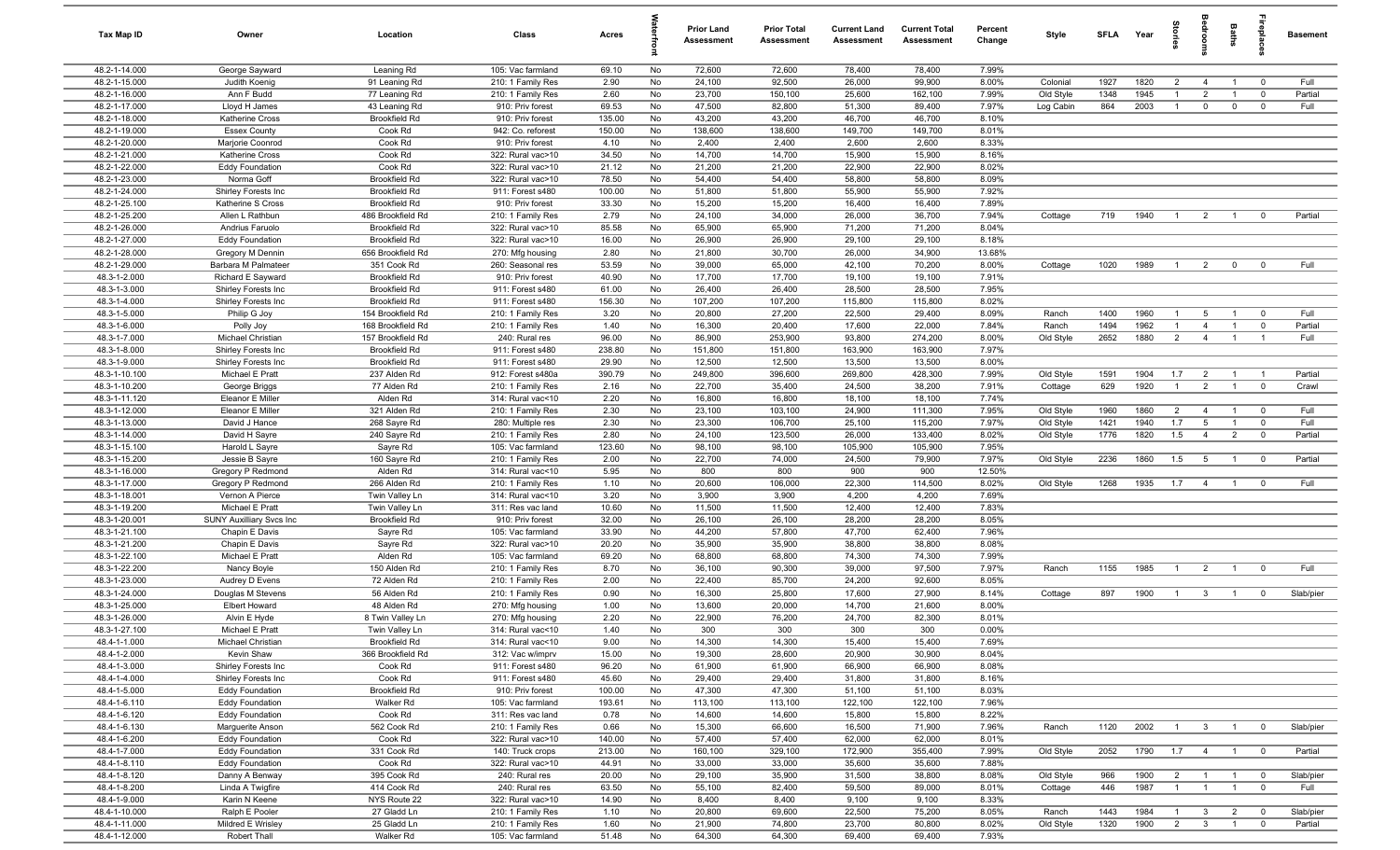| Tax Map ID | Owner | Location | Class | Acres | Waterfront | Prior Land Assessment | Prior Total Assessment | Current Land Assessment | Current Total Assessment | Percent Change | Style | SFLA | Year | Stories | Bedrooms | Baths | Fireplaces | Basement |
|---|---|---|---|---|---|---|---|---|---|---|---|---|---|---|---|---|---|---|
| 48.2-1-14.000 | George Sayward | Leaning Rd | 105: Vac farmland | 69.10 | No | 72,600 | 72,600 | 78,400 | 78,400 | 7.99% | | | | | | | | |
| 48.2-1-15.000 | Judith Koenig | 91 Leaning Rd | 210: 1 Family Res | 2.90 | No | 24,100 | 92,500 | 26,000 | 99,900 | 8.00% | Colonial | 1927 | 1820 | 2 | 4 | 1 | 0 | Full |
| 48.2-1-16.000 | Ann F Budd | 77 Leaning Rd | 210: 1 Family Res | 2.60 | No | 23,700 | 150,100 | 25,600 | 162,100 | 7.99% | Old Style | 1348 | 1945 | 1 | 2 | 1 | 0 | Partial |
| 48.2-1-17.000 | Lloyd H James | 43 Leaning Rd | 910: Priv forest | 69.53 | No | 47,500 | 82,800 | 51,300 | 89,400 | 7.97% | Log Cabin | 864 | 2003 | 1 | 0 | 0 | 0 | Full |
| 48.2-1-18.000 | Katherine Cross | Brookfield Rd | 910: Priv forest | 135.00 | No | 43,200 | 43,200 | 46,700 | 46,700 | 8.10% | | | | | | | | |
| 48.2-1-19.000 | Essex County | Cook Rd | 942: Co. reforest | 150.00 | No | 138,600 | 138,600 | 149,700 | 149,700 | 8.01% | | | | | | | | |
| 48.2-1-20.000 | Marjorie Coonrod | Cook Rd | 910: Priv forest | 4.10 | No | 2,400 | 2,400 | 2,600 | 2,600 | 8.33% | | | | | | | | |
| 48.2-1-21.000 | Katherine Cross | Cook Rd | 322: Rural vac>10 | 34.50 | No | 14,700 | 14,700 | 15,900 | 15,900 | 8.16% | | | | | | | | |
| 48.2-1-22.000 | Eddy Foundation | Cook Rd | 322: Rural vac>10 | 21.12 | No | 21,200 | 21,200 | 22,900 | 22,900 | 8.02% | | | | | | | | |
| 48.2-1-23.000 | Norma Goff | Brookfield Rd | 322: Rural vac>10 | 78.50 | No | 54,400 | 54,400 | 58,800 | 58,800 | 8.09% | | | | | | | | |
| 48.2-1-24.000 | Shirley Forests Inc | Brookfield Rd | 911: Forest s480 | 100.00 | No | 51,800 | 51,800 | 55,900 | 55,900 | 7.92% | | | | | | | | |
| 48.2-1-25.100 | Katherine S Cross | Brookfield Rd | 910: Priv forest | 33.30 | No | 15,200 | 15,200 | 16,400 | 16,400 | 7.89% | | | | | | | | |
| 48.2-1-25.200 | Allen L Rathbun | 486 Brookfield Rd | 210: 1 Family Res | 2.79 | No | 24,100 | 34,000 | 26,000 | 36,700 | 7.94% | Cottage | 719 | 1940 | 1 | 2 | 1 | 0 | Partial |
| 48.2-1-26.000 | Andrius Faruolo | Brookfield Rd | 322: Rural vac>10 | 85.58 | No | 65,900 | 65,900 | 71,200 | 71,200 | 8.04% | | | | | | | | |
| 48.2-1-27.000 | Eddy Foundation | Brookfield Rd | 322: Rural vac>10 | 16.00 | No | 26,900 | 26,900 | 29,100 | 29,100 | 8.18% | | | | | | | | |
| 48.2-1-28.000 | Gregory M Dennin | 656 Brookfield Rd | 270: Mfg housing | 2.80 | No | 21,800 | 30,700 | 26,000 | 34,900 | 13.68% | | | | | | | | |
| 48.2-1-29.000 | Barbara M Palmateer | 351 Cook Rd | 260: Seasonal res | 53.59 | No | 39,000 | 65,000 | 42,100 | 70,200 | 8.00% | Cottage | 1020 | 1989 | 1 | 2 | 0 | 0 | Full |
| 48.3-1-2.000 | Richard E Sayward | Brookfield Rd | 910: Priv forest | 40.90 | No | 17,700 | 17,700 | 19,100 | 19,100 | 7.91% | | | | | | | | |
| 48.3-1-3.000 | Shirley Forests Inc | Brookfield Rd | 911: Forest s480 | 61.00 | No | 26,400 | 26,400 | 28,500 | 28,500 | 7.95% | | | | | | | | |
| 48.3-1-4.000 | Shirley Forests Inc | Brookfield Rd | 911: Forest s480 | 156.30 | No | 107,200 | 107,200 | 115,800 | 115,800 | 8.02% | | | | | | | | |
| 48.3-1-5.000 | Philip G Joy | 154 Brookfield Rd | 210: 1 Family Res | 3.20 | No | 20,800 | 27,200 | 22,500 | 29,400 | 8.09% | Ranch | 1400 | 1960 | 1 | 5 | 1 | 0 | Full |
| 48.3-1-6.000 | Polly Joy | 168 Brookfield Rd | 210: 1 Family Res | 1.40 | No | 16,300 | 20,400 | 17,600 | 22,000 | 7.84% | Ranch | 1494 | 1962 | 1 | 4 | 1 | 0 | Partial |
| 48.3-1-7.000 | Michael Christian | 157 Brookfield Rd | 240: Rural res | 96.00 | No | 86,900 | 253,900 | 93,800 | 274,200 | 8.00% | Old Style | 2652 | 1880 | 2 | 4 | 1 | 1 | Full |
| 48.3-1-8.000 | Shirley Forests Inc | Brookfield Rd | 911: Forest s480 | 238.80 | No | 151,800 | 151,800 | 163,900 | 163,900 | 7.97% | | | | | | | | |
| 48.3-1-9.000 | Shirley Forests Inc | Brookfield Rd | 911: Forest s480 | 29.90 | No | 12,500 | 12,500 | 13,500 | 13,500 | 8.00% | | | | | | | | |
| 48.3-1-10.100 | Michael E Pratt | 237 Alden Rd | 912: Forest s480a | 390.79 | No | 249,800 | 396,600 | 269,800 | 428,300 | 7.99% | Old Style | 1591 | 1904 | 1.7 | 2 | 1 | 1 | Partial |
| 48.3-1-10.200 | George Briggs | 77 Alden Rd | 210: 1 Family Res | 2.16 | No | 22,700 | 35,400 | 24,500 | 38,200 | 7.91% | Cottage | 629 | 1920 | 1 | 2 | 1 | 0 | Crawl |
| 48.3-1-11.120 | Eleanor E Miller | Alden Rd | 314: Rural vac<10 | 2.20 | No | 16,800 | 16,800 | 18,100 | 18,100 | 7.74% | | | | | | | | |
| 48.3-1-12.000 | Eleanor E Miller | 321 Alden Rd | 210: 1 Family Res | 2.30 | No | 23,100 | 103,100 | 24,900 | 111,300 | 7.95% | Old Style | 1960 | 1860 | 2 | 4 | 1 | 0 | Full |
| 48.3-1-13.000 | David J Hance | 268 Sayre Rd | 280: Multiple res | 2.30 | No | 23,300 | 106,700 | 25,100 | 115,200 | 7.97% | Old Style | 1421 | 1940 | 1.7 | 5 | 1 | 0 | Full |
| 48.3-1-14.000 | David H Sayre | 240 Sayre Rd | 210: 1 Family Res | 2.80 | No | 24,100 | 123,500 | 26,000 | 133,400 | 8.02% | Old Style | 1776 | 1820 | 1.5 | 4 | 2 | 0 | Partial |
| 48.3-1-15.100 | Harold L Sayre | Sayre Rd | 105: Vac farmland | 123.60 | No | 98,100 | 98,100 | 105,900 | 105,900 | 7.95% | | | | | | | | |
| 48.3-1-15.200 | Jessie B Sayre | 160 Sayre Rd | 210: 1 Family Res | 2.00 | No | 22,700 | 74,000 | 24,500 | 79,900 | 7.97% | Old Style | 2236 | 1860 | 1.5 | 5 | 1 | 0 | Partial |
| 48.3-1-16.000 | Gregory P Redmond | Alden Rd | 314: Rural vac<10 | 5.95 | No | 800 | 800 | 900 | 900 | 12.50% | | | | | | | | |
| 48.3-1-17.000 | Gregory P Redmond | 266 Alden Rd | 210: 1 Family Res | 1.10 | No | 20,600 | 106,000 | 22,300 | 114,500 | 8.02% | Old Style | 1268 | 1935 | 1.7 | 4 | 1 | 0 | Full |
| 48.3-1-18.001 | Vernon A Pierce | Twin Valley Ln | 314: Rural vac<10 | 3.20 | No | 3,900 | 3,900 | 4,200 | 4,200 | 7.69% | | | | | | | | |
| 48.3-1-19.200 | Michael E Pratt | Twin Valley Ln | 311: Res vac land | 10.60 | No | 11,500 | 11,500 | 12,400 | 12,400 | 7.83% | | | | | | | | |
| 48.3-1-20.001 | SUNY Auxilliary Svcs Inc | Brookfield Rd | 910: Priv forest | 32.00 | No | 26,100 | 26,100 | 28,200 | 28,200 | 8.05% | | | | | | | | |
| 48.3-1-21.100 | Chapin E Davis | Sayre Rd | 105: Vac farmland | 33.90 | No | 44,200 | 57,800 | 47,700 | 62,400 | 7.96% | | | | | | | | |
| 48.3-1-21.200 | Chapin E Davis | Sayre Rd | 322: Rural vac>10 | 20.20 | No | 35,900 | 35,900 | 38,800 | 38,800 | 8.08% | | | | | | | | |
| 48.3-1-22.100 | Michael E Pratt | Alden Rd | 105: Vac farmland | 69.20 | No | 68,800 | 68,800 | 74,300 | 74,300 | 7.99% | | | | | | | | |
| 48.3-1-22.200 | Nancy Boyle | 150 Alden Rd | 210: 1 Family Res | 8.70 | No | 36,100 | 90,300 | 39,000 | 97,500 | 7.97% | Ranch | 1155 | 1985 | 1 | 2 | 1 | 0 | Full |
| 48.3-1-23.000 | Audrey D Evens | 72 Alden Rd | 210: 1 Family Res | 2.00 | No | 22,400 | 85,700 | 24,200 | 92,600 | 8.05% | | | | | | | | |
| 48.3-1-24.000 | Douglas M Stevens | 56 Alden Rd | 210: 1 Family Res | 0.90 | No | 16,300 | 25,800 | 17,600 | 27,900 | 8.14% | Cottage | 897 | 1900 | 1 | 3 | 1 | 0 | Slab/pier |
| 48.3-1-25.000 | Elbert Howard | 48 Alden Rd | 270: Mfg housing | 1.00 | No | 13,600 | 20,000 | 14,700 | 21,600 | 8.00% | | | | | | | | |
| 48.3-1-26.000 | Alvin E Hyde | 8 Twin Valley Ln | 270: Mfg housing | 2.20 | No | 22,900 | 76,200 | 24,700 | 82,300 | 8.01% | | | | | | | | |
| 48.3-1-27.100 | Michael E Pratt | Twin Valley Ln | 314: Rural vac<10 | 1.40 | No | 300 | 300 | 300 | 300 | 0.00% | | | | | | | | |
| 48.4-1-1.000 | Michael Christian | Brookfield Rd | 314: Rural vac<10 | 9.00 | No | 14,300 | 14,300 | 15,400 | 15,400 | 7.69% | | | | | | | | |
| 48.4-1-2.000 | Kevin Shaw | 366 Brookfield Rd | 312: Vac w/imprv | 15.00 | No | 19,300 | 28,600 | 20,900 | 30,900 | 8.04% | | | | | | | | |
| 48.4-1-3.000 | Shirley Forests Inc | Cook Rd | 911: Forest s480 | 96.20 | No | 61,900 | 61,900 | 66,900 | 66,900 | 8.08% | | | | | | | | |
| 48.4-1-4.000 | Shirley Forests Inc | Cook Rd | 911: Forest s480 | 45.60 | No | 29,400 | 29,400 | 31,800 | 31,800 | 8.16% | | | | | | | | |
| 48.4-1-5.000 | Eddy Foundation | Brookfield Rd | 910: Priv forest | 100.00 | No | 47,300 | 47,300 | 51,100 | 51,100 | 8.03% | | | | | | | | |
| 48.4-1-6.110 | Eddy Foundation | Walker Rd | 105: Vac farmland | 193.61 | No | 113,100 | 113,100 | 122,100 | 122,100 | 7.96% | | | | | | | | |
| 48.4-1-6.120 | Eddy Foundation | Cook Rd | 311: Res vac land | 0.78 | No | 14,600 | 14,600 | 15,800 | 15,800 | 8.22% | | | | | | | | |
| 48.4-1-6.130 | Marguerite Anson | 562 Cook Rd | 210: 1 Family Res | 0.66 | No | 15,300 | 66,600 | 16,500 | 71,900 | 7.96% | Ranch | 1120 | 2002 | 1 | 3 | 1 | 0 | Slab/pier |
| 48.4-1-6.200 | Eddy Foundation | Cook Rd | 322: Rural vac>10 | 140.00 | No | 57,400 | 57,400 | 62,000 | 62,000 | 8.01% | | | | | | | | |
| 48.4-1-7.000 | Eddy Foundation | 331 Cook Rd | 140: Truck crops | 213.00 | No | 160,100 | 329,100 | 172,900 | 355,400 | 7.99% | Old Style | 2052 | 1790 | 1.7 | 4 | 1 | 0 | Partial |
| 48.4-1-8.110 | Eddy Foundation | Cook Rd | 322: Rural vac>10 | 44.91 | No | 33,000 | 33,000 | 35,600 | 35,600 | 7.88% | | | | | | | | |
| 48.4-1-8.120 | Danny A Benway | 395 Cook Rd | 240: Rural res | 20.00 | No | 29,100 | 35,900 | 31,500 | 38,800 | 8.08% | Old Style | 966 | 1900 | 2 | 1 | 1 | 0 | Slab/pier |
| 48.4-1-8.200 | Linda A Twigfire | 414 Cook Rd | 240: Rural res | 63.50 | No | 55,100 | 82,400 | 59,500 | 89,000 | 8.01% | Cottage | 446 | 1987 | 1 | 1 | 1 | 0 | Full |
| 48.4-1-9.000 | Karin N Keene | NYS Route 22 | 322: Rural vac>10 | 14.90 | No | 8,400 | 8,400 | 9,100 | 9,100 | 8.33% | | | | | | | | |
| 48.4-1-10.000 | Ralph E Pooler | 27 Gladd Ln | 210: 1 Family Res | 1.10 | No | 20,800 | 69,600 | 22,500 | 75,200 | 8.05% | Ranch | 1443 | 1984 | 1 | 3 | 2 | 0 | Slab/pier |
| 48.4-1-11.000 | Mildred E Wrisley | 25 Gladd Ln | 210: 1 Family Res | 1.60 | No | 21,900 | 74,800 | 23,700 | 80,800 | 8.02% | Old Style | 1320 | 1900 | 2 | 3 | 1 | 0 | Partial |
| 48.4-1-12.000 | Robert Thall | Walker Rd | 105: Vac farmland | 51.48 | No | 64,300 | 64,300 | 69,400 | 69,400 | 7.93% | | | | | | | | |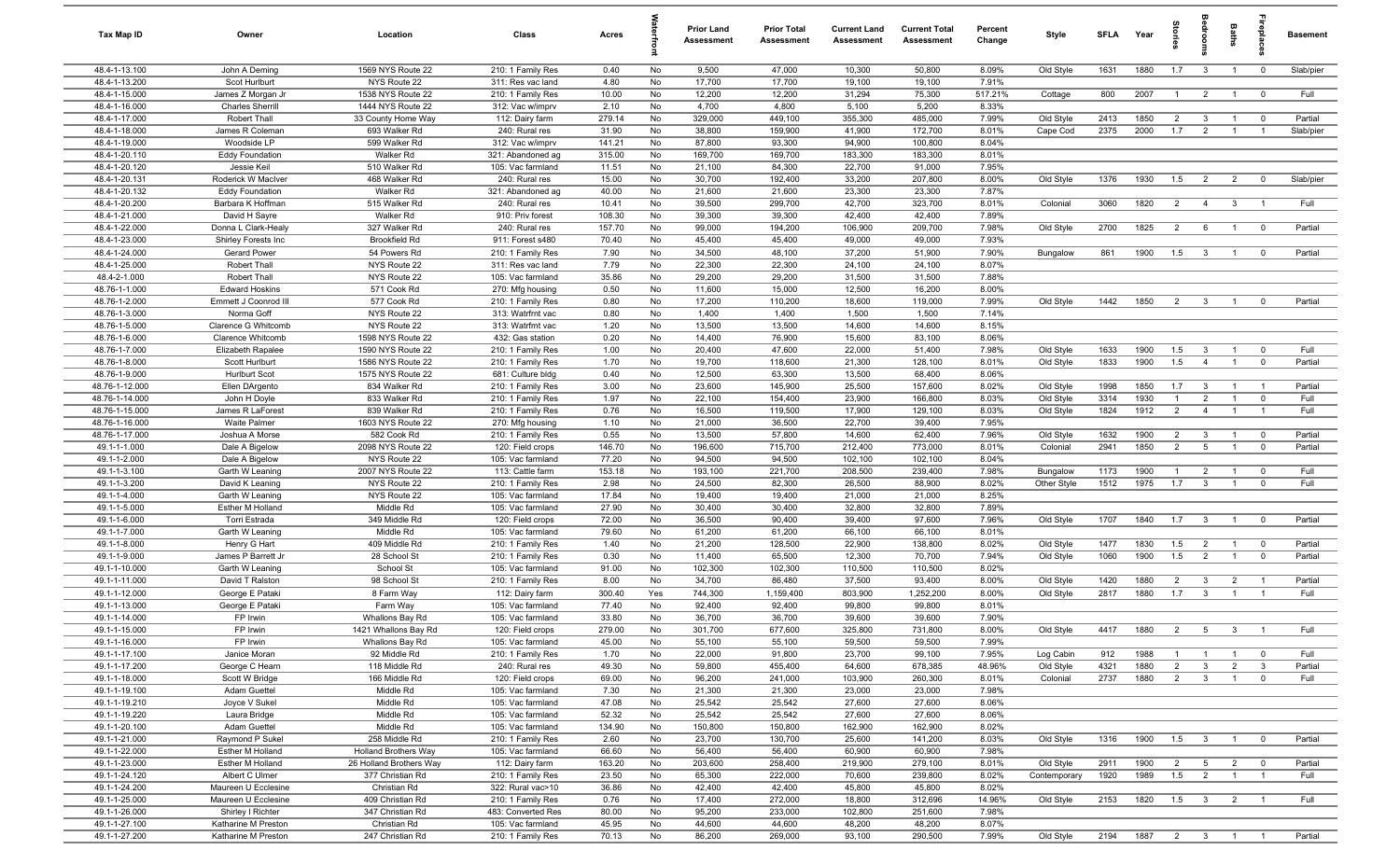| Tax Map ID | Owner | Location | Class | Acres | Waterfront | Prior Land Assessment | Prior Total Assessment | Current Land Assessment | Current Total Assessment | Percent Change | Style | SFLA | Year | Stories | Bedrooms | Baths | Fireplaces | Basement |
|---|---|---|---|---|---|---|---|---|---|---|---|---|---|---|---|---|---|---|
| 48.4-1-13.100 | John A Deming | 1569 NYS Route 22 | 210: 1 Family Res | 0.40 | No | 9,500 | 47,000 | 10,300 | 50,800 | 8.09% | Old Style | 1631 | 1880 | 1.7 | 3 | 1 | 0 | Slab/pier |
| 48.4-1-13.200 | Scot Hurlburt | NYS Route 22 | 311: Res vac land | 4.80 | No | 17,700 | 17,700 | 19,100 | 19,100 | 7.91% | | | | | | | | |
| 48.4-1-15.000 | James Z Morgan Jr | 1538 NYS Route 22 | 210: 1 Family Res | 10.00 | No | 12,200 | 12,200 | 31,294 | 75,300 | 517.21% | Cottage | 800 | 2007 | 1 | 2 | 1 | 0 | Full |
| 48.4-1-16.000 | Charles Sherrill | 1444 NYS Route 22 | 312: Vac w/imprv | 2.10 | No | 4,700 | 4,800 | 5,100 | 5,200 | 8.33% | | | | | | | | |
| 48.4-1-17.000 | Robert Thall | 33 County Home Way | 112: Dairy farm | 279.14 | No | 329,000 | 449,100 | 355,300 | 485,000 | 7.99% | Old Style | 2413 | 1850 | 2 | 3 | 1 | 0 | Partial |
| 48.4-1-18.000 | James R Coleman | 693 Walker Rd | 240: Rural res | 31.90 | No | 38,800 | 159,900 | 41,900 | 172,700 | 8.01% | Cape Cod | 2375 | 2000 | 1.7 | 2 | 1 | 1 | Slab/pier |
| 48.4-1-19.000 | Woodside LP | 599 Walker Rd | 312: Vac w/imprv | 141.21 | No | 87,800 | 93,300 | 94,900 | 100,800 | 8.04% | | | | | | | | |
| 48.4-1-20.110 | Eddy Foundation | Walker Rd | 321: Abandoned ag | 315.00 | No | 169,700 | 169,700 | 183,300 | 183,300 | 8.01% | | | | | | | | |
| 48.4-1-20.120 | Jessie Keil | 510 Walker Rd | 105: Vac farmland | 11.51 | No | 21,100 | 84,300 | 22,700 | 91,000 | 7.95% | | | | | | | | |
| 48.4-1-20.131 | Roderick W MacIver | 468 Walker Rd | 240: Rural res | 15.00 | No | 30,700 | 192,400 | 33,200 | 207,800 | 8.00% | Old Style | 1376 | 1930 | 1.5 | 2 | 2 | 0 | Slab/pier |
| 48.4-1-20.132 | Eddy Foundation | Walker Rd | 321: Abandoned ag | 40.00 | No | 21,600 | 21,600 | 23,300 | 23,300 | 7.87% | | | | | | | | |
| 48.4-1-20.200 | Barbara K Hoffman | 515 Walker Rd | 240: Rural res | 10.41 | No | 39,500 | 299,700 | 42,700 | 323,700 | 8.01% | Colonial | 3060 | 1820 | 2 | 4 | 3 | 1 | Full |
| 48.4-1-21.000 | David H Sayre | Walker Rd | 910: Priv forest | 108.30 | No | 39,300 | 39,300 | 42,400 | 42,400 | 7.89% | | | | | | | | |
| 48.4-1-22.000 | Donna L Clark-Healy | 327 Walker Rd | 240: Rural res | 157.70 | No | 99,000 | 194,200 | 106,900 | 209,700 | 7.98% | Old Style | 2700 | 1825 | 2 | 6 | 1 | 0 | Partial |
| 48.4-1-23.000 | Shirley Forests Inc | Brookfield Rd | 911: Forest s480 | 70.40 | No | 45,400 | 45,400 | 49,000 | 49,000 | 7.93% | | | | | | | | |
| 48.4-1-24.000 | Gerard Power | 54 Powers Rd | 210: 1 Family Res | 7.90 | No | 34,500 | 48,100 | 37,200 | 51,900 | 7.90% | Bungalow | 861 | 1900 | 1.5 | 3 | 1 | 0 | Partial |
| 48.4-1-25.000 | Robert Thall | NYS Route 22 | 311: Res vac land | 7.79 | No | 22,300 | 22,300 | 24,100 | 24,100 | 8.07% | | | | | | | | |
| 48.4-2-1.000 | Robert Thall | NYS Route 22 | 105: Vac farmland | 35.86 | No | 29,200 | 29,200 | 31,500 | 31,500 | 7.88% | | | | | | | | |
| 48.76-1-1.000 | Edward Hoskins | 571 Cook Rd | 270: Mfg housing | 0.50 | No | 11,600 | 15,000 | 12,500 | 16,200 | 8.00% | | | | | | | | |
| 48.76-1-2.000 | Emmett J Coonrod III | 577 Cook Rd | 210: 1 Family Res | 0.80 | No | 17,200 | 110,200 | 18,600 | 119,000 | 7.99% | Old Style | 1442 | 1850 | 2 | 3 | 1 | 0 | Partial |
| 48.76-1-3.000 | Norma Goff | NYS Route 22 | 313: Watrfrnt vac | 0.80 | No | 1,400 | 1,400 | 1,500 | 1,500 | 7.14% | | | | | | | | |
| 48.76-1-5.000 | Clarence G Whitcomb | NYS Route 22 | 313: Watrfrnt vac | 1.20 | No | 13,500 | 13,500 | 14,600 | 14,600 | 8.15% | | | | | | | | |
| 48.76-1-6.000 | Clarence Whitcomb | 1598 NYS Route 22 | 432: Gas station | 0.20 | No | 14,400 | 76,900 | 15,600 | 83,100 | 8.06% | | | | | | | | |
| 48.76-1-7.000 | Elizabeth Rapalee | 1590 NYS Route 22 | 210: 1 Family Res | 1.00 | No | 20,400 | 47,600 | 22,000 | 51,400 | 7.98% | Old Style | 1633 | 1900 | 1.5 | 3 | 1 | 0 | Full |
| 48.76-1-8.000 | Scott Hurlburt | 1586 NYS Route 22 | 210: 1 Family Res | 1.70 | No | 19,700 | 118,600 | 21,300 | 128,100 | 8.01% | Old Style | 1833 | 1900 | 1.5 | 4 | 1 | 0 | Partial |
| 48.76-1-9.000 | Hurlburt Scot | 1575 NYS Route 22 | 681: Culture bldg | 0.40 | No | 12,500 | 63,300 | 13,500 | 68,400 | 8.06% | | | | | | | | |
| 48.76-1-12.000 | Ellen DArgento | 834 Walker Rd | 210: 1 Family Res | 3.00 | No | 23,600 | 145,900 | 25,500 | 157,600 | 8.02% | Old Style | 1998 | 1850 | 1.7 | 3 | 1 | 1 | Partial |
| 48.76-1-14.000 | John H Doyle | 833 Walker Rd | 210: 1 Family Res | 1.97 | No | 22,100 | 154,400 | 23,900 | 166,800 | 8.03% | Old Style | 3314 | 1930 | 1 | 2 | 1 | 0 | Full |
| 48.76-1-15.000 | James R LaForest | 839 Walker Rd | 210: 1 Family Res | 0.76 | No | 16,500 | 119,500 | 17,900 | 129,100 | 8.03% | Old Style | 1824 | 1912 | 2 | 4 | 1 | 1 | Full |
| 48.76-1-16.000 | Waite Palmer | 1603 NYS Route 22 | 270: Mfg housing | 1.10 | No | 21,000 | 36,500 | 22,700 | 39,400 | 7.95% | | | | | | | | |
| 48.76-1-17.000 | Joshua A Morse | 582 Cook Rd | 210: 1 Family Res | 0.55 | No | 13,500 | 57,800 | 14,600 | 62,400 | 7.96% | Old Style | 1632 | 1900 | 2 | 3 | 1 | 0 | Partial |
| 49.1-1-1.000 | Dale A Bigelow | 2098 NYS Route 22 | 120: Field crops | 146.70 | No | 196,600 | 715,700 | 212,400 | 773,000 | 8.01% | Colonial | 2941 | 1850 | 2 | 5 | 1 | 0 | Partial |
| 49.1-1-2.000 | Dale A Bigelow | NYS Route 22 | 105: Vac farmland | 77.20 | No | 94,500 | 94,500 | 102,100 | 102,100 | 8.04% | | | | | | | | |
| 49.1-1-3.100 | Garth W Leaning | 2007 NYS Route 22 | 113: Cattle farm | 153.18 | No | 193,100 | 221,700 | 208,500 | 239,400 | 7.98% | Bungalow | 1173 | 1900 | 1 | 2 | 1 | 0 | Full |
| 49.1-1-3.200 | David K Leaning | NYS Route 22 | 210: 1 Family Res | 2.98 | No | 24,500 | 82,300 | 26,500 | 88,900 | 8.02% | Other Style | 1512 | 1975 | 1.7 | 3 | 1 | 0 | Full |
| 49.1-1-4.000 | Garth W Leaning | NYS Route 22 | 105: Vac farmland | 17.84 | No | 19,400 | 19,400 | 21,000 | 21,000 | 8.25% | | | | | | | | |
| 49.1-1-5.000 | Esther M Holland | Middle Rd | 105: Vac farmland | 27.90 | No | 30,400 | 30,400 | 32,800 | 32,800 | 7.89% | | | | | | | | |
| 49.1-1-6.000 | Torri Estrada | 349 Middle Rd | 120: Field crops | 72.00 | No | 36,500 | 90,400 | 39,400 | 97,600 | 7.96% | Old Style | 1707 | 1840 | 1.7 | 3 | 1 | 0 | Partial |
| 49.1-1-7.000 | Garth W Leaning | Middle Rd | 105: Vac farmland | 79.60 | No | 61,200 | 61,200 | 66,100 | 66,100 | 8.01% | | | | | | | | |
| 49.1-1-8.000 | Henry G Hart | 409 Middle Rd | 210: 1 Family Res | 1.40 | No | 21,200 | 128,500 | 22,900 | 138,800 | 8.02% | Old Style | 1477 | 1830 | 1.5 | 2 | 1 | 0 | Partial |
| 49.1-1-9.000 | James P Barrett Jr | 28 School St | 210: 1 Family Res | 0.30 | No | 11,400 | 65,500 | 12,300 | 70,700 | 7.94% | Old Style | 1060 | 1900 | 1.5 | 2 | 1 | 0 | Partial |
| 49.1-1-10.000 | Garth W Leaning | School St | 105: Vac farmland | 91.00 | No | 102,300 | 102,300 | 110,500 | 110,500 | 8.02% | | | | | | | | |
| 49.1-1-11.000 | David T Ralston | 98 School St | 210: 1 Family Res | 8.00 | No | 34,700 | 86,480 | 37,500 | 93,400 | 8.00% | Old Style | 1420 | 1880 | 2 | 3 | 2 | 1 | Partial |
| 49.1-1-12.000 | George E Pataki | 8 Farm Way | 112: Dairy farm | 300.40 | Yes | 744,300 | 1,159,400 | 803,900 | 1,252,200 | 8.00% | Old Style | 2817 | 1880 | 1.7 | 3 | 1 | 1 | Full |
| 49.1-1-13.000 | George E Pataki | Farm Way | 105: Vac farmland | 77.40 | No | 92,400 | 92,400 | 99,800 | 99,800 | 8.01% | | | | | | | | |
| 49.1-1-14.000 | FP Irwin | Whallons Bay Rd | 105: Vac farmland | 33.80 | No | 36,700 | 36,700 | 39,600 | 39,600 | 7.90% | | | | | | | | |
| 49.1-1-15.000 | FP Irwin | 1421 Whallons Bay Rd | 120: Field crops | 279.00 | No | 301,700 | 677,600 | 325,800 | 731,800 | 8.00% | Old Style | 4417 | 1880 | 2 | 5 | 3 | 1 | Full |
| 49.1-1-16.000 | FP Irwin | Whallons Bay Rd | 105: Vac farmland | 45.00 | No | 55,100 | 55,100 | 59,500 | 59,500 | 7.99% | | | | | | | | |
| 49.1-1-17.100 | Janice Moran | 92 Middle Rd | 210: 1 Family Res | 1.70 | No | 22,000 | 91,800 | 23,700 | 99,100 | 7.95% | Log Cabin | 912 | 1988 | 1 | 1 | 1 | 0 | Full |
| 49.1-1-17.200 | George C Hearn | 118 Middle Rd | 240: Rural res | 49.30 | No | 59,800 | 455,400 | 64,600 | 678,385 | 48.96% | Old Style | 4321 | 1880 | 2 | 3 | 2 | 3 | Partial |
| 49.1-1-18.000 | Scott W Bridge | 166 Middle Rd | 120: Field crops | 69.00 | No | 96,200 | 241,000 | 103,900 | 260,300 | 8.01% | Colonial | 2737 | 1880 | 2 | 3 | 1 | 0 | Full |
| 49.1-1-19.100 | Adam Guettel | Middle Rd | 105: Vac farmland | 7.30 | No | 21,300 | 21,300 | 23,000 | 23,000 | 7.98% | | | | | | | | |
| 49.1-1-19.210 | Joyce V Sukel | Middle Rd | 105: Vac farmland | 47.08 | No | 25,542 | 25,542 | 27,600 | 27,600 | 8.06% | | | | | | | | |
| 49.1-1-19.220 | Laura Bridge | Middle Rd | 105: Vac farmland | 52.32 | No | 25,542 | 25,542 | 27,600 | 27,600 | 8.06% | | | | | | | | |
| 49.1-1-20.100 | Adam Guettel | Middle Rd | 105: Vac farmland | 134.90 | No | 150,800 | 150,800 | 162,900 | 162,900 | 8.02% | | | | | | | | |
| 49.1-1-21.000 | Raymond P Sukel | 258 Middle Rd | 210: 1 Family Res | 2.60 | No | 23,700 | 130,700 | 25,600 | 141,200 | 8.03% | Old Style | 1316 | 1900 | 1.5 | 3 | 1 | 0 | Partial |
| 49.1-1-22.000 | Esther M Holland | Holland Brothers Way | 105: Vac farmland | 66.60 | No | 56,400 | 56,400 | 60,900 | 60,900 | 7.98% | | | | | | | | |
| 49.1-1-23.000 | Esther M Holland | 26 Holland Brothers Way | 112: Dairy farm | 163.20 | No | 203,600 | 258,400 | 219,900 | 279,100 | 8.01% | Old Style | 2911 | 1900 | 2 | 5 | 2 | 0 | Partial |
| 49.1-1-24.120 | Albert C Ulmer | 377 Christian Rd | 210: 1 Family Res | 23.50 | No | 65,300 | 222,000 | 70,600 | 239,800 | 8.02% | Contemporary | 1920 | 1989 | 1.5 | 2 | 1 | 1 | Full |
| 49.1-1-24.200 | Maureen U Ecclesine | Christian Rd | 322: Rural vac>10 | 36.86 | No | 42,400 | 42,400 | 45,800 | 45,800 | 8.02% | | | | | | | | |
| 49.1-1-25.000 | Maureen U Ecclesine | 409 Christian Rd | 210: 1 Family Res | 0.76 | No | 17,400 | 272,000 | 18,800 | 312,696 | 14.96% | Old Style | 2153 | 1820 | 1.5 | 3 | 2 | 1 | Full |
| 49.1-1-26.000 | Shirley I Richter | 347 Christian Rd | 483: Converted Res | 80.00 | No | 95,200 | 233,000 | 102,800 | 251,600 | 7.98% | | | | | | | | |
| 49.1-1-27.100 | Katharine M Preston | Christian Rd | 105: Vac farmland | 45.95 | No | 44,600 | 44,600 | 48,200 | 48,200 | 8.07% | | | | | | | | |
| 49.1-1-27.200 | Katharine M Preston | 247 Christian Rd | 210: 1 Family Res | 70.13 | No | 86,200 | 269,000 | 93,100 | 290,500 | 7.99% | Old Style | 2194 | 1887 | 2 | 3 | 1 | 1 | Partial |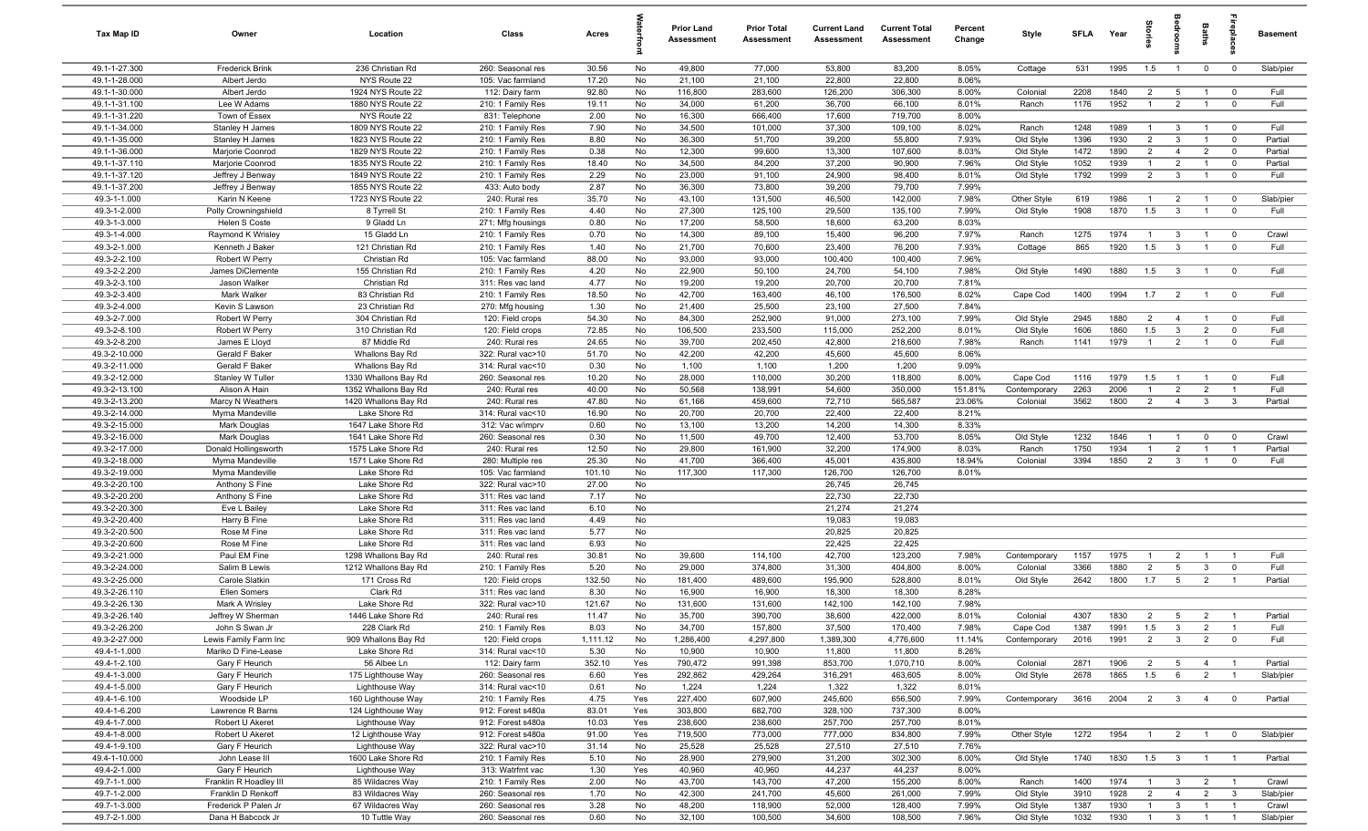| Tax Map ID | Owner | Location | Class | Acres | Waterfront | Prior Land Assessment | Prior Total Assessment | Current Land Assessment | Current Total Assessment | Percent Change | Style | SFLA | Year | Stories | Bedrooms | Baths | Fireplaces | Basement |
|---|---|---|---|---|---|---|---|---|---|---|---|---|---|---|---|---|---|---|
| 49.1-1-27.300 | Frederick Brink | 236 Christian Rd | 260: Seasonal res | 30.56 | No | 49,800 | 77,000 | 53,800 | 83,200 | 8.05% | Cottage | 531 | 1995 | 1.5 | 1 | 0 | 0 | Slab/pier |
| 49.1-1-28.000 | Albert Jerdo | NYS Route 22 | 105: Vac farmland | 17.20 | No | 21,100 | 21,100 | 22,800 | 22,800 | 8.06% | | | | | | | | |
| 49.1-1-30.000 | Albert Jerdo | 1924 NYS Route 22 | 112: Dairy farm | 92.80 | No | 116,800 | 283,600 | 126,200 | 306,300 | 8.00% | Colonial | 2208 | 1840 | 2 | 5 | 1 | 0 | Full |
| 49.1-1-31.100 | Lee W Adams | 1880 NYS Route 22 | 210: 1 Family Res | 19.11 | No | 34,000 | 61,200 | 36,700 | 66,100 | 8.01% | Ranch | 1176 | 1952 | 1 | 2 | 1 | 0 | Full |
| 49.1-1-31.220 | Town of Essex | NYS Route 22 | 831: Telephone | 2.00 | No | 16,300 | 666,400 | 17,600 | 719,700 | 8.00% | | | | | | | | |
| 49.1-1-34.000 | Stanley H James | 1809 NYS Route 22 | 210: 1 Family Res | 7.90 | No | 34,500 | 101,000 | 37,300 | 109,100 | 8.02% | Ranch | 1248 | 1989 | 1 | 3 | 1 | 0 | Full |
| 49.1-1-35.000 | Stanley H James | 1823 NYS Route 22 | 210: 1 Family Res | 8.80 | No | 36,300 | 51,700 | 39,200 | 55,800 | 7.93% | Old Style | 1396 | 1930 | 2 | 3 | 1 | 0 | Partial |
| 49.1-1-36.000 | Marjorie Coonrod | 1829 NYS Route 22 | 210: 1 Family Res | 0.38 | No | 12,300 | 99,600 | 13,300 | 107,600 | 8.03% | Old Style | 1472 | 1890 | 2 | 4 | 2 | 0 | Partial |
| 49.1-1-37.110 | Marjorie Coonrod | 1835 NYS Route 22 | 210: 1 Family Res | 18.40 | No | 34,500 | 84,200 | 37,200 | 90,900 | 7.96% | Old Style | 1052 | 1939 | 1 | 2 | 1 | 0 | Partial |
| 49.1-1-37.120 | Jeffrey J Benway | 1849 NYS Route 22 | 210: 1 Family Res | 2.29 | No | 23,000 | 91,100 | 24,900 | 98,400 | 8.01% | Old Style | 1792 | 1999 | 2 | 3 | 1 | 0 | Full |
| 49.1-1-37.200 | Jeffrey J Benway | 1855 NYS Route 22 | 433: Auto body | 2.87 | No | 36,300 | 73,800 | 39,200 | 79,700 | 7.99% | | | | | | | | |
| 49.3-1-1.000 | Karin N Keene | 1723 NYS Route 22 | 240: Rural res | 35.70 | No | 43,100 | 131,500 | 46,500 | 142,000 | 7.98% | Other Style | 619 | 1986 | 1 | 2 | 1 | 0 | Slab/pier |
| 49.3-1-2.000 | Polly Crowningshield | 8 Tyrrell St | 210: 1 Family Res | 4.40 | No | 27,300 | 125,100 | 29,500 | 135,100 | 7.99% | Old Style | 1908 | 1870 | 1.5 | 3 | 1 | 0 | Full |
| 49.3-1-3.000 | Helen S Coste | 9 Gladd Ln | 271: Mfg housings | 0.80 | No | 17,200 | 58,500 | 18,600 | 63,200 | 8.03% | | | | | | | | |
| 49.3-1-4.000 | Raymond K Wrisley | 15 Gladd Ln | 210: 1 Family Res | 0.70 | No | 14,300 | 89,100 | 15,400 | 96,200 | 7.97% | Ranch | 1275 | 1974 | 1 | 3 | 1 | 0 | Crawl |
| 49.3-2-1.000 | Kenneth J Baker | 121 Christian Rd | 210: 1 Family Res | 1.40 | No | 21,700 | 70,600 | 23,400 | 76,200 | 7.93% | Cottage | 865 | 1920 | 1.5 | 3 | 1 | 0 | Full |
| 49.3-2-2.100 | Robert W Perry | Christian Rd | 105: Vac farmland | 88.00 | No | 93,000 | 93,000 | 100,400 | 100,400 | 7.96% | | | | | | | | |
| 49.3-2-2.200 | James DiClemente | 155 Christian Rd | 210: 1 Family Res | 4.20 | No | 22,900 | 50,100 | 24,700 | 54,100 | 7.98% | Old Style | 1490 | 1880 | 1.5 | 3 | 1 | 0 | Full |
| 49.3-2-3.100 | Jason Walker | Christian Rd | 311: Res vac land | 4.77 | No | 19,200 | 19,200 | 20,700 | 20,700 | 7.81% | | | | | | | | |
| 49.3-2-3.400 | Mark Walker | 83 Christian Rd | 210: 1 Family Res | 18.50 | No | 42,700 | 163,400 | 46,100 | 176,500 | 8.02% | Cape Cod | 1400 | 1994 | 1.7 | 2 | 1 | 0 | Full |
| 49.3-2-4.000 | Kevin S Lawson | 23 Christian Rd | 270: Mfg housing | 1.30 | No | 21,400 | 25,500 | 23,100 | 27,500 | 7.84% | | | | | | | | |
| 49.3-2-7.000 | Robert W Perry | 304 Christian Rd | 120: Field crops | 54.30 | No | 84,300 | 252,900 | 91,000 | 273,100 | 7.99% | Old Style | 2945 | 1880 | 2 | 4 | 1 | 0 | Full |
| 49.3-2-8.100 | Robert W Perry | 310 Christian Rd | 120: Field crops | 72.85 | No | 106,500 | 233,500 | 115,000 | 252,200 | 8.01% | Old Style | 1606 | 1860 | 1.5 | 3 | 2 | 0 | Full |
| 49.3-2-8.200 | James E Lloyd | 87 Middle Rd | 240: Rural res | 24.65 | No | 39,700 | 202,450 | 42,800 | 218,600 | 7.98% | Ranch | 1141 | 1979 | 1 | 2 | 1 | 0 | Full |
| 49.3-2-10.000 | Gerald F Baker | Whallons Bay Rd | 322: Rural vac>10 | 51.70 | No | 42,200 | 42,200 | 45,600 | 45,600 | 8.06% | | | | | | | | |
| 49.3-2-11.000 | Gerald F Baker | Whallons Bay Rd | 314: Rural vac<10 | 0.30 | No | 1,100 | 1,100 | 1,200 | 1,200 | 9.09% | | | | | | | | |
| 49.3-2-12.000 | Stanley W Tuller | 1330 Whallons Bay Rd | 260: Seasonal res | 10.20 | No | 28,000 | 110,000 | 30,200 | 118,800 | 8.00% | Cape Cod | 1116 | 1979 | 1.5 | 1 | 1 | 0 | Full |
| 49.3-2-13.100 | Alison A Hain | 1352 Whallons Bay Rd | 240: Rural res | 40.00 | No | 50,568 | 138,991 | 54,600 | 350,000 | 151.81% | Contemporary | 2263 | 2006 | 1 | 2 | 2 | 1 | Full |
| 49.3-2-13.200 | Marcy N Weathers | 1420 Whallons Bay Rd | 240: Rural res | 47.80 | No | 61,166 | 459,600 | 72,710 | 565,587 | 23.06% | Colonial | 3562 | 1800 | 2 | 4 | 3 | 3 | Partial |
| 49.3-2-14.000 | Myrna Mandeville | Lake Shore Rd | 314: Rural vac<10 | 16.90 | No | 20,700 | 20,700 | 22,400 | 22,400 | 8.21% | | | | | | | | |
| 49.3-2-15.000 | Mark Douglas | 1647 Lake Shore Rd | 312: Vac w/imprv | 0.60 | No | 13,100 | 13,200 | 14,200 | 14,300 | 8.33% | | | | | | | | |
| 49.3-2-16.000 | Mark Douglas | 1641 Lake Shore Rd | 260: Seasonal res | 0.30 | No | 11,500 | 49,700 | 12,400 | 53,700 | 8.05% | Old Style | 1232 | 1846 | 1 | 1 | 0 | 0 | Crawl |
| 49.3-2-17.000 | Donald Hollingsworth | 1575 Lake Shore Rd | 240: Rural res | 12.50 | No | 29,800 | 161,900 | 32,200 | 174,900 | 8.03% | Ranch | 1750 | 1934 | 1 | 2 | 1 | 1 | Partial |
| 49.3-2-18.000 | Myrna Mandeville | 1571 Lake Shore Rd | 280: Multiple res | 25.30 | No | 41,700 | 366,400 | 45,001 | 435,800 | 18.94% | Colonial | 3394 | 1850 | 2 | 3 | 1 | 0 | Full |
| 49.3-2-19.000 | Myrna Mandeville | Lake Shore Rd | 105: Vac farmland | 101.10 | No | 117,300 | 117,300 | 126,700 | 126,700 | 8.01% | | | | | | | | |
| 49.3-2-20.100 | Anthony S Fine | Lake Shore Rd | 322: Rural vac>10 | 27.00 | No | | | 26,745 | 26,745 | | | | | | | | | |
| 49.3-2-20.200 | Anthony S Fine | Lake Shore Rd | 311: Res vac land | 7.17 | No | | | 22,730 | 22,730 | | | | | | | | | |
| 49.3-2-20.300 | Eve L Bailey | Lake Shore Rd | 311: Res vac land | 6.10 | No | | | 21,274 | 21,274 | | | | | | | | | |
| 49.3-2-20.400 | Harry B Fine | Lake Shore Rd | 311: Res vac land | 4.49 | No | | | 19,083 | 19,083 | | | | | | | | | |
| 49.3-2-20.500 | Rose M Fine | Lake Shore Rd | 311: Res vac land | 5.77 | No | | | 20,825 | 20,825 | | | | | | | | | |
| 49.3-2-20.600 | Rose M Fine | Lake Shore Rd | 311: Res vac land | 6.93 | No | | | 22,425 | 22,425 | | | | | | | | | |
| 49.3-2-21.000 | Paul EM Fine | 1298 Whallons Bay Rd | 240: Rural res | 30.81 | No | 39,600 | 114,100 | 42,700 | 123,200 | 7.98% | Contemporary | 1157 | 1975 | 1 | 2 | 1 | 1 | Full |
| 49.3-2-24.000 | Salim B Lewis | 1212 Whallons Bay Rd | 210: 1 Family Res | 5.20 | No | 29,000 | 374,800 | 31,300 | 404,800 | 8.00% | Colonial | 3366 | 1880 | 2 | 5 | 3 | 0 | Full |
| 49.3-2-25.000 | Carole Slatkin | 171 Cross Rd | 120: Field crops | 132.50 | No | 181,400 | 489,600 | 195,900 | 528,800 | 8.01% | Old Style | 2642 | 1800 | 1.7 | 5 | 2 | 1 | Partial |
| 49.3-2-26.110 | Ellen Somers | Clark Rd | 311: Res vac land | 8.30 | No | 16,900 | 16,900 | 18,300 | 18,300 | 8.28% | | | | | | | | |
| 49.3-2-26.130 | Mark A Wrisley | Lake Shore Rd | 322: Rural vac>10 | 121.67 | No | 131,600 | 131,600 | 142,100 | 142,100 | 7.98% | | | | | | | | |
| 49.3-2-26.140 | Jeffrey W Sherman | 1446 Lake Shore Rd | 240: Rural res | 11.47 | No | 35,700 | 390,700 | 38,600 | 422,000 | 8.01% | Colonial | 4307 | 1830 | 2 | 5 | 2 | 1 | Partial |
| 49.3-2-26.200 | John S Swan Jr | 228 Clark Rd | 210: 1 Family Res | 8.03 | No | 34,700 | 157,800 | 37,500 | 170,400 | 7.98% | Cape Cod | 1387 | 1991 | 1.5 | 3 | 2 | 1 | Full |
| 49.3-2-27.000 | Lewis Family Farm Inc | 909 Whallons Bay Rd | 120: Field crops | 1,111.12 | No | 1,286,400 | 4,297,800 | 1,389,300 | 4,776,600 | 11.14% | Contemporary | 2016 | 1991 | 2 | 3 | 2 | 0 | Full |
| 49.4-1-1.000 | Mariko D Fine-Lease | Lake Shore Rd | 314: Rural vac<10 | 5.30 | No | 10,900 | 10,900 | 11,800 | 11,800 | 8.26% | | | | | | | | |
| 49.4-1-2.100 | Gary F Heurich | 56 Albee Ln | 112: Dairy farm | 352.10 | Yes | 790,472 | 991,398 | 853,700 | 1,070,710 | 8.00% | Colonial | 2871 | 1906 | 2 | 5 | 4 | 1 | Partial |
| 49.4-1-3.000 | Gary F Heurich | 175 Lighthouse Way | 260: Seasonal res | 6.60 | Yes | 292,862 | 429,264 | 316,291 | 463,605 | 8.00% | Old Style | 2678 | 1865 | 1.5 | 6 | 2 | 1 | Slab/pier |
| 49.4-1-5.000 | Gary F Heurich | Lighthouse Way | 314: Rural vac<10 | 0.61 | No | 1,224 | 1,224 | 1,322 | 1,322 | 8.01% | | | | | | | | |
| 49.4-1-6.100 | Woodside LP | 160 Lighthouse Way | 210: 1 Family Res | 4.75 | Yes | 227,400 | 607,900 | 245,600 | 656,500 | 7.99% | Contemporary | 3616 | 2004 | 2 | 3 | 4 | 0 | Partial |
| 49.4-1-6.200 | Lawrence R Barns | 124 Lighthouse Way | 912: Forest s480a | 83.01 | Yes | 303,800 | 682,700 | 328,100 | 737,300 | 8.00% | | | | | | | | |
| 49.4-1-7.000 | Robert U Akeret | Lighthouse Way | 912: Forest s480a | 10.03 | Yes | 238,600 | 238,600 | 257,700 | 257,700 | 8.01% | | | | | | | | |
| 49.4-1-8.000 | Robert U Akeret | 12 Lighthouse Way | 912: Forest s480a | 91.00 | Yes | 719,500 | 773,000 | 777,000 | 834,800 | 7.99% | Other Style | 1272 | 1954 | 1 | 2 | 1 | 0 | Slab/pier |
| 49.4-1-9.100 | Gary F Heurich | Lighthouse Way | 322: Rural vac>10 | 31.14 | No | 25,528 | 25,528 | 27,510 | 27,510 | 7.76% | | | | | | | | |
| 49.4-1-10.000 | John Lease III | 1600 Lake Shore Rd | 210: 1 Family Res | 5.10 | No | 28,900 | 279,900 | 31,200 | 302,300 | 8.00% | Old Style | 1740 | 1830 | 1.5 | 3 | 1 | 1 | Partial |
| 49.4-2-1.000 | Gary F Heurich | Lighthouse Way | 313: Watrfrnt vac | 1.30 | Yes | 40,960 | 40,960 | 44,237 | 44,237 | 8.00% | | | | | | | | |
| 49.7-1-1.000 | Franklin R Hoadley III | 85 Wildacres Way | 210: 1 Family Res | 2.00 | No | 43,700 | 143,700 | 47,200 | 155,200 | 8.00% | Ranch | 1400 | 1974 | 1 | 3 | 2 | 1 | Crawl |
| 49.7-1-2.000 | Franklin D Renkoff | 83 Wildacres Way | 260: Seasonal res | 1.70 | No | 42,300 | 241,700 | 45,600 | 261,000 | 7.99% | Old Style | 3910 | 1928 | 2 | 4 | 2 | 3 | Slab/pier |
| 49.7-1-3.000 | Frederick P Palen Jr | 67 Wildacres Way | 260: Seasonal res | 3.28 | No | 48,200 | 118,900 | 52,000 | 128,400 | 7.99% | Old Style | 1387 | 1930 | 1 | 3 | 1 | 1 | Crawl |
| 49.7-2-1.000 | Dana H Babcock Jr | 10 Tuttle Way | 260: Seasonal res | 0.60 | No | 32,100 | 100,500 | 34,600 | 108,500 | 7.96% | Old Style | 1032 | 1930 | 1 | 3 | 1 | 1 | Slab/pier |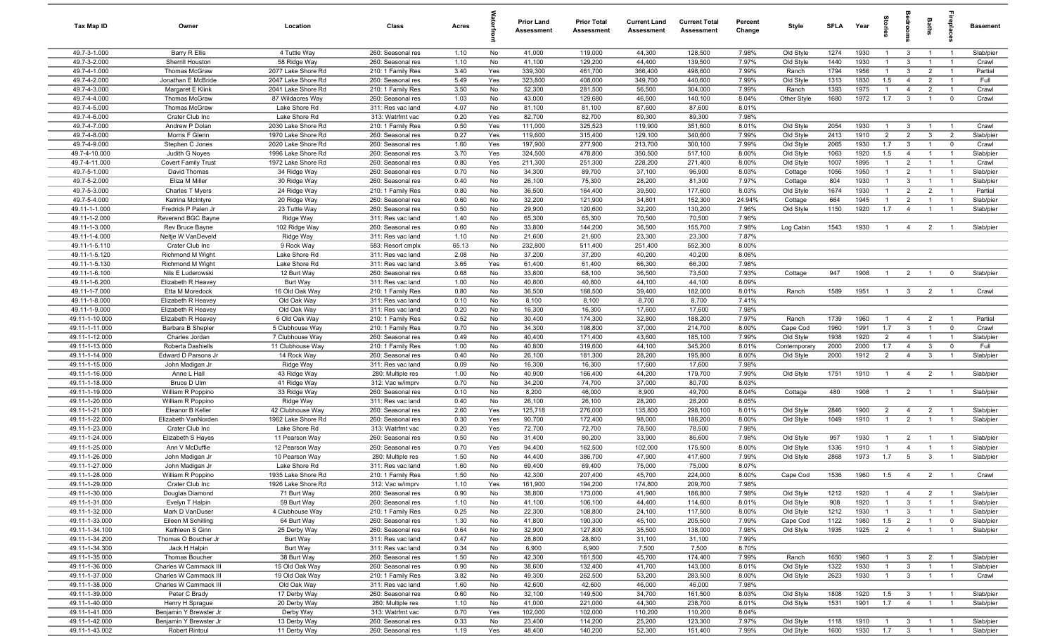| Tax Map ID | Owner | Location | Class | Acres | Waterfront | Prior Land Assessment | Prior Total Assessment | Current Land Assessment | Current Total Assessment | Percent Change | Style | SFLA | Year | Stories | Bedrooms | Baths | Fireplaces | Basement |
|---|---|---|---|---|---|---|---|---|---|---|---|---|---|---|---|---|---|---|
| 49.7-3-1.000 | Barry R Ellis | 4 Tuttle Way | 260: Seasonal res | 1.10 | No | 41,000 | 119,000 | 44,300 | 128,500 | 7.98% | Old Style | 1274 | 1930 | 1 | 3 | 1 | 1 | Slab/pier |
| 49.7-3-2.000 | Sherrill Houston | 58 Ridge Way | 260: Seasonal res | 1.10 | No | 41,100 | 129,200 | 44,400 | 139,500 | 7.97% | Old Style | 1440 | 1930 | 1 | 3 | 1 | 1 | Crawl |
| 49.7-4-1.000 | Thomas McGraw | 2077 Lake Shore Rd | 210: 1 Family Res | 3.40 | Yes | 339,300 | 461,700 | 366,400 | 498,600 | 7.99% | Ranch | 1794 | 1956 | 1 | 3 | 2 | 1 | Partial |
| 49.7-4-2.000 | Jonathan E McBride | 2047 Lake Shore Rd | 260: Seasonal res | 5.49 | Yes | 323,800 | 408,000 | 349,700 | 440,600 | 7.99% | Old Style | 1313 | 1830 | 1.5 | 4 | 2 | 1 | Full |
| 49.7-4-3.000 | Margaret E Klink | 2041 Lake Shore Rd | 210: 1 Family Res | 3.50 | No | 52,300 | 281,500 | 56,500 | 304,000 | 7.99% | Ranch | 1393 | 1975 | 1 | 4 | 2 | 1 | Crawl |
| 49.7-4-4.000 | Thomas McGraw | 87 Wildacres Way | 260: Seasonal res | 1.03 | No | 43,000 | 129,680 | 46,500 | 140,100 | 8.04% | Other Style | 1680 | 1972 | 1.7 | 3 | 1 | 0 | Crawl |
| 49.7-4-5.000 | Thomas McGraw | Lake Shore Rd | 311: Res vac land | 4.07 | No | 81,100 | 81,100 | 87,600 | 87,600 | 8.01% | | | | | | | | |
| 49.7-4-6.000 | Crater Club Inc | Lake Shore Rd | 313: Watrfrnt vac | 0.20 | Yes | 82,700 | 82,700 | 89,300 | 89,300 | 7.98% | | | | | | | | |
| 49.7-4-7.000 | Andrew P Dolan | 2030 Lake Shore Rd | 210: 1 Family Res | 0.50 | Yes | 111,000 | 325,523 | 119,900 | 351,600 | 8.01% | Old Style | 2054 | 1930 | 1 | 3 | 1 | 1 | Crawl |
| 49.7-4-8.000 | Morris F Glenn | 1970 Lake Shore Rd | 260: Seasonal res | 0.27 | Yes | 119,600 | 315,400 | 129,100 | 340,600 | 7.99% | Old Style | 2413 | 1910 | 2 | 2 | 3 | 2 | Slab/pier |
| 49.7-4-9.000 | Stephen C Jones | 2020 Lake Shore Rd | 260: Seasonal res | 1.60 | Yes | 197,900 | 277,900 | 213,700 | 300,100 | 7.99% | Old Style | 2065 | 1930 | 1.7 | 3 | 1 | 0 | Crawl |
| 49.7-4-10.000 | Judith G Noyes | 1996 Lake Shore Rd | 260: Seasonal res | 3.70 | Yes | 324,500 | 478,800 | 350,500 | 517,100 | 8.00% | Old Style | 1063 | 1920 | 1.5 | 4 | 1 | 1 | Slab/pier |
| 49.7-4-11.000 | Covert Family Trust | 1972 Lake Shore Rd | 260: Seasonal res | 0.80 | Yes | 211,300 | 251,300 | 228,200 | 271,400 | 8.00% | Old Style | 1007 | 1895 | 1 | 2 | 1 | 1 | Crawl |
| 49.7-5-1.000 | David Thomas | 34 Ridge Way | 260: Seasonal res | 0.70 | No | 34,300 | 89,700 | 37,100 | 96,900 | 8.03% | Cottage | 1056 | 1950 | 1 | 2 | 1 | 1 | Slab/pier |
| 49.7-5-2.000 | Eliza M Miller | 30 Ridge Way | 260: Seasonal res | 0.40 | No | 26,100 | 75,300 | 28,200 | 81,300 | 7.97% | Cottage | 804 | 1930 | 1 | 3 | 1 | 1 | Slab/pier |
| 49.7-5-3.000 | Charles T Myers | 24 Ridge Way | 210: 1 Family Res | 0.80 | No | 36,500 | 164,400 | 39,500 | 177,600 | 8.03% | Old Style | 1674 | 1930 | 1 | 2 | 2 | 1 | Partial |
| 49.7-5-4.000 | Katrina McIntyre | 20 Ridge Way | 260: Seasonal res | 0.60 | No | 32,200 | 121,900 | 34,801 | 152,300 | 24.94% | Cottage | 664 | 1945 | 1 | 2 | 1 | 1 | Slab/pier |
| 49.11-1-1.000 | Fredrick P Palen Jr | 23 Tuttle Way | 260: Seasonal res | 0.50 | No | 29,900 | 120,600 | 32,200 | 130,200 | 7.96% | Old Style | 1150 | 1920 | 1.7 | 4 | 1 | 1 | Slab/pier |
| 49.11-1-2.000 | Reverend BGC Bayne | Ridge Way | 311: Res vac land | 1.40 | No | 65,300 | 65,300 | 70,500 | 70,500 | 7.96% | | | | | | | | |
| 49.11-1-3.000 | Rev Bruce Bayne | 102 Ridge Way | 260: Seasonal res | 0.60 | No | 33,800 | 144,200 | 36,500 | 155,700 | 7.98% | Log Cabin | 1543 | 1930 | 1 | 4 | 2 | 1 | Slab/pier |
| 49.11-1-4.000 | Neltje W VanDeveld | Ridge Way | 311: Res vac land | 1.10 | No | 21,600 | 21,600 | 23,300 | 23,300 | 7.87% | | | | | | | | |
| 49.11-1-5.110 | Crater Club Inc | 9 Rock Way | 583: Resort cmplx | 65.13 | No | 232,800 | 511,400 | 251,400 | 552,300 | 8.00% | | | | | | | | |
| 49.11-1-5.120 | Richmond M Wight | Lake Shore Rd | 311: Res vac land | 2.08 | No | 37,200 | 37,200 | 40,200 | 40,200 | 8.06% | | | | | | | | |
| 49.11-1-5.130 | Richmond M Wight | Lake Shore Rd | 311: Res vac land | 3.65 | Yes | 61,400 | 61,400 | 66,300 | 66,300 | 7.98% | | | | | | | | |
| 49.11-1-6.100 | Nils E Luderowski | 12 Burt Way | 260: Seasonal res | 0.68 | No | 33,800 | 68,100 | 36,500 | 73,500 | 7.93% | Cottage | 947 | 1908 | 1 | 2 | 1 | 0 | Slab/pier |
| 49.11-1-6.200 | Elizabeth R Heavey | Burt Way | 311: Res vac land | 1.00 | No | 40,800 | 40,800 | 44,100 | 44,100 | 8.09% | | | | | | | | |
| 49.11-1-7.000 | Etta M Moredock | 16 Old Oak Way | 210: 1 Family Res | 0.80 | No | 36,500 | 168,500 | 39,400 | 182,000 | 8.01% | Ranch | 1589 | 1951 | 1 | 3 | 2 | 1 | Crawl |
| 49.11-1-8.000 | Elizabeth R Heavey | Old Oak Way | 311: Res vac land | 0.10 | No | 8,100 | 8,100 | 8,700 | 8,700 | 7.41% | | | | | | | | |
| 49.11-1-9.000 | Elizabeth R Heavey | Old Oak Way | 311: Res vac land | 0.20 | No | 16,300 | 16,300 | 17,600 | 17,600 | 7.98% | | | | | | | | |
| 49.11-1-10.000 | Elizabeth R Heavey | 6 Old Oak Way | 210: 1 Family Res | 0.52 | No | 30,400 | 174,300 | 32,800 | 188,200 | 7.97% | Ranch | 1739 | 1960 | 1 | 4 | 2 | 1 | Partial |
| 49.11-1-11.000 | Barbara B Shepler | 5 Clubhouse Way | 210: 1 Family Res | 0.70 | No | 34,300 | 198,800 | 37,000 | 214,700 | 8.00% | Cape Cod | 1960 | 1991 | 1.7 | 3 | 1 | 0 | Crawl |
| 49.11-1-12.000 | Charles Jordan | 7 Clubhouse Way | 260: Seasonal res | 0.49 | No | 40,400 | 171,400 | 43,600 | 185,100 | 7.99% | Old Style | 1938 | 1920 | 2 | 4 | 1 | 1 | Slab/pier |
| 49.11-1-13.000 | Roberta Dashiells | 11 Clubhouse Way | 210: 1 Family Res | 1.00 | No | 40,800 | 319,600 | 44,100 | 345,200 | 8.01% | Contemporary | 2000 | 2000 | 1.7 | 4 | 3 | 0 | Full |
| 49.11-1-14.000 | Edward D Parsons Jr | 14 Rock Way | 260: Seasonal res | 0.40 | No | 26,100 | 181,300 | 28,200 | 195,800 | 8.00% | Old Style | 2000 | 1912 | 2 | 4 | 3 | 1 | Slab/pier |
| 49.11-1-15.000 | John Madigan Jr | Ridge Way | 311: Res vac land | 0.09 | No | 16,300 | 16,300 | 17,600 | 17,600 | 7.98% | | | | | | | | |
| 49.11-1-16.000 | Anne L Hall | 43 Ridge Way | 280: Multiple res | 1.00 | No | 40,900 | 166,400 | 44,200 | 179,700 | 7.99% | Old Style | 1751 | 1910 | 1 | 4 | 2 | 1 | Slab/pier |
| 49.11-1-18.000 | Bruce D Ulm | 41 Ridge Way | 312: Vac w/imprv | 0.70 | No | 34,200 | 74,700 | 37,000 | 80,700 | 8.03% | | | | | | | | |
| 49.11-1-19.000 | William R Poppino | 33 Ridge Way | 260: Seasonal res | 0.10 | No | 8,200 | 46,000 | 8,900 | 49,700 | 8.04% | Cottage | 480 | 1908 | 1 | 2 | 1 | 1 | Slab/pier |
| 49.11-1-20.000 | William R Poppino | Ridge Way | 311: Res vac land | 0.40 | No | 26,100 | 26,100 | 28,200 | 28,200 | 8.05% | | | | | | | | |
| 49.11-1-21.000 | Eleanor B Keller | 42 Clubhouse Way | 260: Seasonal res | 2.60 | Yes | 125,718 | 276,000 | 135,800 | 298,100 | 8.01% | Old Style | 2846 | 1900 | 2 | 4 | 2 | 1 | Slab/pier |
| 49.11-1-22.000 | Elizabeth VanNorden | 1962 Lake Shore Rd | 260: Seasonal res | 0.30 | Yes | 90,700 | 172,400 | 98,000 | 186,200 | 8.00% | Old Style | 1049 | 1910 | 1 | 2 | 1 | 1 | Slab/pier |
| 49.11-1-23.000 | Crater Club Inc | Lake Shore Rd | 313: Watrfrnt vac | 0.20 | Yes | 72,700 | 72,700 | 78,500 | 78,500 | 7.98% | | | | | | | | |
| 49.11-1-24.000 | Elizabeth S Hayes | 11 Pearson Way | 260: Seasonal res | 0.50 | No | 31,400 | 80,200 | 33,900 | 86,600 | 7.98% | Old Style | 957 | 1930 | 1 | 2 | 1 | 1 | Slab/pier |
| 49.11-1-25.000 | Ann V McDuffie | 12 Pearson Way | 260: Seasonal res | 0.70 | Yes | 94,400 | 162,500 | 102,000 | 175,500 | 8.00% | Old Style | 1336 | 1910 | 1 | 4 | 1 | 1 | Slab/pier |
| 49.11-1-26.000 | John Madigan Jr | 10 Pearson Way | 280: Multiple res | 1.50 | No | 44,400 | 386,700 | 47,900 | 417,600 | 7.99% | Old Style | 2868 | 1973 | 1.7 | 5 | 3 | 1 | Slab/pier |
| 49.11-1-27.000 | John Madigan Jr | Lake Shore Rd | 311: Res vac land | 1.60 | No | 69,400 | 69,400 | 75,000 | 75,000 | 8.07% | | | | | | | | |
| 49.11-1-28.000 | William R Poppino | 1935 Lake Shore Rd | 210: 1 Family Res | 1.50 | No | 42,300 | 207,400 | 45,700 | 224,000 | 8.00% | Cape Cod | 1536 | 1960 | 1.5 | 4 | 2 | 1 | Crawl |
| 49.11-1-29.000 | Crater Club Inc | 1926 Lake Shore Rd | 312: Vac w/imprv | 1.10 | Yes | 161,900 | 194,200 | 174,800 | 209,700 | 7.98% | | | | | | | | |
| 49.11-1-30.000 | Douglas Diamond | 71 Burt Way | 260: Seasonal res | 0.90 | No | 38,800 | 173,000 | 41,900 | 186,800 | 7.98% | Old Style | 1212 | 1920 | 1 | 4 | 2 | 1 | Slab/pier |
| 49.11-1-31.000 | Evelyn T Halpin | 59 Burt Way | 260: Seasonal res | 1.10 | No | 41,100 | 106,100 | 44,400 | 114,600 | 8.01% | Old Style | 908 | 1920 | 1 | 3 | 1 | 1 | Slab/pier |
| 49.11-1-32.000 | Mark D VanDuser | 4 Clubhouse Way | 210: 1 Family Res | 0.25 | No | 22,300 | 108,800 | 24,100 | 117,500 | 8.00% | Old Style | 1212 | 1930 | 1 | 3 | 1 | 1 | Slab/pier |
| 49.11-1-33.000 | Eileen M Schilling | 64 Burt Way | 260: Seasonal res | 1.30 | No | 41,800 | 190,300 | 45,100 | 205,500 | 7.99% | Cape Cod | 1122 | 1980 | 1.5 | 2 | 1 | 0 | Slab/pier |
| 49.11-1-34.100 | Kathleen S Ginn | 25 Derby Way | 260: Seasonal res | 0.64 | No | 32,900 | 127,800 | 35,500 | 138,000 | 7.98% | Old Style | 1935 | 1925 | 2 | 4 | 1 | 1 | Slab/pier |
| 49.11-1-34.200 | Thomas O Boucher Jr | Burt Way | 311: Res vac land | 0.47 | No | 28,800 | 28,800 | 31,100 | 31,100 | 7.99% | | | | | | | | |
| 49.11-1-34.300 | Jack H Halpin | Burt Way | 311: Res vac land | 0.34 | No | 6,900 | 6,900 | 7,500 | 7,500 | 8.70% | | | | | | | | |
| 49.11-1-35.000 | Thomas Boucher | 38 Burt Way | 260: Seasonal res | 1.50 | No | 42,300 | 161,500 | 45,700 | 174,400 | 7.99% | Ranch | 1650 | 1960 | 1 | 3 | 2 | 1 | Slab/pier |
| 49.11-1-36.000 | Charles W Cammack III | 15 Old Oak Way | 260: Seasonal res | 0.90 | No | 38,600 | 132,400 | 41,700 | 143,000 | 8.01% | Old Style | 1322 | 1930 | 1 | 3 | 1 | 1 | Slab/pier |
| 49.11-1-37.000 | Charles W Cammack III | 19 Old Oak Way | 210: 1 Family Res | 3.82 | No | 49,300 | 262,500 | 53,200 | 283,500 | 8.00% | Old Style | 2623 | 1930 | 1 | 3 | 1 | 1 | Crawl |
| 49.11-1-38.000 | Charles W Cammack III | Old Oak Way | 311: Res vac land | 1.60 | No | 42,600 | 42,600 | 46,000 | 46,000 | 7.98% | | | | | | | | |
| 49.11-1-39.000 | Peter C Brady | 17 Derby Way | 260: Seasonal res | 0.60 | No | 32,100 | 149,500 | 34,700 | 161,500 | 8.03% | Old Style | 1808 | 1920 | 1.5 | 3 | 1 | 1 | Slab/pier |
| 49.11-1-40.000 | Henry H Sprague | 20 Derby Way | 280: Multiple res | 1.10 | No | 41,000 | 221,000 | 44,300 | 238,700 | 8.01% | Old Style | 1531 | 1901 | 1.7 | 4 | 1 | 1 | Slab/pier |
| 49.11-1-41.000 | Benjamin Y Brewster Jr | Derby Way | 313: Watrfrnt vac | 0.70 | Yes | 102,000 | 102,000 | 110,200 | 110,200 | 8.04% | | | | | | | | |
| 49.11-1-42.000 | Benjamin Y Brewster Jr | 13 Derby Way | 260: Seasonal res | 0.33 | No | 23,400 | 114,200 | 25,200 | 123,300 | 7.97% | Old Style | 1118 | 1910 | 1 | 3 | 1 | 1 | Slab/pier |
| 49.11-1-43.002 | Robert Rintoul | 11 Derby Way | 260: Seasonal res | 1.19 | Yes | 48,400 | 140,200 | 52,300 | 151,400 | 7.99% | Old Style | 1600 | 1930 | 1.7 | 3 | 1 | 1 | Slab/pier |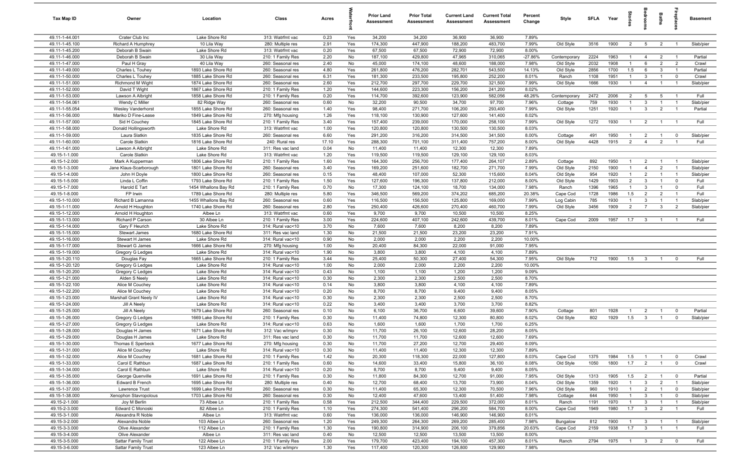| Tax Map ID | Owner | Location | Class | Acres | Waterfront | Prior Land Assessment | Prior Total Assessment | Current Land Assessment | Current Total Assessment | Percent Change | Style | SFLA | Year | Stories | Bedrooms | Baths | Fireplaces | Basement |
|---|---|---|---|---|---|---|---|---|---|---|---|---|---|---|---|---|---|---|
| 49.11-1-44.001 | Crater Club Inc | Lake Shore Rd | 313: Watrfrnt vac | 0.23 | Yes | 34,200 | 34,200 | 36,900 | 36,900 | 7.89% | | | | | | | | |
| 49.11-1-45.100 | Richard A Humphrey | 10 Lila Way | 280: Multiple res | 2.91 | Yes | 174,300 | 447,900 | 188,200 | 483,700 | 7.99% | Old Style | 3516 | 1900 | 2 | 5 | 2 | 1 | Slab/pier |
| 49.11-1-45.200 | Deborah B Swain | Lake Shore Rd | 313: Watrfrnt vac | 0.20 | Yes | 67,500 | 67,500 | 72,900 | 72,900 | 8.00% | | | | | | | | |
| 49.11-1-46.000 | Deborah B Swain | 30 Lila Way | 210: 1 Family Res | 2.20 | No | 187,100 | 429,800 | 47,965 | 310,065 | -27.86% | Contemporary | 2224 | 1963 | 1 | 4 | 2 | 1 | Partial |
| 49.11-1-47.000 | Paul H Gray | 40 Lila Way | 260: Seasonal res | 2.40 | No | 45,000 | 174,100 | 48,600 | 188,000 | 7.98% | Old Style | 2032 | 1908 | 1 | 6 | 2 | 2 | Crawl |
| 49.11-1-49.000 | Charles L Touhey | 1893 Lake Shore Rd | 260: Seasonal res | 4.80 | Yes | 261,800 | 476,200 | 282,701 | 543,500 | 14.13% | Old Style | 2856 | 1700 | 1.5 | 6 | 3 | 1 | Partial |
| 49.11-1-50.000 | Charles L Touhey | 1885 Lake Shore Rd | 260: Seasonal res | 6.31 | Yes | 181,300 | 233,500 | 195,800 | 252,200 | 8.01% | Ranch | 1108 | 1951 | 1 | 3 | 1 | 0 | Crawl |
| 49.11-1-51.000 | Richmond M Wight | 1874 Lake Shore Rd | 260: Seasonal res | 2.60 | Yes | 212,700 | 297,700 | 229,700 | 321,500 | 7.99% | Old Style | 1666 | 1930 | 1 | 4 | 1 | 1 | Slab/pier |
| 49.11-1-52.000 | David T Wight | 1867 Lake Shore Rd | 210: 1 Family Res | 1.20 | Yes | 144,600 | 223,300 | 156,200 | 241,200 | 8.02% | | | | | | | | |
| 49.11-1-53.000 | Lawson A Albright | 1858 Lake Shore Rd | 210: 1 Family Res | 0.20 | Yes | 114,700 | 392,600 | 123,900 | 582,056 | 48.26% | Contemporary | 2472 | 2006 | 2 | 5 | 5 | 1 | Full |
| 49.11-1-54.061 | Wendy C Miller | 82 Ridge Way | 260: Seasonal res | 0.60 | No | 32,200 | 90,500 | 34,700 | 97,700 | 7.96% | Cottage | 759 | 1930 | 1 | 3 | 1 | 1 | Slab/pier |
| 49.11-1-55.054 | Wesley Vanderhorst | 1855 Lake Shore Rd | 260: Seasonal res | 1.40 | Yes | 98,400 | 271,700 | 106,200 | 293,400 | 7.99% | Old Style | 1251 | 1920 | 1 | 3 | 2 | 1 | Partial |
| 49.11-1-56.000 | Mariko D Fine-Lease | 1849 Lake Shore Rd | 270: Mfg housing | 1.26 | Yes | 118,100 | 130,900 | 127,600 | 141,400 | 8.02% | | | | | | | | |
| 49.11-1-57.000 | Sid H Couchey | 1845 Lake Shore Rd | 210: 1 Family Res | 3.40 | Yes | 157,400 | 239,000 | 170,000 | 258,100 | 7.99% | Old Style | 1272 | 1930 | 1 | 2 | 1 | 1 | Full |
| 49.11-1-58.000 | Donald Hollingsworth | Lake Shore Rd | 313: Watrfrnt vac | 1.00 | Yes | 120,800 | 120,800 | 130,500 | 130,500 | 8.03% | | | | | | | | |
| 49.11-1-59.000 | Laura Slatkin | 1835 Lake Shore Rd | 260: Seasonal res | 6.60 | Yes | 291,200 | 316,200 | 314,500 | 341,500 | 8.00% | Cottage | 491 | 1950 | 1 | 2 | 1 | 0 | Slab/pier |
| 49.11-1-60.000 | Carole Slatkin | 1816 Lake Shore Rd | 240: Rural res | 17.10 | Yes | 288,300 | 701,100 | 311,400 | 757,200 | 8.00% | Old Style | 4428 | 1915 | 2 | 4 | 2 | 1 | Full |
| 49.11-1-61.000 | Lawson A Albright | Lake Shore Rd | 311: Res vac land | 0.04 | No | 11,400 | 11,400 | 12,300 | 12,300 | 7.89% | | | | | | | | |
| 49.15-1-1.000 | Carole Slatkin | Lake Shore Rd | 313: Watrfrnt vac | 1.20 | Yes | 119,500 | 119,500 | 129,100 | 129,100 | 8.03% | | | | | | | | |
| 49.15-1-2.000 | Mark A Kupperman | 1806 Lake Shore Rd | 210: 1 Family Res | 1.60 | Yes | 164,300 | 256,700 | 177,400 | 264,107 | 2.89% | Cottage | 892 | 1950 | 1 | 2 | 1 | 1 | Slab/pier |
| 49.15-1-3.000 | Jane Klaus-Scarborough | 1801 Lake Shore Rd | 260: Seasonal res | 3.40 | Yes | 169,200 | 251,600 | 182,700 | 271,700 | 7.99% | Old Style | 2150 | 1900 | 1 | 4 | 2 | 1 | Slab/pier |
| 49.15-1-4.000 | John H Doyle | 1800 Lake Shore Rd | 260: Seasonal res | 0.15 | Yes | 48,400 | 107,000 | 52,300 | 115,600 | 8.04% | Old Style | 954 | 1920 | 1 | 2 | 1 | 1 | Slab/pier |
| 49.15-1-5.000 | Linda L Coffin | 1793 Lake Shore Rd | 210: 1 Family Res | 1.50 | Yes | 127,600 | 196,300 | 137,800 | 212,000 | 8.00% | Old Style | 1429 | 1903 | 2 | 3 | 1 | 0 | Full |
| 49.15-1-7.000 | Harold E Tart | 1454 Whallons Bay Rd | 210: 1 Family Res | 0.70 | No | 17,300 | 124,100 | 18,700 | 134,000 | 7.98% | Ranch | 1396 | 1965 | 1 | 3 | 1 | 0 | Full |
| 49.15-1-8.000 | FP Irwin | 1789 Lake Shore Rd | 280: Multiple res | 5.80 | Yes | 346,500 | 569,200 | 374,202 | 685,200 | 20.38% | Cape Cod | 1728 | 1986 | 1.5 | 2 | 2 | 1 | Full |
| 49.15-1-10.000 | Richard B Lamanna | 1455 Whallons Bay Rd | 260: Seasonal res | 0.60 | Yes | 116,500 | 156,500 | 125,800 | 169,000 | 7.99% | Log Cabin | 785 | 1930 | 1 | 3 | 1 | 1 | Slab/pier |
| 49.15-1-11.000 | Arnold H Houghton | 1740 Lake Shore Rd | 260: Seasonal res | 2.80 | Yes | 250,400 | 426,600 | 270,400 | 460,700 | 7.99% | Old Style | 3456 | 1909 | 2 | 7 | 3 | 2 | Slab/pier |
| 49.15-1-12.000 | Arnold H Houghton | Albee Ln | 313: Watrfrnt vac | 0.60 | Yes | 9,700 | 9,700 | 10,500 | 10,500 | 8.25% | | | | | | | | |
| 49.15-1-13.000 | Richard P Carson | 30 Albee Ln | 210: 1 Family Res | 3.00 | Yes | 224,600 | 407,100 | 242,600 | 439,700 | 8.01% | Cape Cod | 2009 | 1957 | 1.7 | 3 | 1 | 1 | Full |
| 49.15-1-14.000 | Gary F Heurich | Lake Shore Rd | 314: Rural vac<10 | 3.70 | No | 7,600 | 7,600 | 8,200 | 8,200 | 7.89% | | | | | | | | |
| 49.15-1-15.000 | Stewart James | 1680 Lake Shore Rd | 311: Res vac land | 1.30 | No | 21,500 | 21,500 | 23,200 | 23,200 | 7.91% | | | | | | | | |
| 49.15-1-16.000 | Stewart H James | Lake Shore Rd | 314: Rural vac<10 | 0.90 | No | 2,000 | 2,000 | 2,200 | 2,200 | 10.00% | | | | | | | | |
| 49.15-1-17.000 | Stewart G James | 1666 Lake Shore Rd | 270: Mfg housing | 1.00 | No | 20,400 | 84,300 | 22,000 | 91,000 | 7.95% | | | | | | | | |
| 49.15-1-19.000 | Gregory G Ledges | Lake Shore Rd | 314: Rural vac<10 | 1.90 | No | 3,800 | 3,800 | 4,100 | 4,100 | 7.89% | | | | | | | | |
| 49.15-1-20.110 | Douglas Fay | 1665 Lake Shore Rd | 210: 1 Family Res | 3.44 | No | 25,400 | 50,300 | 27,400 | 54,300 | 7.95% | Old Style | 712 | 1900 | 1.5 | 3 | 1 | 0 | Full |
| 49.15-1-20.120 | Gregory G Ledges | Lake Shore Rd | 314: Rural vac<10 | 1.00 | No | 2,000 | 2,000 | 2,200 | 2,200 | 10.00% | | | | | | | | |
| 49.15-1-20.200 | Gregory C Ledges | Lake Shore Rd | 314: Rural vac<10 | 0.43 | No | 1,100 | 1,100 | 1,200 | 1,200 | 9.09% | | | | | | | | |
| 49.15-1-21.000 | Alden S Neely | Lake Shore Rd | 314: Rural vac<10 | 0.30 | No | 2,300 | 2,300 | 2,500 | 2,500 | 8.70% | | | | | | | | |
| 49.15-1-22.100 | Alice M Couchey | Lake Shore Rd | 314: Rural vac<10 | 0.14 | No | 3,800 | 3,800 | 4,100 | 4,100 | 7.89% | | | | | | | | |
| 49.15-1-22.200 | Alice M Couchey | Lake Shore Rd | 314: Rural vac<10 | 0.20 | No | 8,700 | 8,700 | 9,400 | 9,400 | 8.05% | | | | | | | | |
| 49.15-1-23.000 | Marshall Grant Neely IV | Lake Shore Rd | 314: Rural vac<10 | 0.30 | No | 2,300 | 2,300 | 2,500 | 2,500 | 8.70% | | | | | | | | |
| 49.15-1-24.000 | Jill A Neely | Lake Shore Rd | 314: Rural vac<10 | 0.22 | No | 3,400 | 3,400 | 3,700 | 3,700 | 8.82% | | | | | | | | |
| 49.15-1-25.000 | Jill A Neely | 1679 Lake Shore Rd | 260: Seasonal res | 0.10 | No | 6,100 | 36,700 | 6,600 | 39,600 | 7.90% | Cottage | 801 | 1928 | 1 | 2 | 1 | 0 | Partial |
| 49.15-1-26.000 | Gregory G Ledges | 1669 Lake Shore Rd | 210: 1 Family Res | 0.30 | No | 11,400 | 74,800 | 12,300 | 80,800 | 8.02% | Old Style | 802 | 1929 | 1.5 | 3 | 1 | 0 | Slab/pier |
| 49.15-1-27.000 | Gregory G Ledges | Lake Shore Rd | 314: Rural vac<10 | 0.63 | No | 1,600 | 1,600 | 1,700 | 1,700 | 6.25% | | | | | | | | |
| 49.15-1-28.000 | Douglas H James | 1671 Lake Shore Rd | 312: Vac w/imprv | 0.30 | No | 11,700 | 26,100 | 12,600 | 28,200 | 8.05% | | | | | | | | |
| 49.15-1-29.000 | Douglas H James | Lake Shore Rd | 311: Res vac land | 0.30 | No | 11,700 | 11,700 | 12,600 | 12,600 | 7.69% | | | | | | | | |
| 49.15-1-30.000 | Thomas E Sperbeck | 1677 Lake Shore Rd | 270: Mfg housing | 0.30 | No | 11,700 | 27,200 | 12,700 | 29,400 | 8.09% | | | | | | | | |
| 49.15-1-31.000 | Alice M Couchey | Lake Shore Rd | 314: Rural vac<10 | 0.30 | No | 11,400 | 11,400 | 12,300 | 12,300 | 7.89% | | | | | | | | |
| 49.15-1-32.000 | Alice M Couchey | 1681 Lake Shore Rd | 210: 1 Family Res | 1.42 | No | 20,300 | 118,300 | 22,000 | 127,800 | 8.03% | Cape Cod | 1375 | 1984 | 1.5 | 1 | 1 | 0 | Crawl |
| 49.15-1-33.000 | Carol E Rathbun | 1687 Lake Shore Rd | 210: 1 Family Res | 0.60 | No | 14,600 | 33,400 | 15,800 | 36,100 | 8.08% | Old Style | 1050 | 1800 | 1.7 | 2 | 1 | 0 | Crawl |
| 49.15-1-34.000 | Carol E Rathbun | Lake Shore Rd | 314: Rural vac<10 | 0.20 | No | 8,700 | 8,700 | 9,400 | 9,400 | 8.05% | | | | | | | | |
| 49.15-1-35.000 | George Quenville | 1691 Lake Shore Rd | 210: 1 Family Res | 0.30 | No | 11,800 | 84,300 | 12,700 | 91,000 | 7.95% | Old Style | 1313 | 1905 | 1.5 | 2 | 1 | 0 | Partial |
| 49.15-1-36.000 | Edward B French | 1695 Lake Shore Rd | 280: Multiple res | 0.40 | No | 12,700 | 68,400 | 13,700 | 73,900 | 8.04% | Old Style | 1359 | 1920 | 1 | 3 | 2 | 1 | Slab/pier |
| 49.15-1-37.000 | Lawrence Trust | 1699 Lake Shore Rd | 260: Seasonal res | 0.30 | No | 11,400 | 65,300 | 12,300 | 70,500 | 7.96% | Old Style | 960 | 1910 | 1 | 2 | 1 | 0 | Slab/pier |
| 49.15-1-38.000 | Xenophon Stavropolous | 1703 Lake Shore Rd | 260: Seasonal res | 0.30 | No | 12,400 | 47,600 | 13,400 | 51,400 | 7.98% | Cottage | 644 | 1950 | 1 | 3 | 1 | 0 | Slab/pier |
| 49.15-2-1.000 | Joy M Berlin | 73 Albee Ln | 210: 1 Family Res | 0.58 | Yes | 212,500 | 344,400 | 229,500 | 372,000 | 8.01% | Ranch | 1191 | 1970 | 1 | 3 | 1 | 1 | Slab/pier |
| 49.15-2-3.000 | Edward C Monoski | 82 Albee Ln | 210: 1 Family Res | 1.10 | Yes | 274,300 | 541,400 | 296,200 | 584,700 | 8.00% | Cape Cod | 1949 | 1980 | 1.7 | 3 | 2 | 1 | Full |
| 49.15-3-1.000 | Alexandra R Noble | Albee Ln | 313: Watrfrnt vac | 0.60 | Yes | 136,000 | 136,000 | 146,900 | 146,900 | 8.01% | | | | | | | | |
| 49.15-3-2.000 | Alexandra Noble | 103 Albee Ln | 260: Seasonal res | 1.20 | Yes | 249,300 | 264,300 | 269,200 | 285,400 | 7.98% | Bungalow | 812 | 1900 | 1 | 3 | 1 | 1 | Slab/pier |
| 49.15-3-3.000 | Olive Alexander | 112 Albee Ln | 210: 1 Family Res | 1.30 | Yes | 190,800 | 314,900 | 206,100 | 379,856 | 20.63% | Cape Cod | 2159 | 1938 | 1.7 | 3 | 1 | 1 | Full |
| 49.15-3-4.000 | Olive Alexander | Albee Ln | 311: Res vac land | 0.40 | No | 12,500 | 12,500 | 13,500 | 13,500 | 8.00% | | | | | | | | |
| 49.15-3-5.000 | Sattar Family Trust | 122 Albee Ln | 210: 1 Family Res | 2.00 | Yes | 179,700 | 423,400 | 194,100 | 457,300 | 8.01% | Ranch | 2794 | 1975 | 1 | 3 | 2 | 0 | Full |
| 49.15-3-6.000 | Sattar Family Trust | 123 Albee Ln | 312: Vac w/imprv | 1.30 | Yes | 117,400 | 120,300 | 126,800 | 129,900 | 7.98% | | | | | | | | |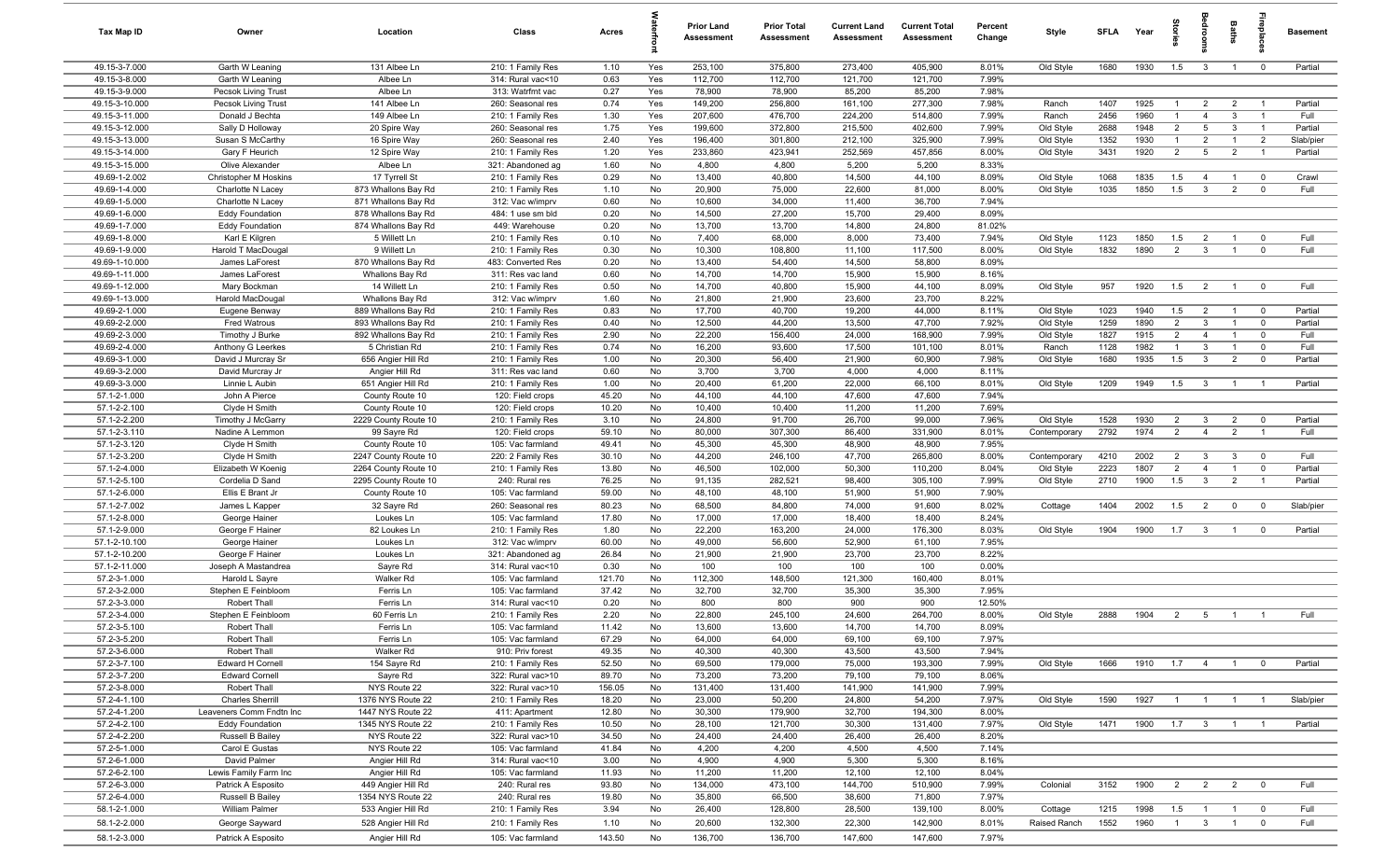| Tax Map ID | Owner | Location | Class | Acres | Waterfront | Prior Land Assessment | Prior Total Assessment | Current Land Assessment | Current Total Assessment | Percent Change | Style | SFLA | Year | Stories | Bedrooms | Baths | Fireplaces | Basement |
|---|---|---|---|---|---|---|---|---|---|---|---|---|---|---|---|---|---|---|
| 49.15-3-7.000 | Garth W Leaning | 131 Albee Ln | 210: 1 Family Res | 1.10 | Yes | 253,100 | 375,800 | 273,400 | 405,900 | 8.01% | Old Style | 1680 | 1930 | 1.5 | 3 | 1 | 0 | Partial |
| 49.15-3-8.000 | Garth W Leaning | Albee Ln | 314: Rural vac<10 | 0.63 | Yes | 112,700 | 112,700 | 121,700 | 121,700 | 7.99% | | | | | | | | |
| 49.15-3-9.000 | Pecsok Living Trust | Albee Ln | 313: Watrfrnt vac | 0.27 | Yes | 78,900 | 78,900 | 85,200 | 85,200 | 7.98% | | | | | | | | |
| 49.15-3-10.000 | Pecsok Living Trust | 141 Albee Ln | 260: Seasonal res | 0.74 | Yes | 149,200 | 256,800 | 161,100 | 277,300 | 7.98% | Ranch | 1407 | 1925 | 1 | 2 | 2 | 1 | Partial |
| 49.15-3-11.000 | Donald J Bechta | 149 Albee Ln | 210: 1 Family Res | 1.30 | Yes | 207,600 | 476,700 | 224,200 | 514,800 | 7.99% | Ranch | 2456 | 1960 | 1 | 4 | 3 | 1 | Full |
| 49.15-3-12.000 | Sally D Holloway | 20 Spire Way | 260: Seasonal res | 1.75 | Yes | 199,600 | 372,800 | 215,500 | 402,600 | 7.99% | Old Style | 2688 | 1948 | 2 | 5 | 3 | 1 | Partial |
| 49.15-3-13.000 | Susan S McCarthy | 16 Spire Way | 260: Seasonal res | 2.40 | Yes | 196,400 | 301,800 | 212,100 | 325,900 | 7.99% | Old Style | 1352 | 1930 | 1 | 2 | 1 | 2 | Slab/pier |
| 49.15-3-14.000 | Gary F Heurich | 12 Spire Way | 210: 1 Family Res | 1.20 | Yes | 233,860 | 423,941 | 252,569 | 457,856 | 8.00% | Old Style | 3431 | 1920 | 2 | 5 | 2 | 1 | Partial |
| 49.15-3-15.000 | Olive Alexander | Albee Ln | 321: Abandoned ag | 1.60 | No | 4,800 | 4,800 | 5,200 | 5,200 | 8.33% | | | | | | | | |
| 49.69-1-2.002 | Christopher M Hoskins | 17 Tyrrell St | 210: 1 Family Res | 0.29 | No | 13,400 | 40,800 | 14,500 | 44,100 | 8.09% | Old Style | 1068 | 1835 | 1.5 | 4 | 1 | 0 | Crawl |
| 49.69-1-4.000 | Charlotte N Lacey | 873 Whallons Bay Rd | 210: 1 Family Res | 1.10 | No | 20,900 | 75,000 | 22,600 | 81,000 | 8.00% | Old Style | 1035 | 1850 | 1.5 | 3 | 2 | 0 | Full |
| 49.69-1-5.000 | Charlotte N Lacey | 871 Whallons Bay Rd | 312: Vac w/imprv | 0.60 | No | 10,600 | 34,000 | 11,400 | 36,700 | 7.94% | | | | | | | | |
| 49.69-1-6.000 | Eddy Foundation | 878 Whallons Bay Rd | 484: 1 use sm bld | 0.20 | No | 14,500 | 27,200 | 15,700 | 29,400 | 8.09% | | | | | | | | |
| 49.69-1-7.000 | Eddy Foundation | 874 Whallons Bay Rd | 449: Warehouse | 0.20 | No | 13,700 | 13,700 | 14,800 | 24,800 | 81.02% | | | | | | | | |
| 49.69-1-8.000 | Karl E Kilgren | 5 Willett Ln | 210: 1 Family Res | 0.10 | No | 7,400 | 68,000 | 8,000 | 73,400 | 7.94% | Old Style | 1123 | 1850 | 1.5 | 2 | 1 | 0 | Full |
| 49.69-1-9.000 | Harold T MacDougal | 9 Willett Ln | 210: 1 Family Res | 0.30 | No | 10,300 | 108,800 | 11,100 | 117,500 | 8.00% | Old Style | 1832 | 1890 | 2 | 3 | 1 | 0 | Full |
| 49.69-1-10.000 | James LaForest | 870 Whallons Bay Rd | 483: Converted Res | 0.20 | No | 13,400 | 54,400 | 14,500 | 58,800 | 8.09% | | | | | | | | |
| 49.69-1-11.000 | James LaForest | Whallons Bay Rd | 311: Res vac land | 0.60 | No | 14,700 | 14,700 | 15,900 | 15,900 | 8.16% | | | | | | | | |
| 49.69-1-12.000 | Mary Bockman | 14 Willett Ln | 210: 1 Family Res | 0.50 | No | 14,700 | 40,800 | 15,900 | 44,100 | 8.09% | Old Style | 957 | 1920 | 1.5 | 2 | 1 | 0 | Full |
| 49.69-1-13.000 | Harold MacDougal | Whallons Bay Rd | 312: Vac w/imprv | 1.60 | No | 21,800 | 21,900 | 23,600 | 23,700 | 8.22% | | | | | | | | |
| 49.69-2-1.000 | Eugene Benway | 889 Whallons Bay Rd | 210: 1 Family Res | 0.83 | No | 17,700 | 40,700 | 19,200 | 44,000 | 8.11% | Old Style | 1023 | 1940 | 1.5 | 2 | 1 | 0 | Partial |
| 49.69-2-2.000 | Fred Watrous | 893 Whallons Bay Rd | 210: 1 Family Res | 0.40 | No | 12,500 | 44,200 | 13,500 | 47,700 | 7.92% | Old Style | 1259 | 1890 | 2 | 3 | 1 | 0 | Partial |
| 49.69-2-3.000 | Timothy J Burke | 892 Whallons Bay Rd | 210: 1 Family Res | 2.90 | No | 22,200 | 156,400 | 24,000 | 168,900 | 7.99% | Old Style | 1827 | 1915 | 2 | 4 | 1 | 0 | Full |
| 49.69-2-4.000 | Anthony G Leerkes | 5 Christian Rd | 210: 1 Family Res | 0.74 | No | 16,200 | 93,600 | 17,500 | 101,100 | 8.01% | Ranch | 1128 | 1982 | 1 | 3 | 1 | 0 | Full |
| 49.69-3-1.000 | David J Murcray Sr | 656 Angier Hill Rd | 210: 1 Family Res | 1.00 | No | 20,300 | 56,400 | 21,900 | 60,900 | 7.98% | Old Style | 1680 | 1935 | 1.5 | 3 | 2 | 0 | Partial |
| 49.69-3-2.000 | David Murcray Jr | Angier Hill Rd | 311: Res vac land | 0.60 | No | 3,700 | 3,700 | 4,000 | 4,000 | 8.11% | | | | | | | | |
| 49.69-3-3.000 | Linnie L Aubin | 651 Angier Hill Rd | 210: 1 Family Res | 1.00 | No | 20,400 | 61,200 | 22,000 | 66,100 | 8.01% | Old Style | 1209 | 1949 | 1.5 | 3 | 1 | 1 | Partial |
| 57.1-2-1.000 | John A Pierce | County Route 10 | 120: Field crops | 45.20 | No | 44,100 | 44,100 | 47,600 | 47,600 | 7.94% | | | | | | | | |
| 57.1-2-2.100 | Clyde H Smith | County Route 10 | 120: Field crops | 10.20 | No | 10,400 | 10,400 | 11,200 | 11,200 | 7.69% | | | | | | | | |
| 57.1-2-2.200 | Timothy J McGarry | 2229 County Route 10 | 210: 1 Family Res | 3.10 | No | 24,800 | 91,700 | 26,700 | 99,000 | 7.96% | Old Style | 1528 | 1930 | 2 | 3 | 2 | 0 | Partial |
| 57.1-2-3.110 | Nadine A Lemmon | 99 Sayre Rd | 120: Field crops | 59.10 | No | 80,000 | 307,300 | 86,400 | 331,900 | 8.01% | Contemporary | 2792 | 1974 | 2 | 4 | 2 | 1 | Full |
| 57.1-2-3.120 | Clyde H Smith | County Route 10 | 105: Vac farmland | 49.41 | No | 45,300 | 45,300 | 48,900 | 48,900 | 7.95% | | | | | | | | |
| 57.1-2-3.200 | Clyde H Smith | 2247 County Route 10 | 220: 2 Family Res | 30.10 | No | 44,200 | 246,100 | 47,700 | 265,800 | 8.00% | Contemporary | 4210 | 2002 | 2 | 3 | 3 | 0 | Full |
| 57.1-2-4.000 | Elizabeth W Koenig | 2264 County Route 10 | 210: 1 Family Res | 13.80 | No | 46,500 | 102,000 | 50,300 | 110,200 | 8.04% | Old Style | 2223 | 1807 | 2 | 4 | 1 | 0 | Partial |
| 57.1-2-5.100 | Cordelia D Sand | 2295 County Route 10 | 240: Rural res | 76.25 | No | 91,135 | 282,521 | 98,400 | 305,100 | 7.99% | Old Style | 2710 | 1900 | 1.5 | 3 | 2 | 1 | Partial |
| 57.1-2-6.000 | Ellis E Brant Jr | County Route 10 | 105: Vac farmland | 59.00 | No | 48,100 | 48,100 | 51,900 | 51,900 | 7.90% | | | | | | | | |
| 57.1-2-7.002 | James L Kapper | 32 Sayre Rd | 260: Seasonal res | 80.23 | No | 68,500 | 84,800 | 74,000 | 91,600 | 8.02% | Cottage | 1404 | 2002 | 1.5 | 2 | 0 | 0 | Slab/pier |
| 57.1-2-8.000 | George Hainer | Loukes Ln | 105: Vac farmland | 17.80 | No | 17,000 | 17,000 | 18,400 | 18,400 | 8.24% | | | | | | | | |
| 57.1-2-9.000 | George F Hainer | 82 Loukes Ln | 210: 1 Family Res | 1.80 | No | 22,200 | 163,200 | 24,000 | 176,300 | 8.03% | Old Style | 1904 | 1900 | 1.7 | 3 | 1 | 0 | Partial |
| 57.1-2-10.100 | George Hainer | Loukes Ln | 312: Vac w/imprv | 60.00 | No | 49,000 | 56,600 | 52,900 | 61,100 | 7.95% | | | | | | | | |
| 57.1-2-10.200 | George F Hainer | Loukes Ln | 321: Abandoned ag | 26.84 | No | 21,900 | 21,900 | 23,700 | 23,700 | 8.22% | | | | | | | | |
| 57.1-2-11.000 | Joseph A Mastandrea | Sayre Rd | 314: Rural vac<10 | 0.30 | No | 100 | 100 | 100 | 100 | 0.00% | | | | | | | | |
| 57.2-3-1.000 | Harold L Sayre | Walker Rd | 105: Vac farmland | 121.70 | No | 112,300 | 148,500 | 121,300 | 160,400 | 8.01% | | | | | | | | |
| 57.2-3-2.000 | Stephen E Feinbloom | Ferris Ln | 105: Vac farmland | 37.42 | No | 32,700 | 32,700 | 35,300 | 35,300 | 7.95% | | | | | | | | |
| 57.2-3-3.000 | Robert Thall | Ferris Ln | 314: Rural vac<10 | 0.20 | No | 800 | 800 | 900 | 900 | 12.50% | | | | | | | | |
| 57.2-3-4.000 | Stephen E Feinbloom | 60 Ferris Ln | 210: 1 Family Res | 2.20 | No | 22,800 | 245,100 | 24,600 | 264,700 | 8.00% | Old Style | 2888 | 1904 | 2 | 5 | 1 | 1 | Full |
| 57.2-3-5.100 | Robert Thall | Ferris Ln | 105: Vac farmland | 11.42 | No | 13,600 | 13,600 | 14,700 | 14,700 | 8.09% | | | | | | | | |
| 57.2-3-5.200 | Robert Thall | Ferris Ln | 105: Vac farmland | 67.29 | No | 64,000 | 64,000 | 69,100 | 69,100 | 7.97% | | | | | | | | |
| 57.2-3-6.000 | Robert Thall | Walker Rd | 910: Priv forest | 49.35 | No | 40,300 | 40,300 | 43,500 | 43,500 | 7.94% | | | | | | | | |
| 57.2-3-7.100 | Edward H Cornell | 154 Sayre Rd | 210: 1 Family Res | 52.50 | No | 69,500 | 179,000 | 75,000 | 193,300 | 7.99% | Old Style | 1666 | 1910 | 1.7 | 4 | 1 | 0 | Partial |
| 57.2-3-7.200 | Edward Cornell | Sayre Rd | 322: Rural vac>10 | 89.70 | No | 73,200 | 73,200 | 79,100 | 79,100 | 8.06% | | | | | | | | |
| 57.2-3-8.000 | Robert Thall | NYS Route 22 | 322: Rural vac>10 | 156.05 | No | 131,400 | 131,400 | 141,900 | 141,900 | 7.99% | | | | | | | | |
| 57.2-4-1.100 | Charles Sherrill | 1376 NYS Route 22 | 210: 1 Family Res | 18.20 | No | 23,000 | 50,200 | 24,800 | 54,200 | 7.97% | Old Style | 1590 | 1927 | 1 | 1 | 1 | 1 | Slab/pier |
| 57.2-4-1.200 | Leaveners Comm Fndtn Inc | 1447 NYS Route 22 | 411: Apartment | 12.80 | No | 30,300 | 179,900 | 32,700 | 194,300 | 8.00% | | | | | | | | |
| 57.2-4-2.100 | Eddy Foundation | 1345 NYS Route 22 | 210: 1 Family Res | 10.50 | No | 28,100 | 121,700 | 30,300 | 131,400 | 7.97% | Old Style | 1471 | 1900 | 1.7 | 3 | 1 | 1 | Partial |
| 57.2-4-2.200 | Russell B Bailey | NYS Route 22 | 322: Rural vac>10 | 34.50 | No | 24,400 | 24,400 | 26,400 | 26,400 | 8.20% | | | | | | | | |
| 57.2-5-1.000 | Carol E Gustas | NYS Route 22 | 105: Vac farmland | 41.84 | No | 4,200 | 4,200 | 4,500 | 4,500 | 7.14% | | | | | | | | |
| 57.2-6-1.000 | David Palmer | Angier Hill Rd | 314: Rural vac<10 | 3.00 | No | 4,900 | 4,900 | 5,300 | 5,300 | 8.16% | | | | | | | | |
| 57.2-6-2.100 | Lewis Family Farm Inc | Angier Hill Rd | 105: Vac farmland | 11.93 | No | 11,200 | 11,200 | 12,100 | 12,100 | 8.04% | | | | | | | | |
| 57.2-6-3.000 | Patrick A Esposito | 449 Angier Hill Rd | 240: Rural res | 93.80 | No | 134,000 | 473,100 | 144,700 | 510,900 | 7.99% | Colonial | 3152 | 1900 | 2 | 2 | 2 | 0 | Full |
| 57.2-6-4.000 | Russell B Bailey | 1354 NYS Route 22 | 240: Rural res | 19.80 | No | 35,800 | 66,500 | 38,600 | 71,800 | 7.97% | | | | | | | | |
| 58.1-2-1.000 | William Palmer | 533 Angier Hill Rd | 210: 1 Family Res | 3.94 | No | 26,400 | 128,800 | 28,500 | 139,100 | 8.00% | Cottage | 1215 | 1998 | 1.5 | 1 | 1 | 0 | Full |
| 58.1-2-2.000 | George Sayward | 528 Angier Hill Rd | 210: 1 Family Res | 1.10 | No | 20,600 | 132,300 | 22,300 | 142,900 | 8.01% | Raised Ranch | 1552 | 1960 | 1 | 3 | 1 | 0 | Full |
| 58.1-2-3.000 | Patrick A Esposito | Angier Hill Rd | 105: Vac farmland | 143.50 | No | 136,700 | 136,700 | 147,600 | 147,600 | 7.97% | | | | | | | | |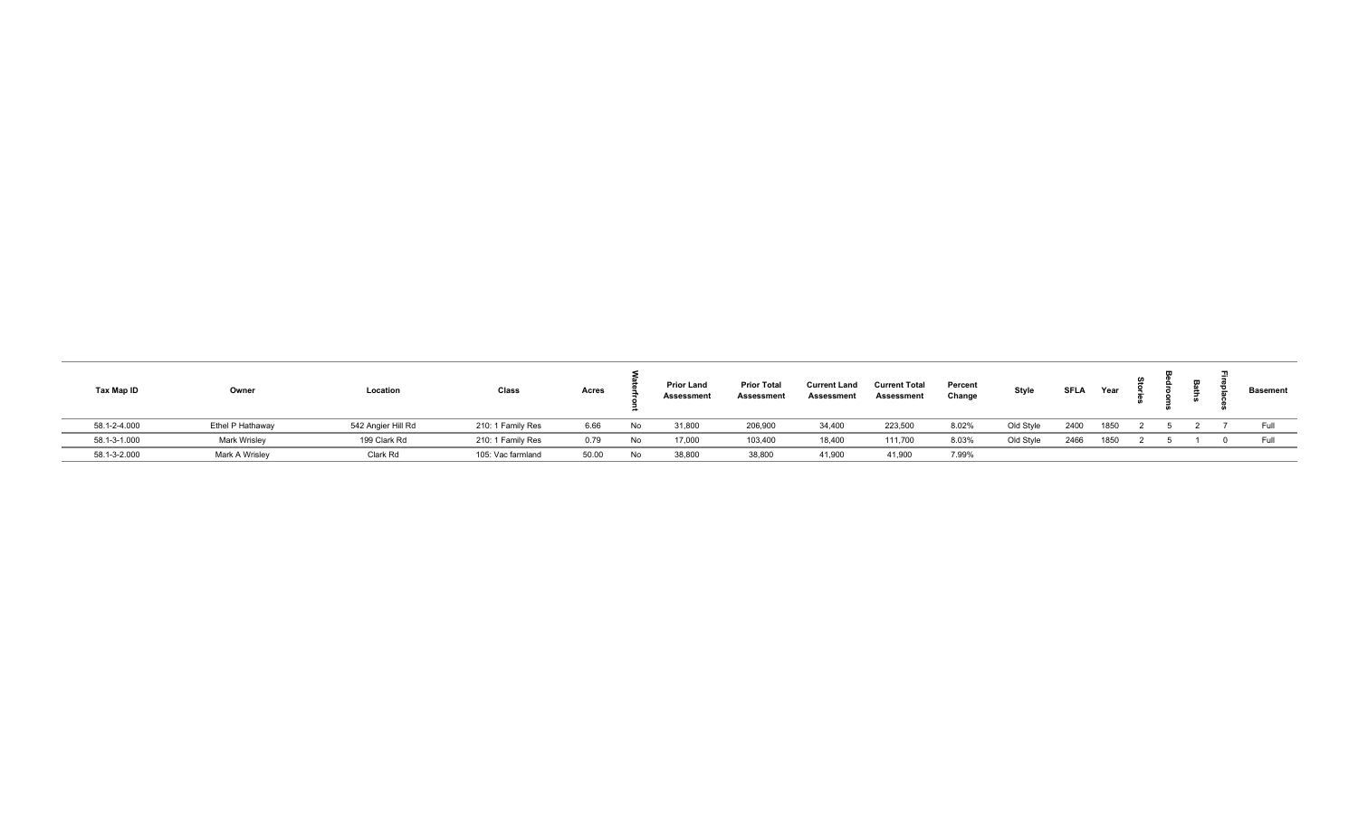| Tax Map ID | Owner | Location | Class | Acres | Waterfront | Prior Land Assessment | Prior Total Assessment | Current Land Assessment | Current Total Assessment | Percent Change | Style | SFLA | Year | Stories | Bedrooms | Baths | Fireplaces | Basement |
|---|---|---|---|---|---|---|---|---|---|---|---|---|---|---|---|---|---|---|
| 58.1-2-4.000 | Ethel P Hathaway | 542 Angier Hill Rd | 210: 1 Family Res | 6.66 | No | 31,800 | 206,900 | 34,400 | 223,500 | 8.02% | Old Style | 2400 | 1850 | 2 | 5 | 2 | 7 | Full |
| 58.1-3-1.000 | Mark Wrisley | 199 Clark Rd | 210: 1 Family Res | 0.79 | No | 17,000 | 103,400 | 18,400 | 111,700 | 8.03% | Old Style | 2466 | 1850 | 2 | 5 | 1 | 0 | Full |
| 58.1-3-2.000 | Mark A Wrisley | Clark Rd | 105: Vac farmland | 50.00 | No | 38,800 | 38,800 | 41,900 | 41,900 | 7.99% | | | | | | | | |